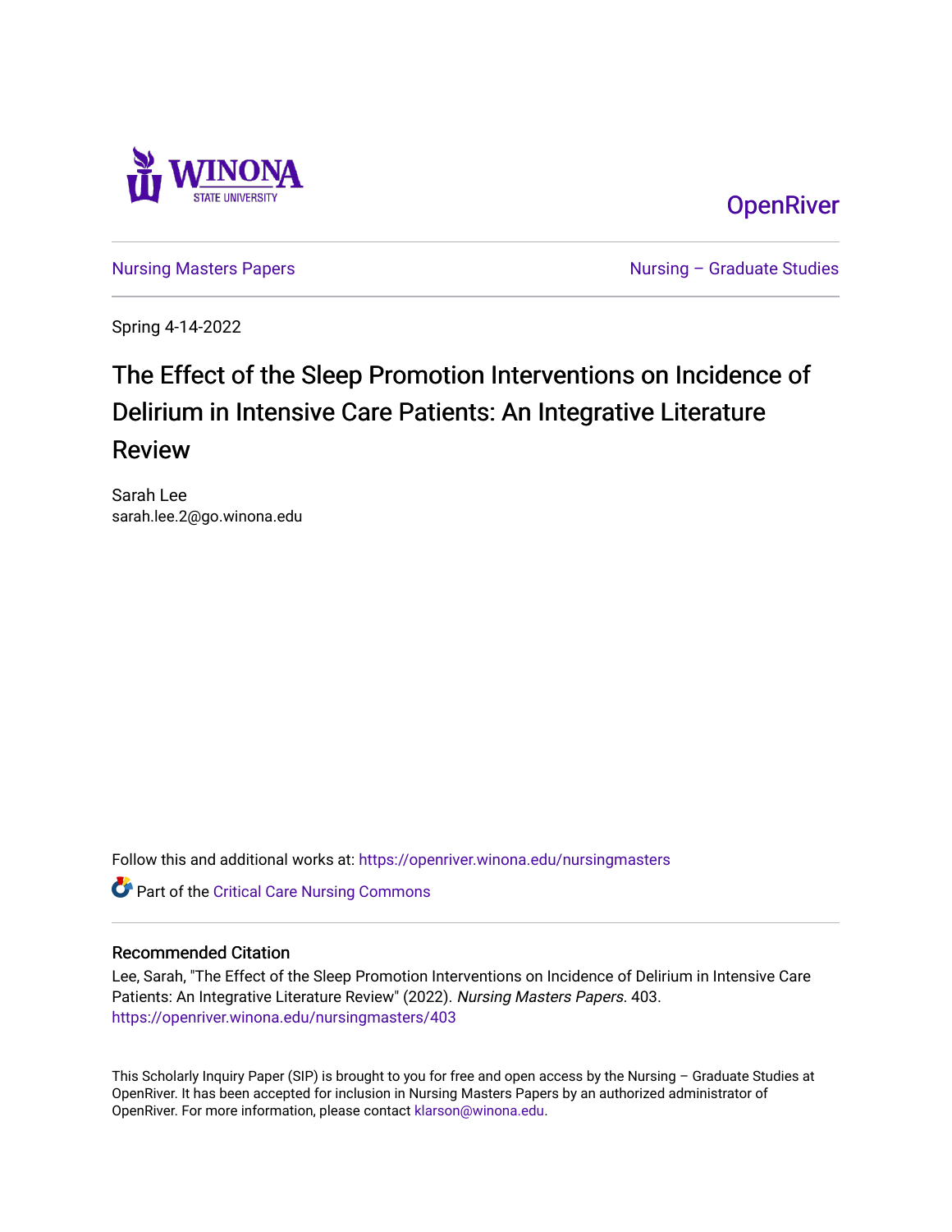OpenRiver

Nursing Masters Papers | Nursing – Graduate Studies

Spring 4-14-2022

# The Effect of the Sleep Promotion Interventions on Incidence of Delirium in Intensive Care Patients: An Integrative Literature Review

Sarah Lee
sarah.lee.2@go.winona.edu

Follow this and additional works at: https://openriver.winona.edu/nursingmasters

Part of the Critical Care Nursing Commons

## Recommended Citation

Lee, Sarah, "The Effect of the Sleep Promotion Interventions on Incidence of Delirium in Intensive Care Patients: An Integrative Literature Review" (2022). *Nursing Masters Papers*. 403.
https://openriver.winona.edu/nursingmasters/403

This Scholarly Inquiry Paper (SIP) is brought to you for free and open access by the Nursing – Graduate Studies at OpenRiver. It has been accepted for inclusion in Nursing Masters Papers by an authorized administrator of OpenRiver. For more information, please contact klarson@winona.edu.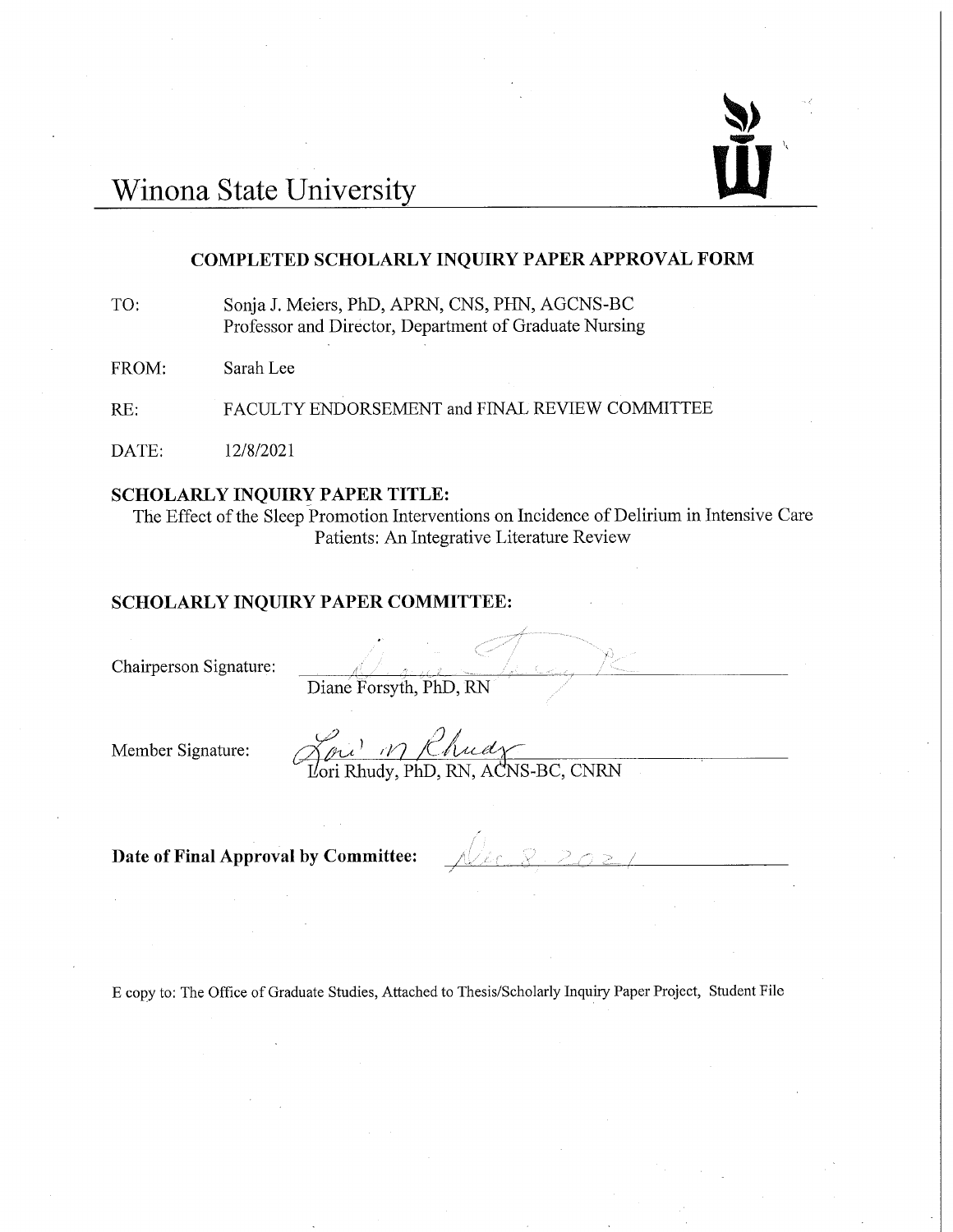# Winona State University

## COMPLETED SCHOLARLY INQUIRY PAPER APPROVAL FORM

TO: Sonja J. Meiers, PhD, APRN, CNS, PHN, AGCNS-BC
Professor and Director, Department of Graduate Nursing

FROM: Sarah Lee

RE: FACULTY ENDORSEMENT and FINAL REVIEW COMMITTEE

DATE: 12/8/2021

**SCHOLARLY INQUIRY PAPER TITLE:**

The Effect of the Sleep Promotion Interventions on Incidence of Delirium in Intensive Care Patients: An Integrative Literature Review

**SCHOLARLY INQUIRY PAPER COMMITTEE:**

Chairperson Signature: ____________________
Diane Forsyth, PhD, RN

Member Signature: Lori M Rhudy
Lori Rhudy, PhD, RN, ACNS-BC, CNRN

**Date of Final Approval by Committee:** Dec 8, 2021

E copy to: The Office of Graduate Studies, Attached to Thesis/Scholarly Inquiry Paper Project, Student File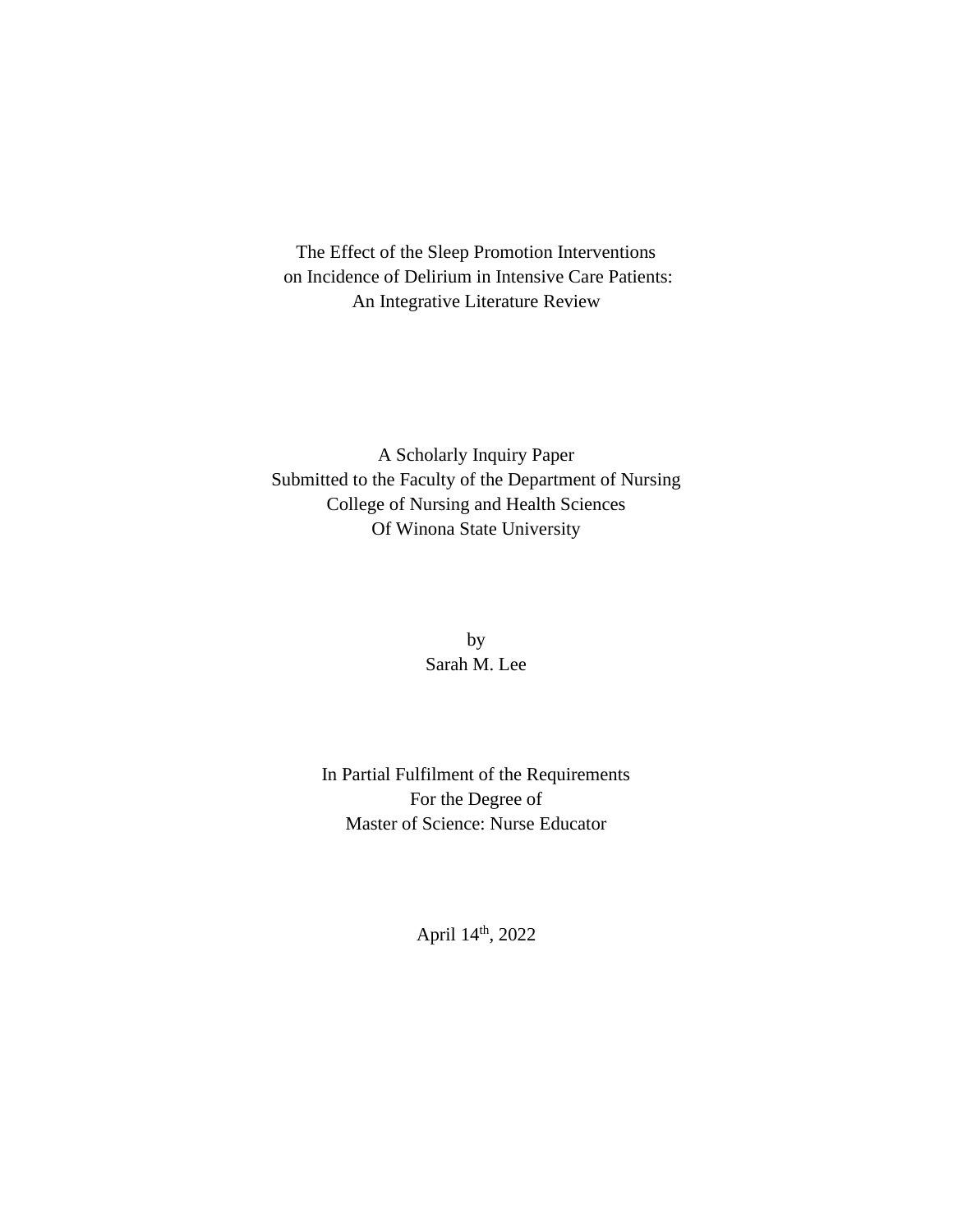The Effect of the Sleep Promotion Interventions
on Incidence of Delirium in Intensive Care Patients:
An Integrative Literature Review

A Scholarly Inquiry Paper
Submitted to the Faculty of the Department of Nursing
College of Nursing and Health Sciences
Of Winona State University

by
Sarah M. Lee

In Partial Fulfilment of the Requirements
For the Degree of
Master of Science: Nurse Educator

April 14th, 2022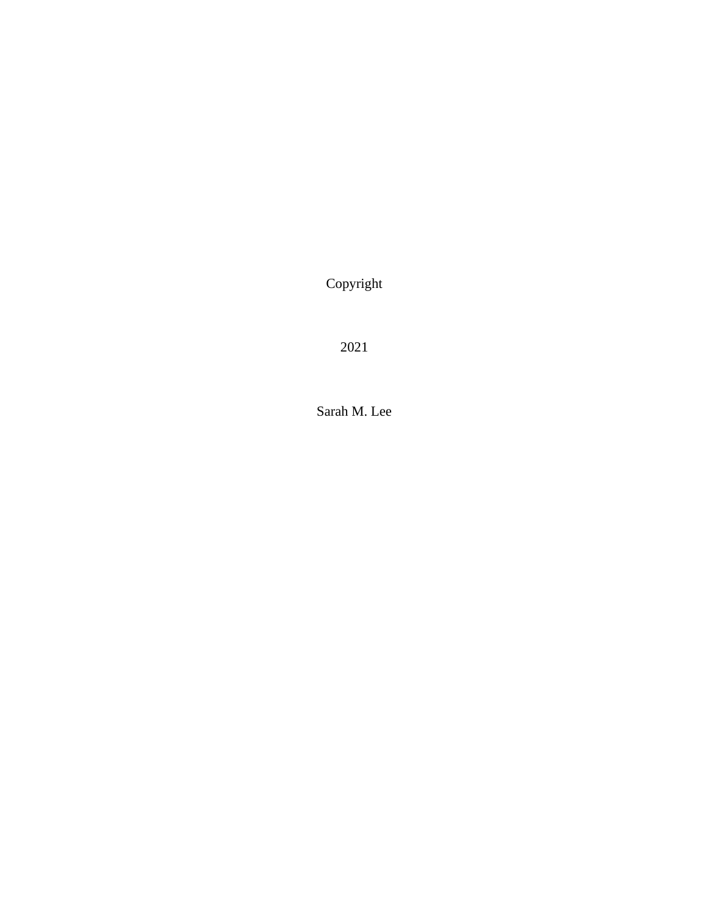Copyright

2021

Sarah M. Lee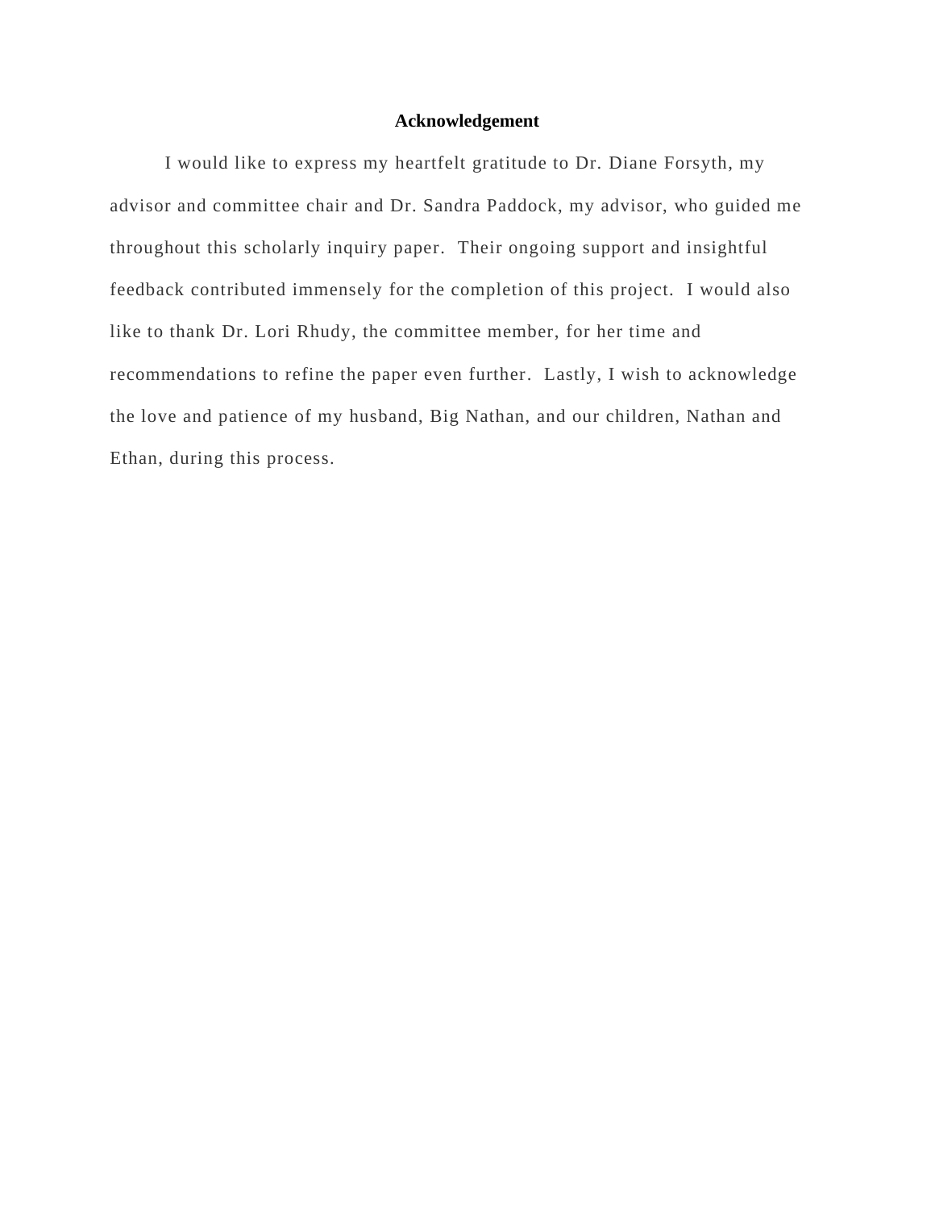# Acknowledgement

I would like to express my heartfelt gratitude to Dr. Diane Forsyth, my advisor and committee chair and Dr. Sandra Paddock, my advisor, who guided me throughout this scholarly inquiry paper. Their ongoing support and insightful feedback contributed immensely for the completion of this project. I would also like to thank Dr. Lori Rhudy, the committee member, for her time and recommendations to refine the paper even further. Lastly, I wish to acknowledge the love and patience of my husband, Big Nathan, and our children, Nathan and Ethan, during this process.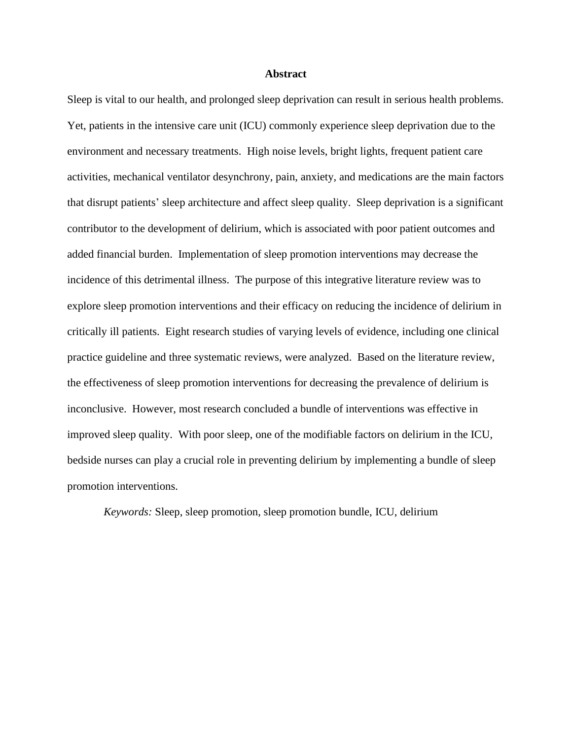# Abstract

Sleep is vital to our health, and prolonged sleep deprivation can result in serious health problems. Yet, patients in the intensive care unit (ICU) commonly experience sleep deprivation due to the environment and necessary treatments. High noise levels, bright lights, frequent patient care activities, mechanical ventilator desynchrony, pain, anxiety, and medications are the main factors that disrupt patients' sleep architecture and affect sleep quality. Sleep deprivation is a significant contributor to the development of delirium, which is associated with poor patient outcomes and added financial burden. Implementation of sleep promotion interventions may decrease the incidence of this detrimental illness. The purpose of this integrative literature review was to explore sleep promotion interventions and their efficacy on reducing the incidence of delirium in critically ill patients. Eight research studies of varying levels of evidence, including one clinical practice guideline and three systematic reviews, were analyzed. Based on the literature review, the effectiveness of sleep promotion interventions for decreasing the prevalence of delirium is inconclusive. However, most research concluded a bundle of interventions was effective in improved sleep quality. With poor sleep, one of the modifiable factors on delirium in the ICU, bedside nurses can play a crucial role in preventing delirium by implementing a bundle of sleep promotion interventions.

*Keywords:* Sleep, sleep promotion, sleep promotion bundle, ICU, delirium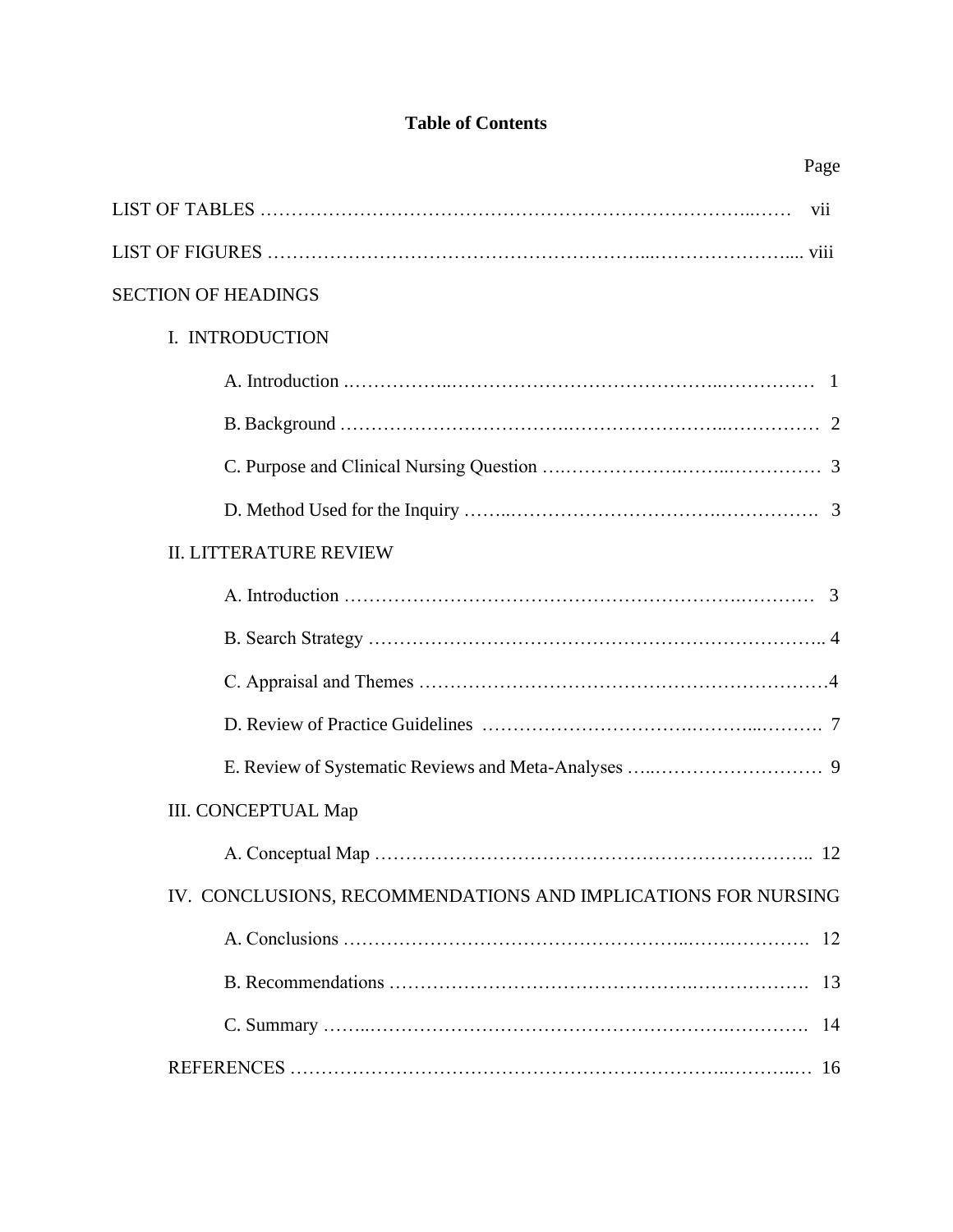# Table of Contents

| | Page |
|---|---|
| LIST OF TABLES | vii |
| LIST OF FIGURES | viii |
| SECTION OF HEADINGS | |
| I. INTRODUCTION | |
| A. Introduction | 1 |
| B. Background | 2 |
| C. Purpose and Clinical Nursing Question | 3 |
| D. Method Used for the Inquiry | 3 |
| II. LITTERATURE REVIEW | |
| A. Introduction | 3 |
| B. Search Strategy | 4 |
| C. Appraisal and Themes | 4 |
| D. Review of Practice Guidelines | 7 |
| E. Review of Systematic Reviews and Meta-Analyses | 9 |
| III. CONCEPTUAL Map | |
| A. Conceptual Map | 12 |
| IV. CONCLUSIONS, RECOMMENDATIONS AND IMPLICATIONS FOR NURSING | |
| A. Conclusions | 12 |
| B. Recommendations | 13 |
| C. Summary | 14 |
| REFERENCES | 16 |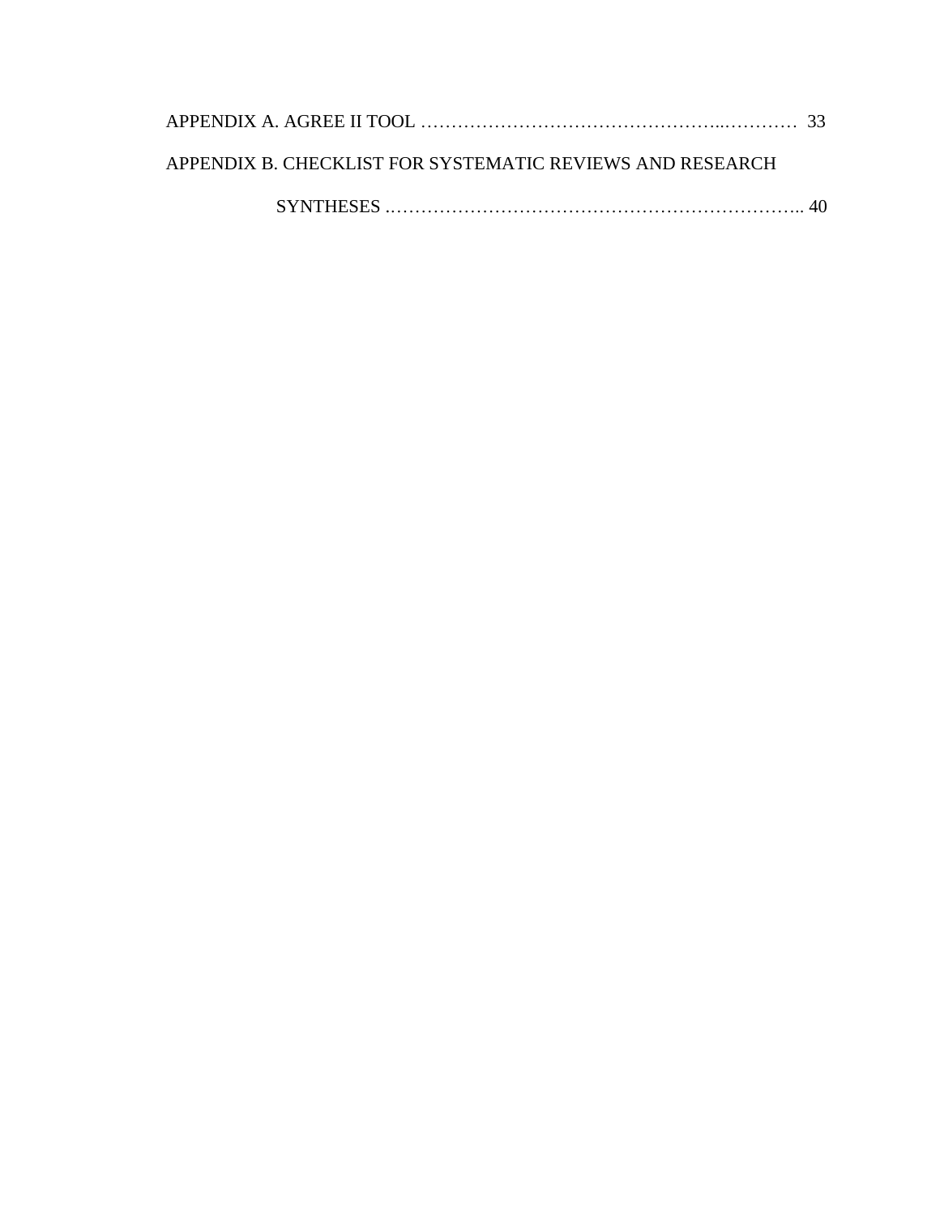APPENDIX A. AGREE II TOOL ………………………………………….………… 33

APPENDIX B. CHECKLIST FOR SYSTEMATIC REVIEWS AND RESEARCH SYNTHESES ……………………………………………………………….. 40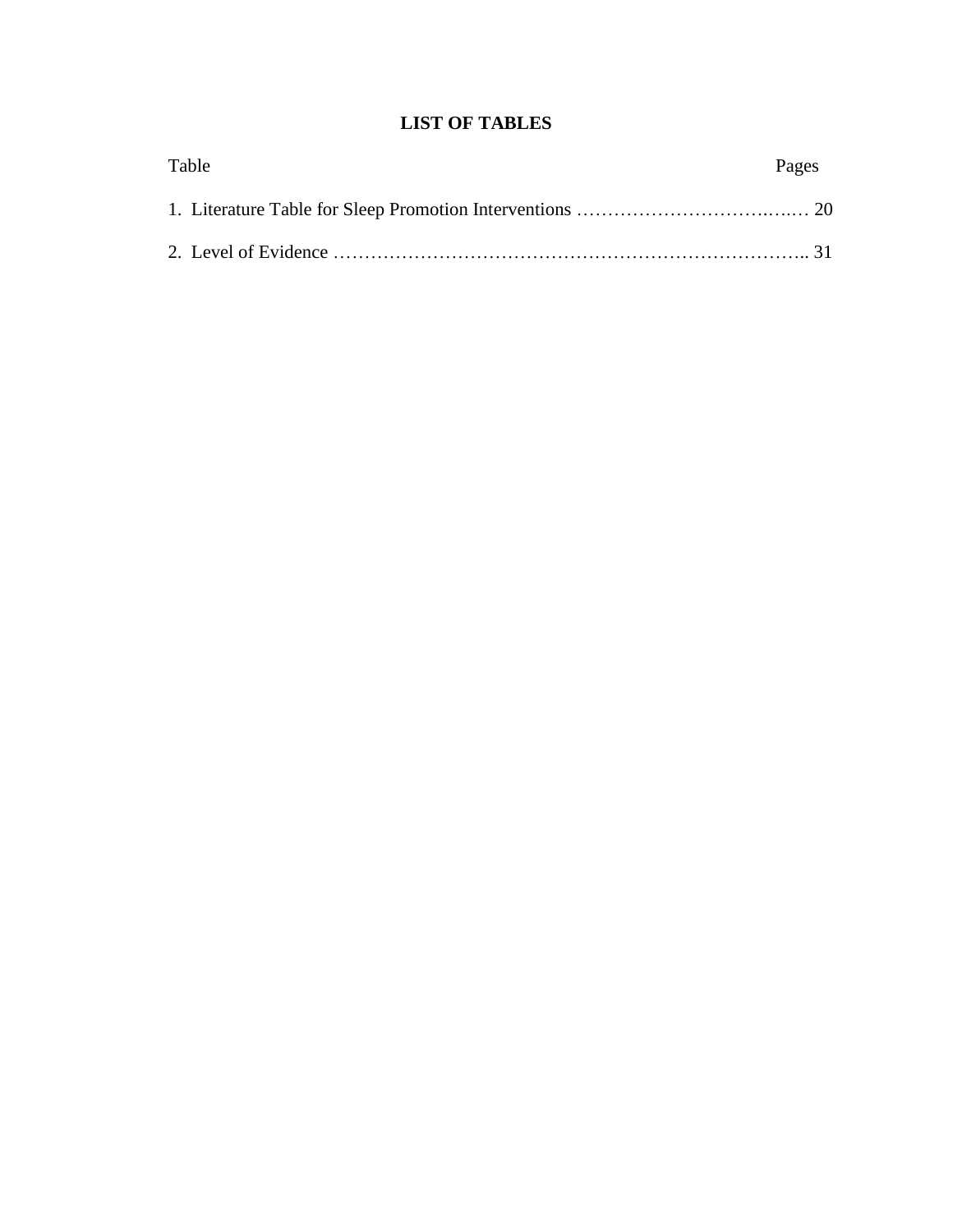# LIST OF TABLES

Table Pages

1. Literature Table for Sleep Promotion Interventions ……………………………….…..… 20

2. Level of Evidence ………………………………………………………………….. 31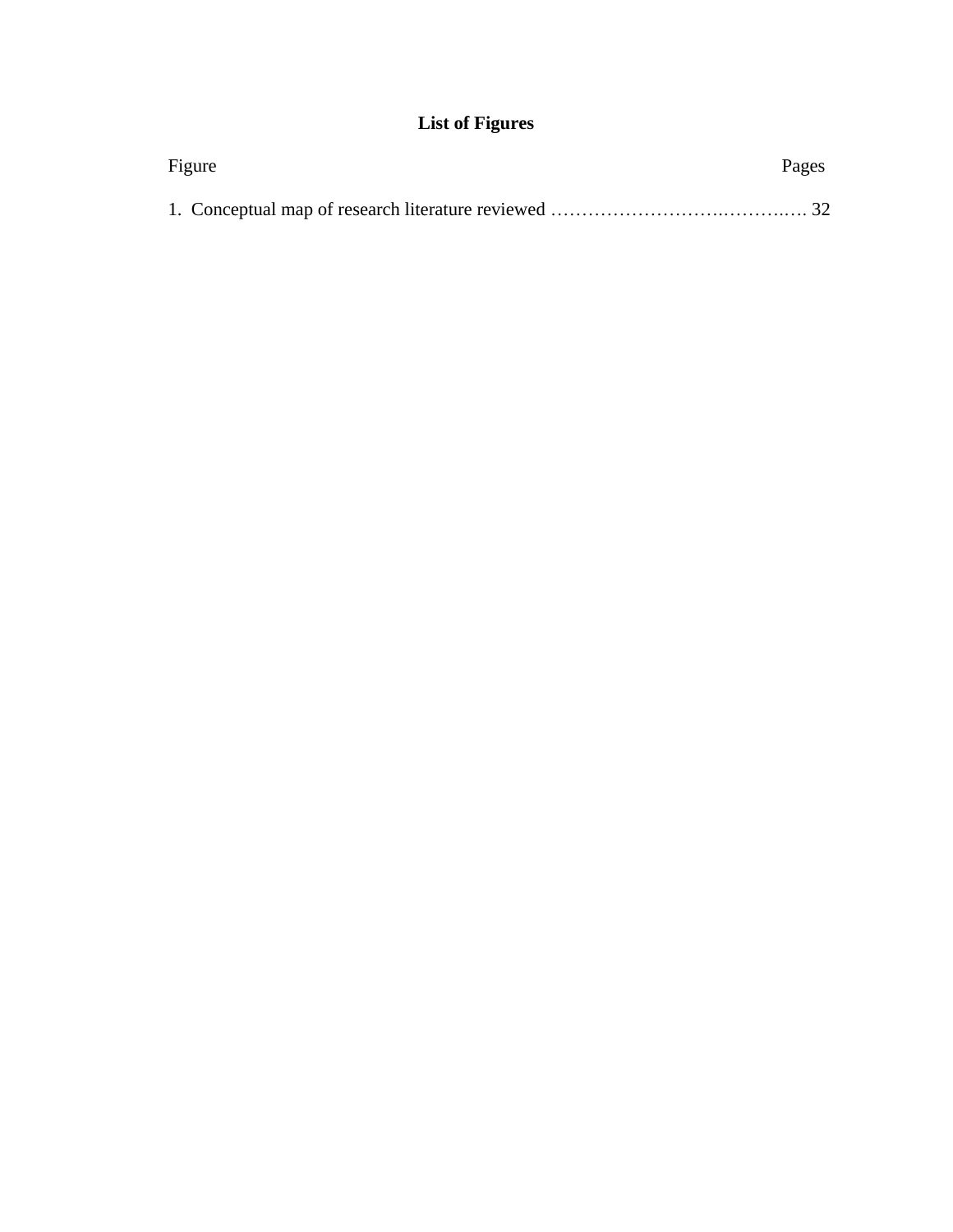# List of Figures

Figure Pages

1. Conceptual map of research literature reviewed ……………………….………..…. 32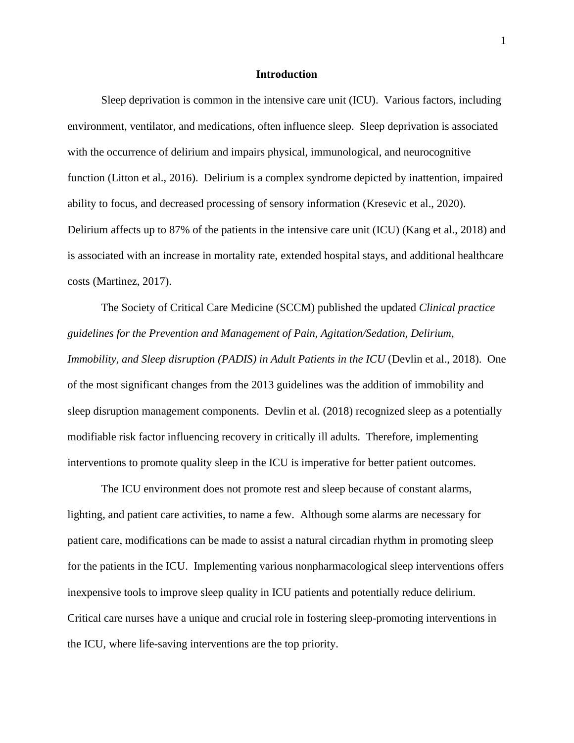# Introduction

Sleep deprivation is common in the intensive care unit (ICU). Various factors, including environment, ventilator, and medications, often influence sleep. Sleep deprivation is associated with the occurrence of delirium and impairs physical, immunological, and neurocognitive function (Litton et al., 2016). Delirium is a complex syndrome depicted by inattention, impaired ability to focus, and decreased processing of sensory information (Kresevic et al., 2020). Delirium affects up to 87% of the patients in the intensive care unit (ICU) (Kang et al., 2018) and is associated with an increase in mortality rate, extended hospital stays, and additional healthcare costs (Martinez, 2017).

The Society of Critical Care Medicine (SCCM) published the updated *Clinical practice guidelines for the Prevention and Management of Pain, Agitation/Sedation, Delirium, Immobility, and Sleep disruption (PADIS) in Adult Patients in the ICU* (Devlin et al., 2018). One of the most significant changes from the 2013 guidelines was the addition of immobility and sleep disruption management components. Devlin et al. (2018) recognized sleep as a potentially modifiable risk factor influencing recovery in critically ill adults. Therefore, implementing interventions to promote quality sleep in the ICU is imperative for better patient outcomes.

The ICU environment does not promote rest and sleep because of constant alarms, lighting, and patient care activities, to name a few. Although some alarms are necessary for patient care, modifications can be made to assist a natural circadian rhythm in promoting sleep for the patients in the ICU. Implementing various nonpharmacological sleep interventions offers inexpensive tools to improve sleep quality in ICU patients and potentially reduce delirium. Critical care nurses have a unique and crucial role in fostering sleep-promoting interventions in the ICU, where life-saving interventions are the top priority.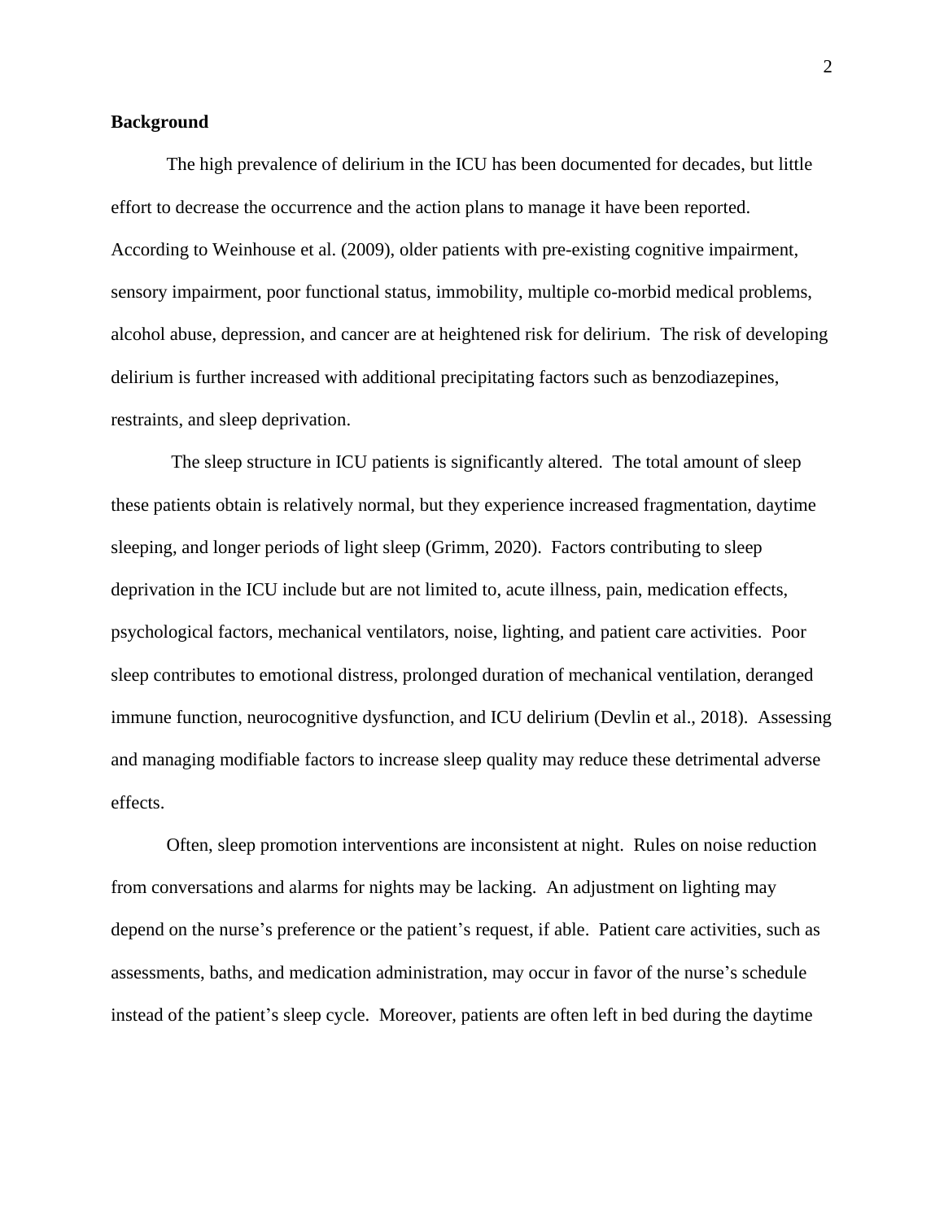**Background**

The high prevalence of delirium in the ICU has been documented for decades, but little effort to decrease the occurrence and the action plans to manage it have been reported. According to Weinhouse et al. (2009), older patients with pre-existing cognitive impairment, sensory impairment, poor functional status, immobility, multiple co-morbid medical problems, alcohol abuse, depression, and cancer are at heightened risk for delirium. The risk of developing delirium is further increased with additional precipitating factors such as benzodiazepines, restraints, and sleep deprivation.

The sleep structure in ICU patients is significantly altered. The total amount of sleep these patients obtain is relatively normal, but they experience increased fragmentation, daytime sleeping, and longer periods of light sleep (Grimm, 2020). Factors contributing to sleep deprivation in the ICU include but are not limited to, acute illness, pain, medication effects, psychological factors, mechanical ventilators, noise, lighting, and patient care activities. Poor sleep contributes to emotional distress, prolonged duration of mechanical ventilation, deranged immune function, neurocognitive dysfunction, and ICU delirium (Devlin et al., 2018). Assessing and managing modifiable factors to increase sleep quality may reduce these detrimental adverse effects.

Often, sleep promotion interventions are inconsistent at night. Rules on noise reduction from conversations and alarms for nights may be lacking. An adjustment on lighting may depend on the nurse's preference or the patient's request, if able. Patient care activities, such as assessments, baths, and medication administration, may occur in favor of the nurse's schedule instead of the patient's sleep cycle. Moreover, patients are often left in bed during the daytime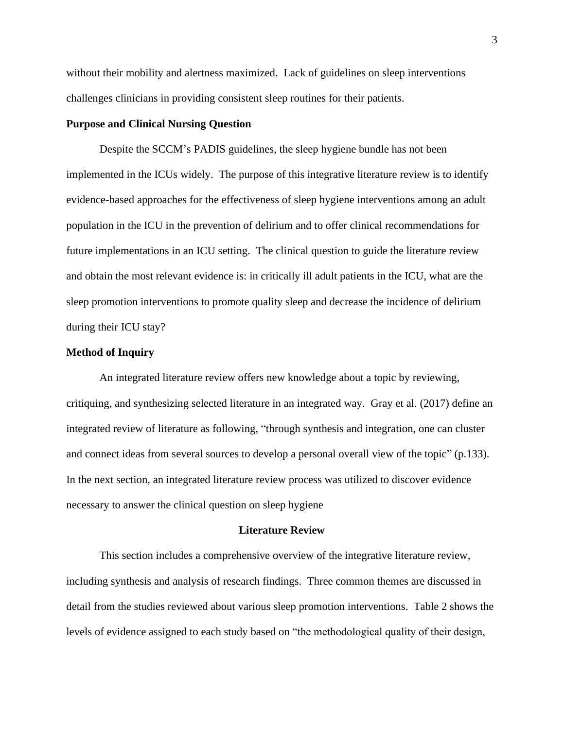without their mobility and alertness maximized. Lack of guidelines on sleep interventions challenges clinicians in providing consistent sleep routines for their patients.

**Purpose and Clinical Nursing Question**

Despite the SCCM's PADIS guidelines, the sleep hygiene bundle has not been implemented in the ICUs widely. The purpose of this integrative literature review is to identify evidence-based approaches for the effectiveness of sleep hygiene interventions among an adult population in the ICU in the prevention of delirium and to offer clinical recommendations for future implementations in an ICU setting. The clinical question to guide the literature review and obtain the most relevant evidence is: in critically ill adult patients in the ICU, what are the sleep promotion interventions to promote quality sleep and decrease the incidence of delirium during their ICU stay?

**Method of Inquiry**

An integrated literature review offers new knowledge about a topic by reviewing, critiquing, and synthesizing selected literature in an integrated way. Gray et al. (2017) define an integrated review of literature as following, "through synthesis and integration, one can cluster and connect ideas from several sources to develop a personal overall view of the topic" (p.133). In the next section, an integrated literature review process was utilized to discover evidence necessary to answer the clinical question on sleep hygiene

## Literature Review

This section includes a comprehensive overview of the integrative literature review, including synthesis and analysis of research findings. Three common themes are discussed in detail from the studies reviewed about various sleep promotion interventions. Table 2 shows the levels of evidence assigned to each study based on "the methodological quality of their design,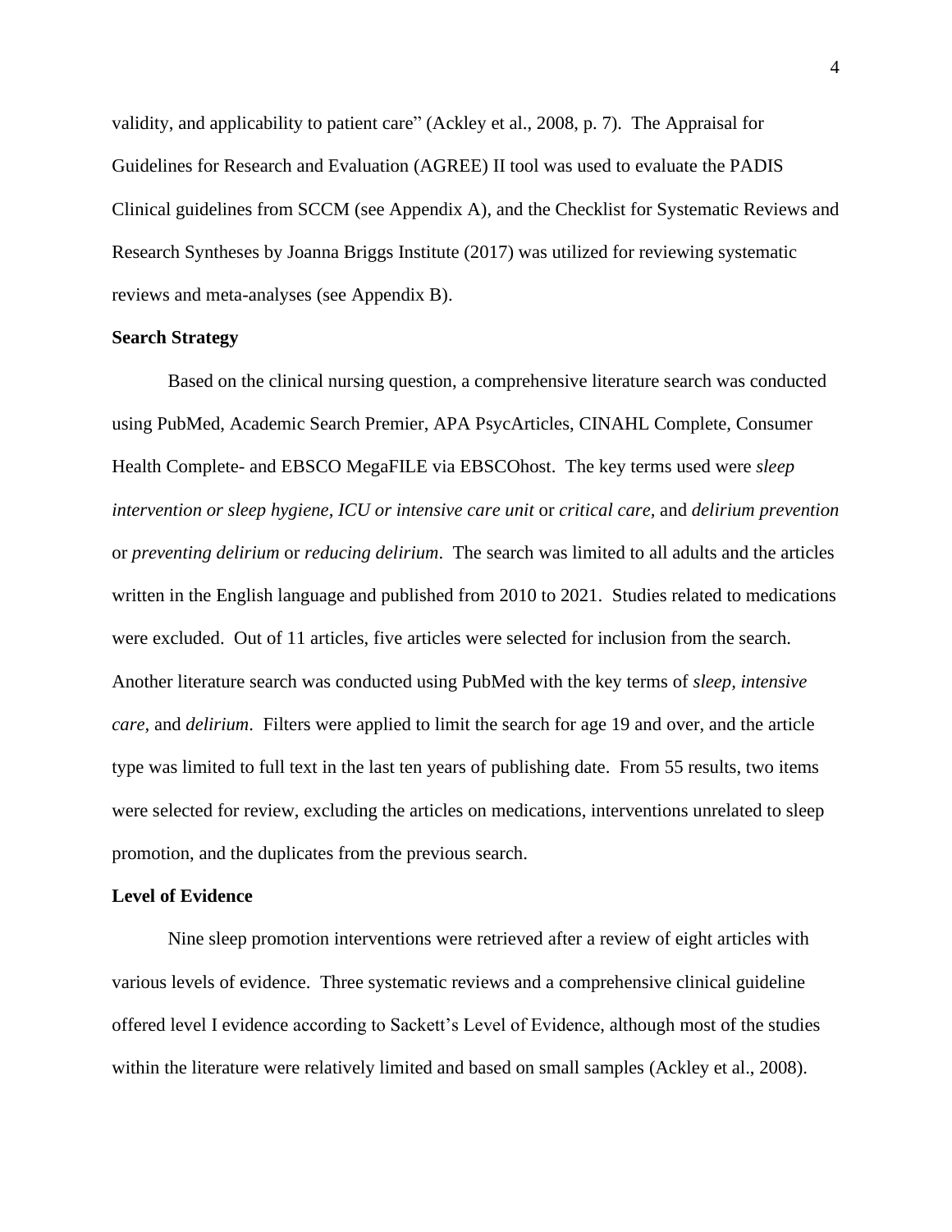validity, and applicability to patient care" (Ackley et al., 2008, p. 7). The Appraisal for Guidelines for Research and Evaluation (AGREE) II tool was used to evaluate the PADIS Clinical guidelines from SCCM (see Appendix A), and the Checklist for Systematic Reviews and Research Syntheses by Joanna Briggs Institute (2017) was utilized for reviewing systematic reviews and meta-analyses (see Appendix B).

**Search Strategy**

Based on the clinical nursing question, a comprehensive literature search was conducted using PubMed, Academic Search Premier, APA PsycArticles, CINAHL Complete, Consumer Health Complete- and EBSCO MegaFILE via EBSCOhost. The key terms used were *sleep intervention or sleep hygiene, ICU or intensive care unit* or *critical care*, and *delirium prevention* or *preventing delirium* or *reducing delirium*. The search was limited to all adults and the articles written in the English language and published from 2010 to 2021. Studies related to medications were excluded. Out of 11 articles, five articles were selected for inclusion from the search. Another literature search was conducted using PubMed with the key terms of *sleep*, *intensive care,* and *delirium*. Filters were applied to limit the search for age 19 and over, and the article type was limited to full text in the last ten years of publishing date. From 55 results, two items were selected for review, excluding the articles on medications, interventions unrelated to sleep promotion, and the duplicates from the previous search.

**Level of Evidence**

Nine sleep promotion interventions were retrieved after a review of eight articles with various levels of evidence. Three systematic reviews and a comprehensive clinical guideline offered level I evidence according to Sackett's Level of Evidence, although most of the studies within the literature were relatively limited and based on small samples (Ackley et al., 2008).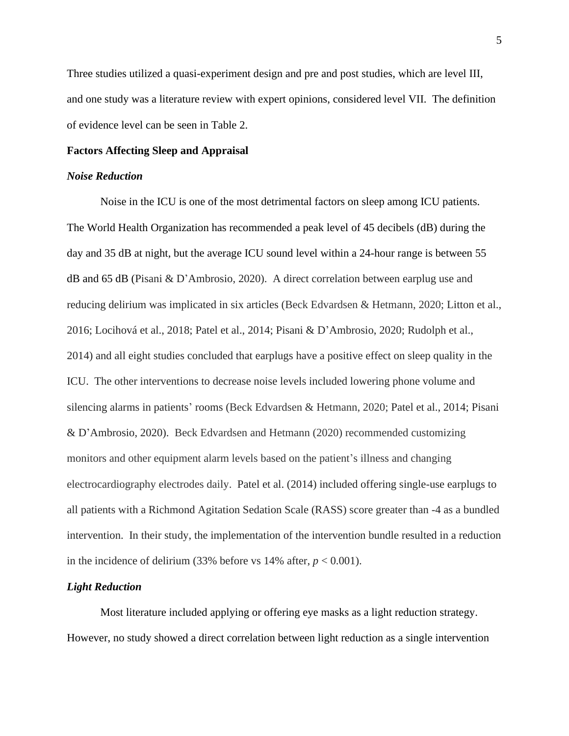Three studies utilized a quasi-experiment design and pre and post studies, which are level III, and one study was a literature review with expert opinions, considered level VII. The definition of evidence level can be seen in Table 2.

## Factors Affecting Sleep and Appraisal

### *Noise Reduction*

Noise in the ICU is one of the most detrimental factors on sleep among ICU patients. The World Health Organization has recommended a peak level of 45 decibels (dB) during the day and 35 dB at night, but the average ICU sound level within a 24-hour range is between 55 dB and 65 dB (Pisani & D'Ambrosio, 2020). A direct correlation between earplug use and reducing delirium was implicated in six articles (Beck Edvardsen & Hetmann, 2020; Litton et al., 2016; Locihová et al., 2018; Patel et al., 2014; Pisani & D'Ambrosio, 2020; Rudolph et al., 2014) and all eight studies concluded that earplugs have a positive effect on sleep quality in the ICU. The other interventions to decrease noise levels included lowering phone volume and silencing alarms in patients' rooms (Beck Edvardsen & Hetmann, 2020; Patel et al., 2014; Pisani & D'Ambrosio, 2020). Beck Edvardsen and Hetmann (2020) recommended customizing monitors and other equipment alarm levels based on the patient's illness and changing electrocardiography electrodes daily. Patel et al. (2014) included offering single-use earplugs to all patients with a Richmond Agitation Sedation Scale (RASS) score greater than -4 as a bundled intervention. In their study, the implementation of the intervention bundle resulted in a reduction in the incidence of delirium (33% before vs 14% after, $p < 0.001$).

### *Light Reduction*

Most literature included applying or offering eye masks as a light reduction strategy. However, no study showed a direct correlation between light reduction as a single intervention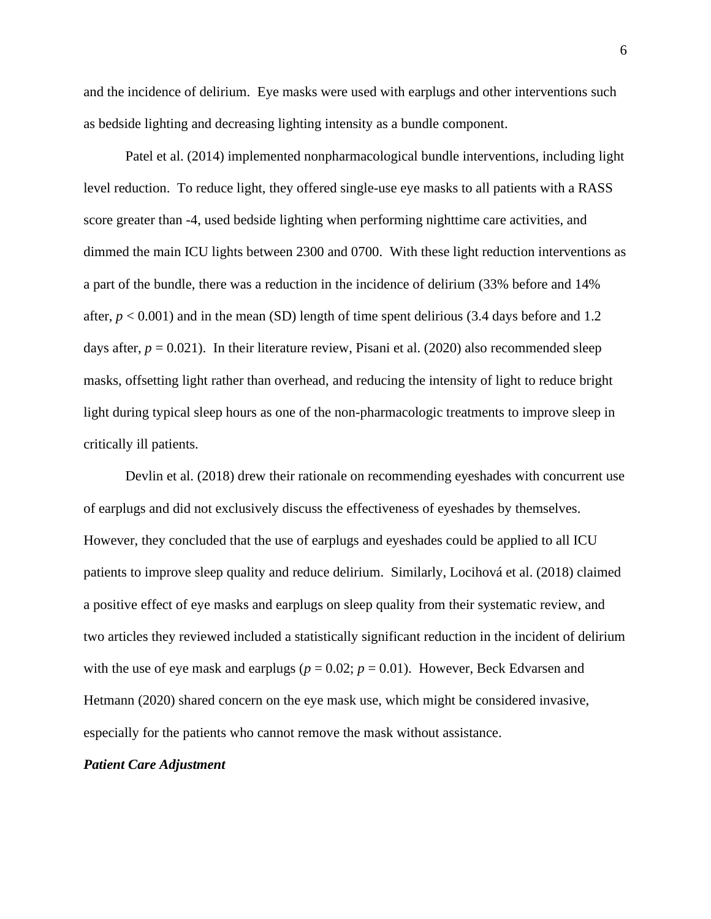and the incidence of delirium. Eye masks were used with earplugs and other interventions such as bedside lighting and decreasing lighting intensity as a bundle component.

Patel et al. (2014) implemented nonpharmacological bundle interventions, including light level reduction. To reduce light, they offered single-use eye masks to all patients with a RASS score greater than -4, used bedside lighting when performing nighttime care activities, and dimmed the main ICU lights between 2300 and 0700. With these light reduction interventions as a part of the bundle, there was a reduction in the incidence of delirium (33% before and 14% after, $p < 0.001$) and in the mean (SD) length of time spent delirious (3.4 days before and 1.2 days after, $p = 0.021$). In their literature review, Pisani et al. (2020) also recommended sleep masks, offsetting light rather than overhead, and reducing the intensity of light to reduce bright light during typical sleep hours as one of the non-pharmacologic treatments to improve sleep in critically ill patients.

Devlin et al. (2018) drew their rationale on recommending eyeshades with concurrent use of earplugs and did not exclusively discuss the effectiveness of eyeshades by themselves. However, they concluded that the use of earplugs and eyeshades could be applied to all ICU patients to improve sleep quality and reduce delirium. Similarly, Locihová et al. (2018) claimed a positive effect of eye masks and earplugs on sleep quality from their systematic review, and two articles they reviewed included a statistically significant reduction in the incident of delirium with the use of eye mask and earplugs ($p = 0.02$; $p = 0.01$). However, Beck Edvarsen and Hetmann (2020) shared concern on the eye mask use, which might be considered invasive, especially for the patients who cannot remove the mask without assistance.

***Patient Care Adjustment***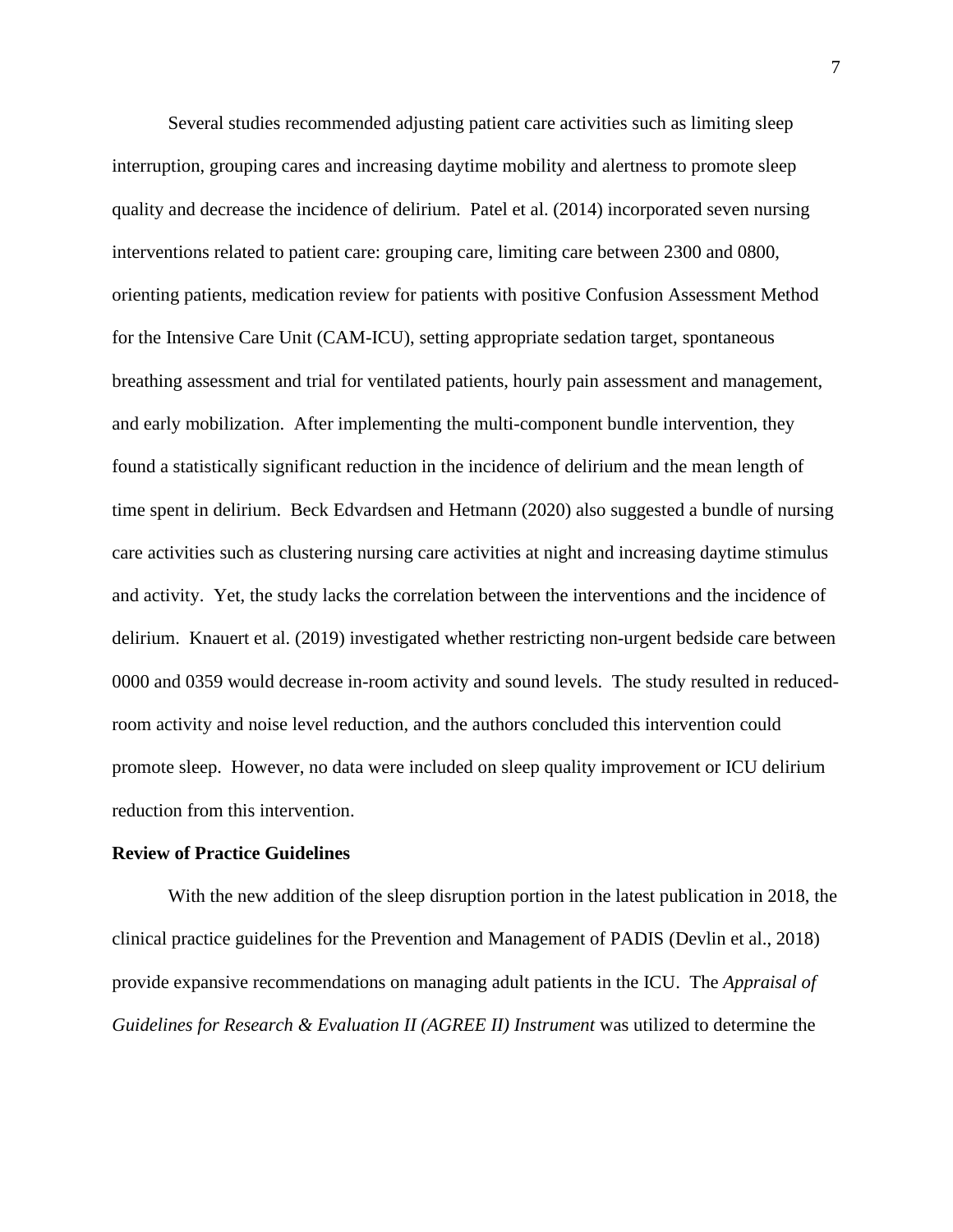Several studies recommended adjusting patient care activities such as limiting sleep interruption, grouping cares and increasing daytime mobility and alertness to promote sleep quality and decrease the incidence of delirium. Patel et al. (2014) incorporated seven nursing interventions related to patient care: grouping care, limiting care between 2300 and 0800, orienting patients, medication review for patients with positive Confusion Assessment Method for the Intensive Care Unit (CAM-ICU), setting appropriate sedation target, spontaneous breathing assessment and trial for ventilated patients, hourly pain assessment and management, and early mobilization. After implementing the multi-component bundle intervention, they found a statistically significant reduction in the incidence of delirium and the mean length of time spent in delirium. Beck Edvardsen and Hetmann (2020) also suggested a bundle of nursing care activities such as clustering nursing care activities at night and increasing daytime stimulus and activity. Yet, the study lacks the correlation between the interventions and the incidence of delirium. Knauert et al. (2019) investigated whether restricting non-urgent bedside care between 0000 and 0359 would decrease in-room activity and sound levels. The study resulted in reduced-room activity and noise level reduction, and the authors concluded this intervention could promote sleep. However, no data were included on sleep quality improvement or ICU delirium reduction from this intervention.

**Review of Practice Guidelines**

With the new addition of the sleep disruption portion in the latest publication in 2018, the clinical practice guidelines for the Prevention and Management of PADIS (Devlin et al., 2018) provide expansive recommendations on managing adult patients in the ICU. The *Appraisal of Guidelines for Research & Evaluation II (AGREE II) Instrument* was utilized to determine the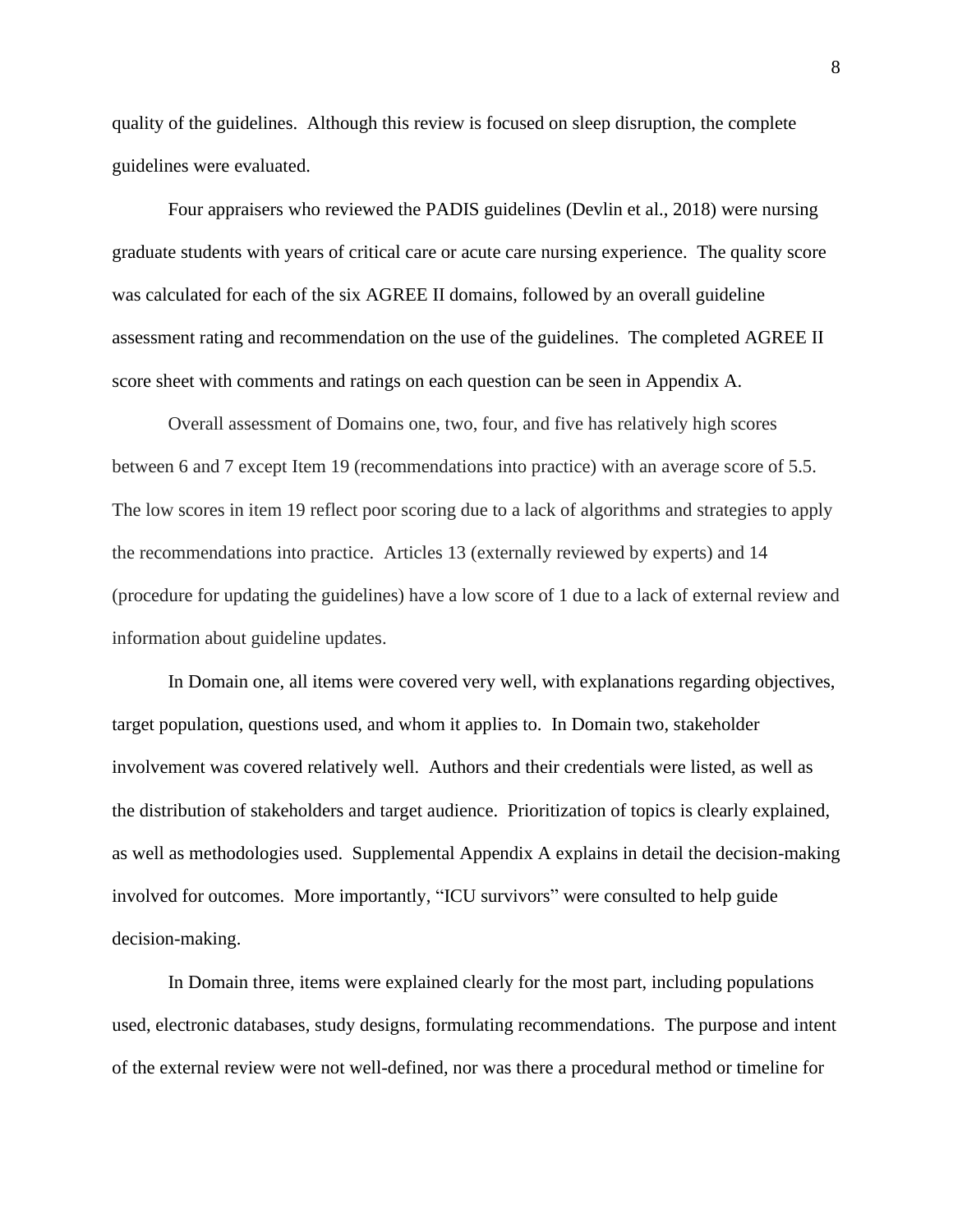quality of the guidelines. Although this review is focused on sleep disruption, the complete guidelines were evaluated.

Four appraisers who reviewed the PADIS guidelines (Devlin et al., 2018) were nursing graduate students with years of critical care or acute care nursing experience. The quality score was calculated for each of the six AGREE II domains, followed by an overall guideline assessment rating and recommendation on the use of the guidelines. The completed AGREE II score sheet with comments and ratings on each question can be seen in Appendix A.

Overall assessment of Domains one, two, four, and five has relatively high scores between 6 and 7 except Item 19 (recommendations into practice) with an average score of 5.5. The low scores in item 19 reflect poor scoring due to a lack of algorithms and strategies to apply the recommendations into practice. Articles 13 (externally reviewed by experts) and 14 (procedure for updating the guidelines) have a low score of 1 due to a lack of external review and information about guideline updates.

In Domain one, all items were covered very well, with explanations regarding objectives, target population, questions used, and whom it applies to. In Domain two, stakeholder involvement was covered relatively well. Authors and their credentials were listed, as well as the distribution of stakeholders and target audience. Prioritization of topics is clearly explained, as well as methodologies used. Supplemental Appendix A explains in detail the decision-making involved for outcomes. More importantly, "ICU survivors" were consulted to help guide decision-making.

In Domain three, items were explained clearly for the most part, including populations used, electronic databases, study designs, formulating recommendations. The purpose and intent of the external review were not well-defined, nor was there a procedural method or timeline for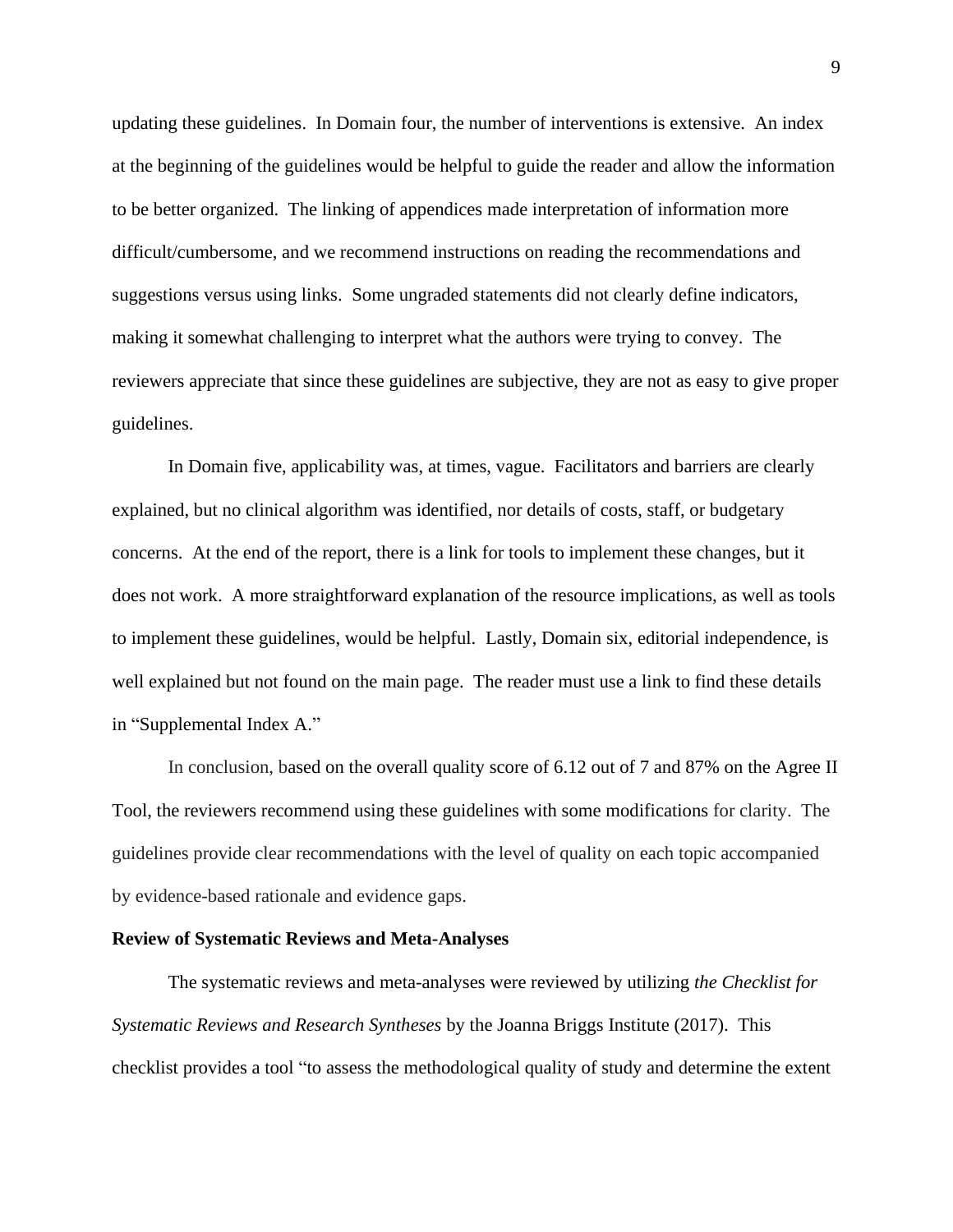updating these guidelines. In Domain four, the number of interventions is extensive. An index at the beginning of the guidelines would be helpful to guide the reader and allow the information to be better organized. The linking of appendices made interpretation of information more difficult/cumbersome, and we recommend instructions on reading the recommendations and suggestions versus using links. Some ungraded statements did not clearly define indicators, making it somewhat challenging to interpret what the authors were trying to convey. The reviewers appreciate that since these guidelines are subjective, they are not as easy to give proper guidelines.

In Domain five, applicability was, at times, vague. Facilitators and barriers are clearly explained, but no clinical algorithm was identified, nor details of costs, staff, or budgetary concerns. At the end of the report, there is a link for tools to implement these changes, but it does not work. A more straightforward explanation of the resource implications, as well as tools to implement these guidelines, would be helpful. Lastly, Domain six, editorial independence, is well explained but not found on the main page. The reader must use a link to find these details in "Supplemental Index A."

In conclusion, based on the overall quality score of 6.12 out of 7 and 87% on the Agree II Tool, the reviewers recommend using these guidelines with some modifications for clarity. The guidelines provide clear recommendations with the level of quality on each topic accompanied by evidence-based rationale and evidence gaps.

**Review of Systematic Reviews and Meta-Analyses**

The systematic reviews and meta-analyses were reviewed by utilizing *the Checklist for Systematic Reviews and Research Syntheses* by the Joanna Briggs Institute (2017). This checklist provides a tool "to assess the methodological quality of study and determine the extent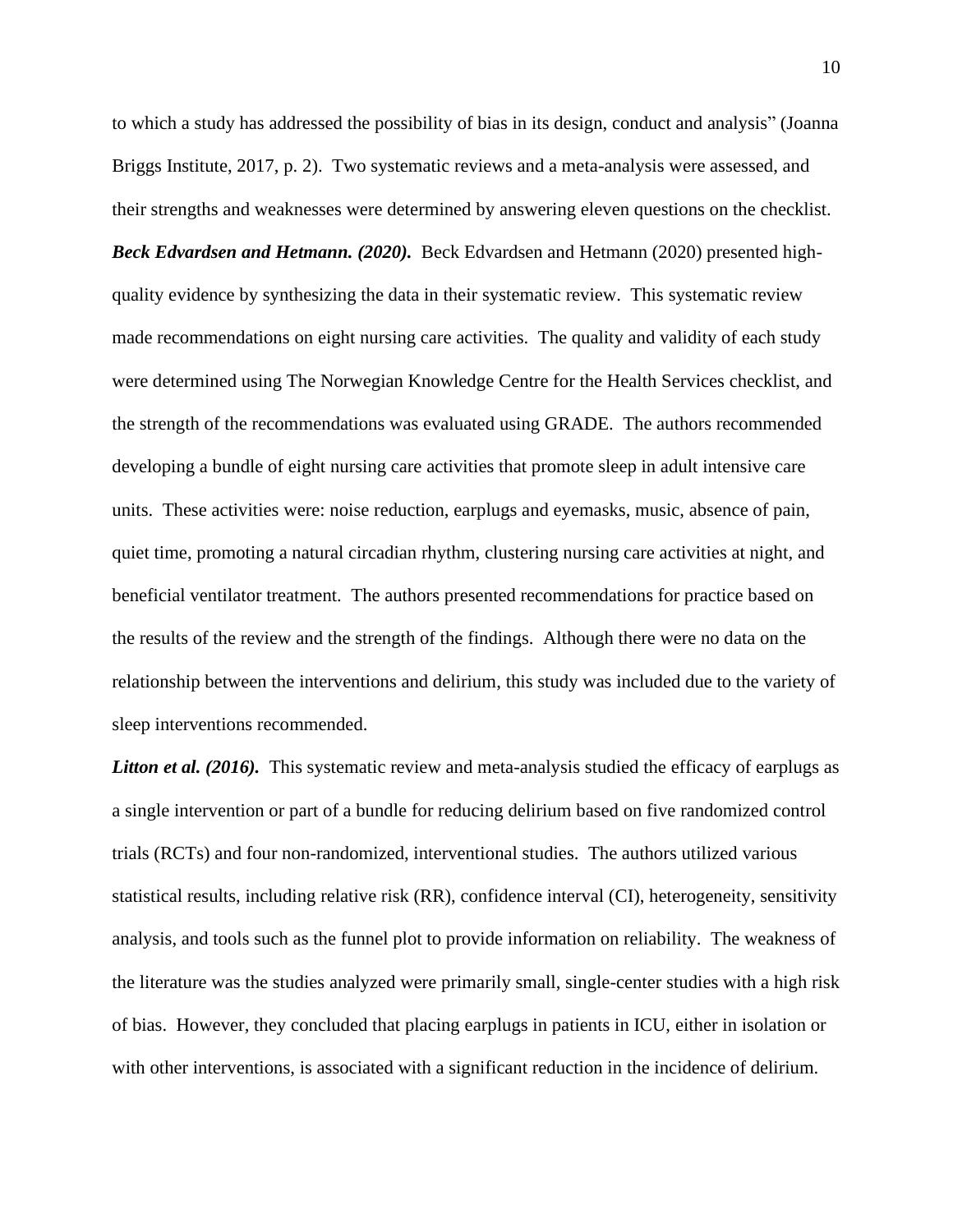to which a study has addressed the possibility of bias in its design, conduct and analysis" (Joanna Briggs Institute, 2017, p. 2). Two systematic reviews and a meta-analysis were assessed, and their strengths and weaknesses were determined by answering eleven questions on the checklist.

***Beck Edvardsen and Hetmann. (2020).*** Beck Edvardsen and Hetmann (2020) presented high-quality evidence by synthesizing the data in their systematic review. This systematic review made recommendations on eight nursing care activities. The quality and validity of each study were determined using The Norwegian Knowledge Centre for the Health Services checklist, and the strength of the recommendations was evaluated using GRADE. The authors recommended developing a bundle of eight nursing care activities that promote sleep in adult intensive care units. These activities were: noise reduction, earplugs and eyemasks, music, absence of pain, quiet time, promoting a natural circadian rhythm, clustering nursing care activities at night, and beneficial ventilator treatment. The authors presented recommendations for practice based on the results of the review and the strength of the findings. Although there were no data on the relationship between the interventions and delirium, this study was included due to the variety of sleep interventions recommended.

***Litton et al. (2016).*** This systematic review and meta-analysis studied the efficacy of earplugs as a single intervention or part of a bundle for reducing delirium based on five randomized control trials (RCTs) and four non-randomized, interventional studies. The authors utilized various statistical results, including relative risk (RR), confidence interval (CI), heterogeneity, sensitivity analysis, and tools such as the funnel plot to provide information on reliability. The weakness of the literature was the studies analyzed were primarily small, single-center studies with a high risk of bias. However, they concluded that placing earplugs in patients in ICU, either in isolation or with other interventions, is associated with a significant reduction in the incidence of delirium.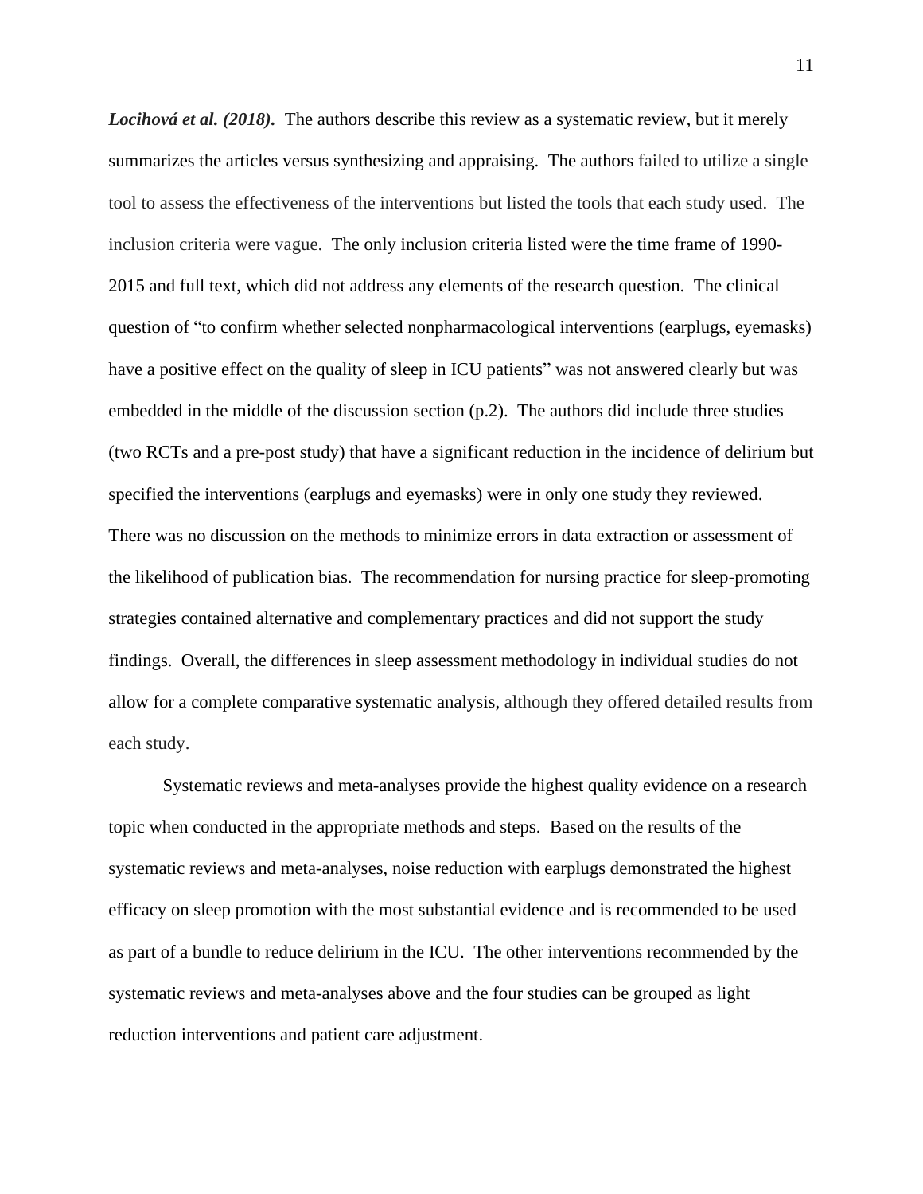***Locihová et al. (2018).*** The authors describe this review as a systematic review, but it merely summarizes the articles versus synthesizing and appraising. The authors failed to utilize a single tool to assess the effectiveness of the interventions but listed the tools that each study used. The inclusion criteria were vague. The only inclusion criteria listed were the time frame of 1990-2015 and full text, which did not address any elements of the research question. The clinical question of "to confirm whether selected nonpharmacological interventions (earplugs, eyemasks) have a positive effect on the quality of sleep in ICU patients" was not answered clearly but was embedded in the middle of the discussion section (p.2). The authors did include three studies (two RCTs and a pre-post study) that have a significant reduction in the incidence of delirium but specified the interventions (earplugs and eyemasks) were in only one study they reviewed. There was no discussion on the methods to minimize errors in data extraction or assessment of the likelihood of publication bias. The recommendation for nursing practice for sleep-promoting strategies contained alternative and complementary practices and did not support the study findings. Overall, the differences in sleep assessment methodology in individual studies do not allow for a complete comparative systematic analysis, although they offered detailed results from each study.

Systematic reviews and meta-analyses provide the highest quality evidence on a research topic when conducted in the appropriate methods and steps. Based on the results of the systematic reviews and meta-analyses, noise reduction with earplugs demonstrated the highest efficacy on sleep promotion with the most substantial evidence and is recommended to be used as part of a bundle to reduce delirium in the ICU. The other interventions recommended by the systematic reviews and meta-analyses above and the four studies can be grouped as light reduction interventions and patient care adjustment.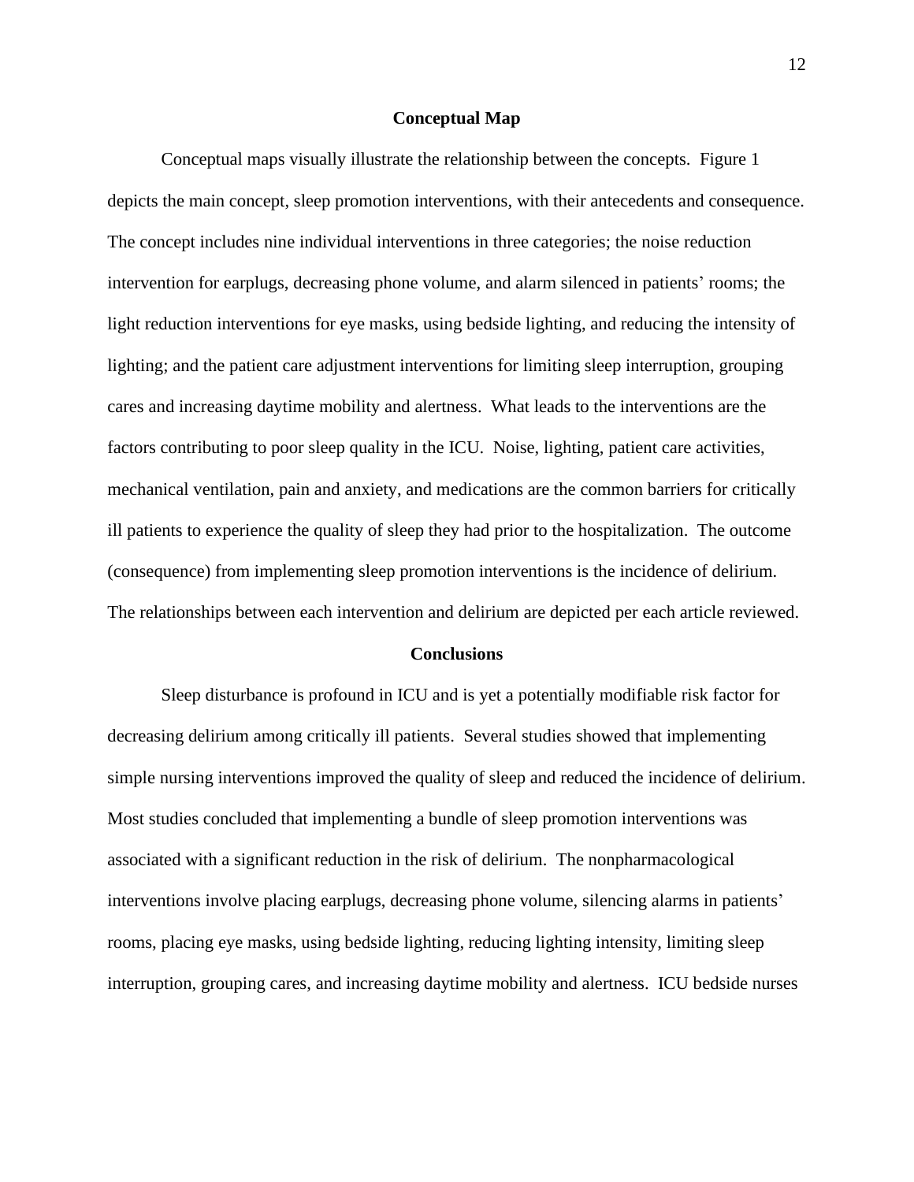## Conceptual Map

Conceptual maps visually illustrate the relationship between the concepts. Figure 1 depicts the main concept, sleep promotion interventions, with their antecedents and consequence. The concept includes nine individual interventions in three categories; the noise reduction intervention for earplugs, decreasing phone volume, and alarm silenced in patients' rooms; the light reduction interventions for eye masks, using bedside lighting, and reducing the intensity of lighting; and the patient care adjustment interventions for limiting sleep interruption, grouping cares and increasing daytime mobility and alertness. What leads to the interventions are the factors contributing to poor sleep quality in the ICU. Noise, lighting, patient care activities, mechanical ventilation, pain and anxiety, and medications are the common barriers for critically ill patients to experience the quality of sleep they had prior to the hospitalization. The outcome (consequence) from implementing sleep promotion interventions is the incidence of delirium. The relationships between each intervention and delirium are depicted per each article reviewed.

## Conclusions

Sleep disturbance is profound in ICU and is yet a potentially modifiable risk factor for decreasing delirium among critically ill patients. Several studies showed that implementing simple nursing interventions improved the quality of sleep and reduced the incidence of delirium. Most studies concluded that implementing a bundle of sleep promotion interventions was associated with a significant reduction in the risk of delirium. The nonpharmacological interventions involve placing earplugs, decreasing phone volume, silencing alarms in patients' rooms, placing eye masks, using bedside lighting, reducing lighting intensity, limiting sleep interruption, grouping cares, and increasing daytime mobility and alertness. ICU bedside nurses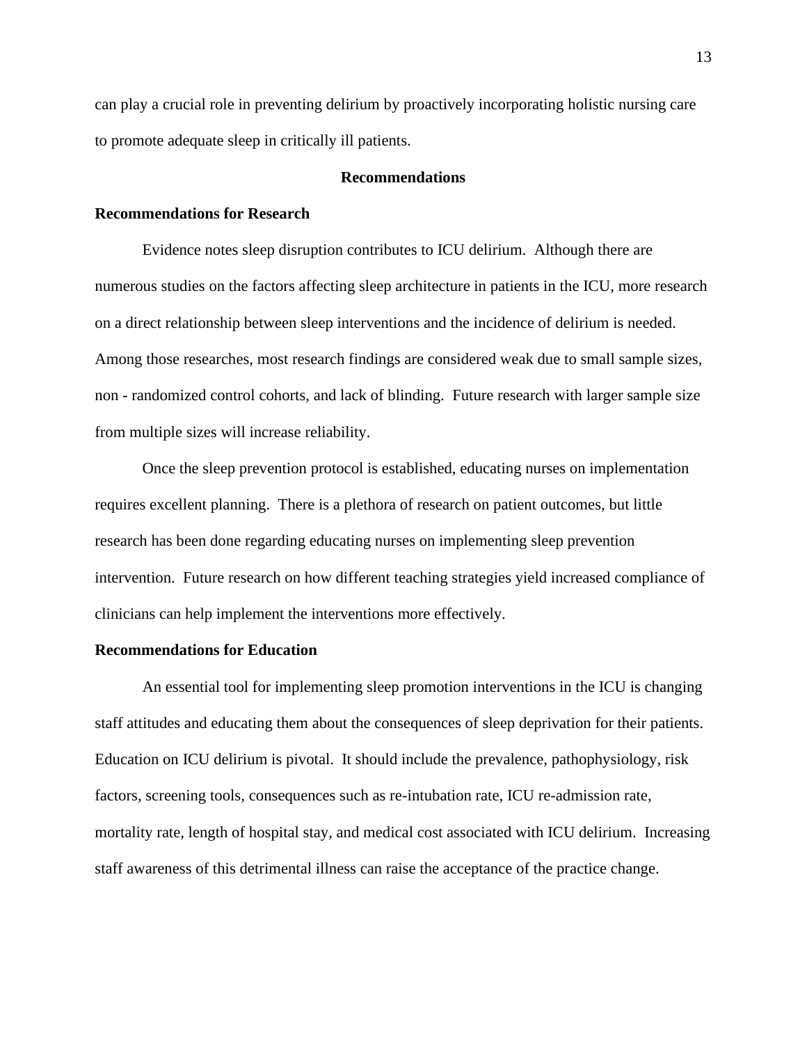can play a crucial role in preventing delirium by proactively incorporating holistic nursing care to promote adequate sleep in critically ill patients.

## Recommendations

### Recommendations for Research

Evidence notes sleep disruption contributes to ICU delirium. Although there are numerous studies on the factors affecting sleep architecture in patients in the ICU, more research on a direct relationship between sleep interventions and the incidence of delirium is needed. Among those researches, most research findings are considered weak due to small sample sizes, non - randomized control cohorts, and lack of blinding. Future research with larger sample size from multiple sizes will increase reliability.

Once the sleep prevention protocol is established, educating nurses on implementation requires excellent planning. There is a plethora of research on patient outcomes, but little research has been done regarding educating nurses on implementing sleep prevention intervention. Future research on how different teaching strategies yield increased compliance of clinicians can help implement the interventions more effectively.

### Recommendations for Education

An essential tool for implementing sleep promotion interventions in the ICU is changing staff attitudes and educating them about the consequences of sleep deprivation for their patients. Education on ICU delirium is pivotal. It should include the prevalence, pathophysiology, risk factors, screening tools, consequences such as re-intubation rate, ICU re-admission rate, mortality rate, length of hospital stay, and medical cost associated with ICU delirium. Increasing staff awareness of this detrimental illness can raise the acceptance of the practice change.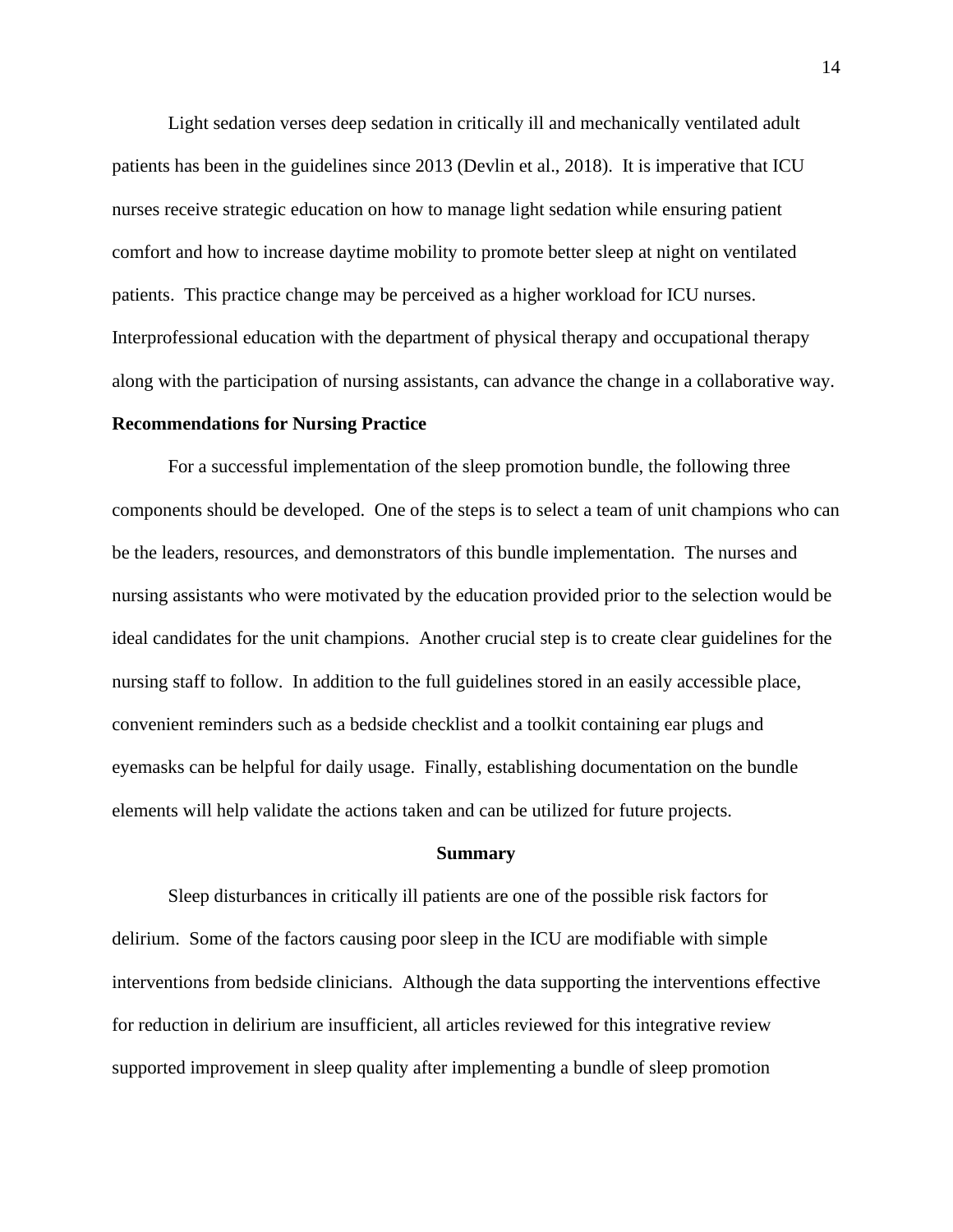Light sedation verses deep sedation in critically ill and mechanically ventilated adult patients has been in the guidelines since 2013 (Devlin et al., 2018). It is imperative that ICU nurses receive strategic education on how to manage light sedation while ensuring patient comfort and how to increase daytime mobility to promote better sleep at night on ventilated patients. This practice change may be perceived as a higher workload for ICU nurses. Interprofessional education with the department of physical therapy and occupational therapy along with the participation of nursing assistants, can advance the change in a collaborative way.

**Recommendations for Nursing Practice**

For a successful implementation of the sleep promotion bundle, the following three components should be developed. One of the steps is to select a team of unit champions who can be the leaders, resources, and demonstrators of this bundle implementation. The nurses and nursing assistants who were motivated by the education provided prior to the selection would be ideal candidates for the unit champions. Another crucial step is to create clear guidelines for the nursing staff to follow. In addition to the full guidelines stored in an easily accessible place, convenient reminders such as a bedside checklist and a toolkit containing ear plugs and eyemasks can be helpful for daily usage. Finally, establishing documentation on the bundle elements will help validate the actions taken and can be utilized for future projects.

## Summary

Sleep disturbances in critically ill patients are one of the possible risk factors for delirium. Some of the factors causing poor sleep in the ICU are modifiable with simple interventions from bedside clinicians. Although the data supporting the interventions effective for reduction in delirium are insufficient, all articles reviewed for this integrative review supported improvement in sleep quality after implementing a bundle of sleep promotion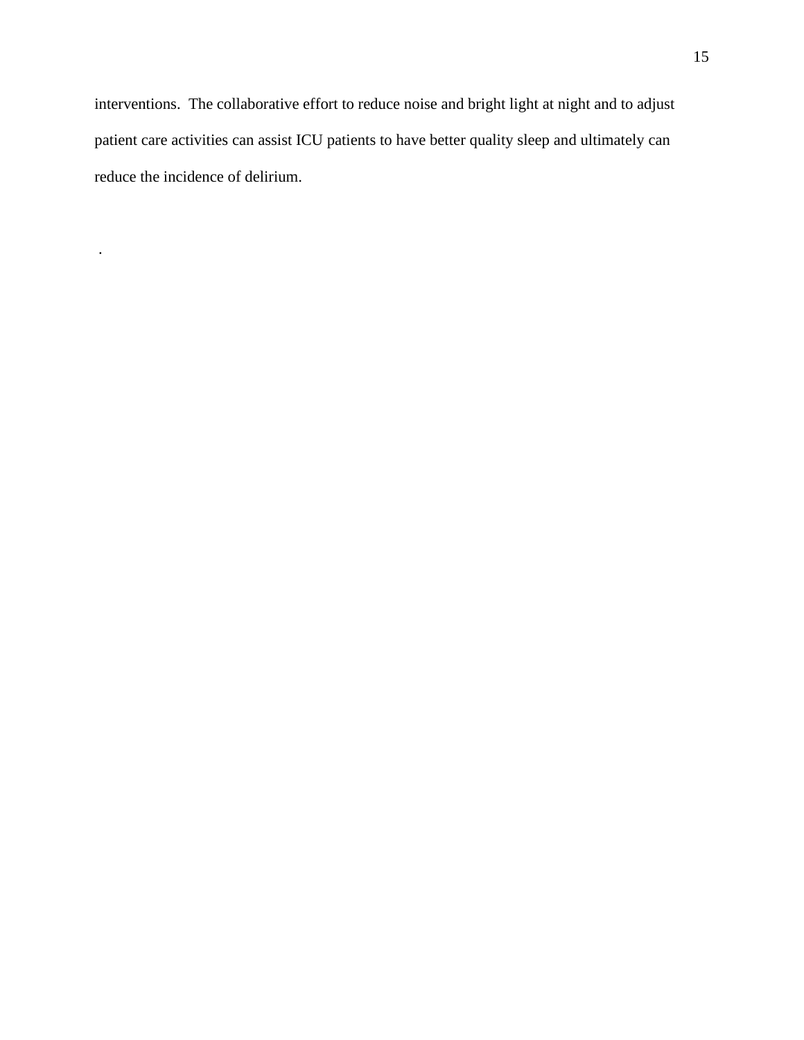interventions. The collaborative effort to reduce noise and bright light at night and to adjust patient care activities can assist ICU patients to have better quality sleep and ultimately can reduce the incidence of delirium.

.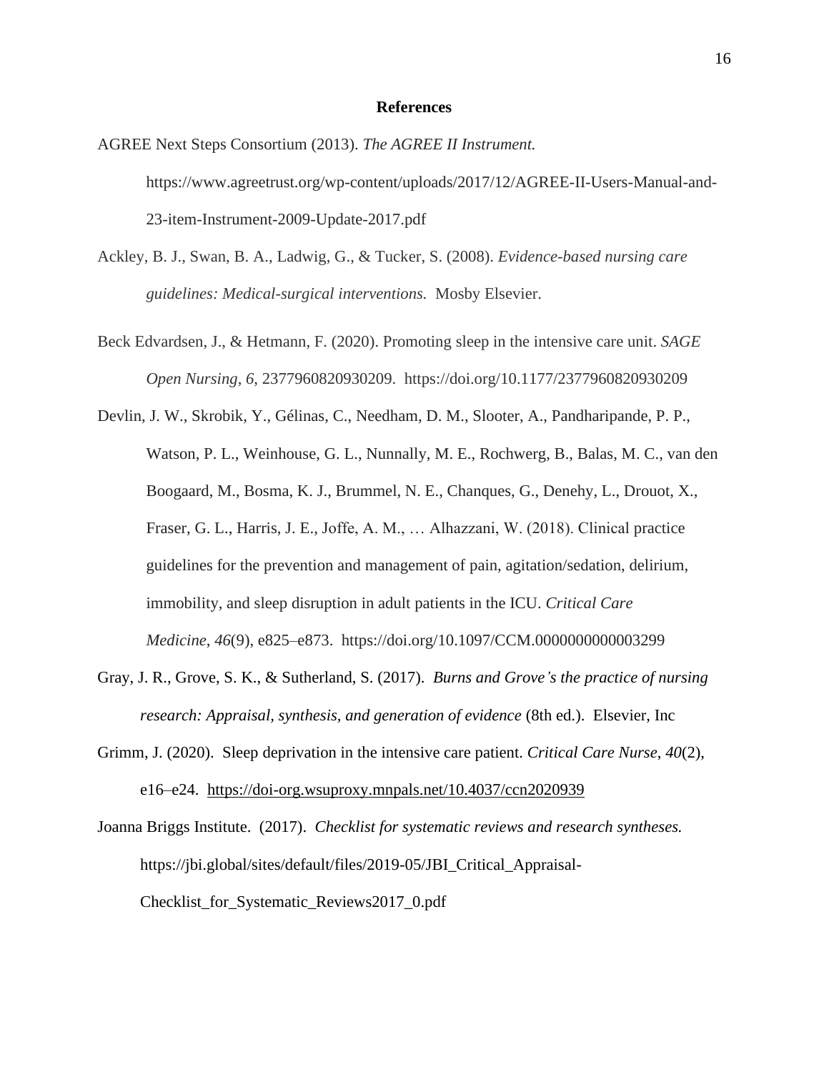## References

AGREE Next Steps Consortium (2013). *The AGREE II Instrument.* https://www.agreetrust.org/wp-content/uploads/2017/12/AGREE-II-Users-Manual-and-23-item-Instrument-2009-Update-2017.pdf

Ackley, B. J., Swan, B. A., Ladwig, G., & Tucker, S. (2008). *Evidence-based nursing care guidelines: Medical-surgical interventions.* Mosby Elsevier.

Beck Edvardsen, J., & Hetmann, F. (2020). Promoting sleep in the intensive care unit. *SAGE Open Nursing*, *6*, 2377960820930209. https://doi.org/10.1177/2377960820930209

Devlin, J. W., Skrobik, Y., Gélinas, C., Needham, D. M., Slooter, A., Pandharipande, P. P., Watson, P. L., Weinhouse, G. L., Nunnally, M. E., Rochwerg, B., Balas, M. C., van den Boogaard, M., Bosma, K. J., Brummel, N. E., Chanques, G., Denehy, L., Drouot, X., Fraser, G. L., Harris, J. E., Joffe, A. M., … Alhazzani, W. (2018). Clinical practice guidelines for the prevention and management of pain, agitation/sedation, delirium, immobility, and sleep disruption in adult patients in the ICU. *Critical Care Medicine*, *46*(9), e825–e873. https://doi.org/10.1097/CCM.0000000000003299

Gray, J. R., Grove, S. K., & Sutherland, S. (2017). *Burns and Grove's the practice of nursing research: Appraisal, synthesis, and generation of evidence* (8th ed.). Elsevier, Inc

Grimm, J. (2020). Sleep deprivation in the intensive care patient. *Critical Care Nurse*, *40*(2), e16–e24. https://doi-org.wsuproxy.mnpals.net/10.4037/ccn2020939

Joanna Briggs Institute. (2017). *Checklist for systematic reviews and research syntheses.* https://jbi.global/sites/default/files/2019-05/JBI_Critical_Appraisal-Checklist_for_Systematic_Reviews2017_0.pdf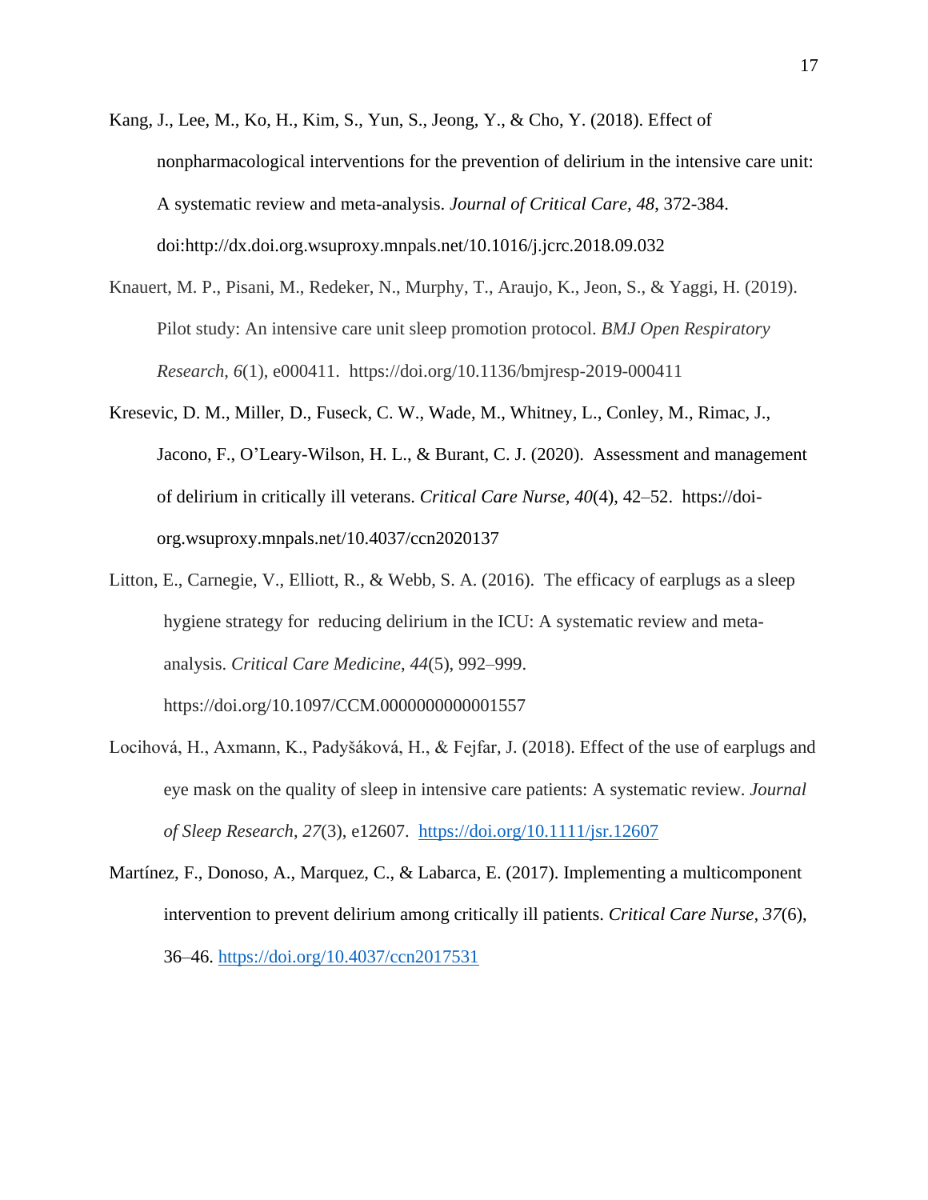Kang, J., Lee, M., Ko, H., Kim, S., Yun, S., Jeong, Y., & Cho, Y. (2018). Effect of nonpharmacological interventions for the prevention of delirium in the intensive care unit: A systematic review and meta-analysis. *Journal of Critical Care, 48*, 372-384. doi:http://dx.doi.org.wsuproxy.mnpals.net/10.1016/j.jcrc.2018.09.032

Knauert, M. P., Pisani, M., Redeker, N., Murphy, T., Araujo, K., Jeon, S., & Yaggi, H. (2019). Pilot study: An intensive care unit sleep promotion protocol. *BMJ Open Respiratory Research*, *6*(1), e000411. https://doi.org/10.1136/bmjresp-2019-000411

Kresevic, D. M., Miller, D., Fuseck, C. W., Wade, M., Whitney, L., Conley, M., Rimac, J., Jacono, F., O'Leary-Wilson, H. L., & Burant, C. J. (2020). Assessment and management of delirium in critically ill veterans. *Critical Care Nurse, 40*(4), 42–52. https://doi-org.wsuproxy.mnpals.net/10.4037/ccn2020137

Litton, E., Carnegie, V., Elliott, R., & Webb, S. A. (2016). The efficacy of earplugs as a sleep hygiene strategy for reducing delirium in the ICU: A systematic review and meta-analysis. *Critical Care Medicine, 44*(5), 992–999. https://doi.org/10.1097/CCM.0000000000001557

Locihová, H., Axmann, K., Padyšáková, H., & Fejfar, J. (2018). Effect of the use of earplugs and eye mask on the quality of sleep in intensive care patients: A systematic review. *Journal of Sleep Research*, *27*(3), e12607. https://doi.org/10.1111/jsr.12607

Martínez, F., Donoso, A., Marquez, C., & Labarca, E. (2017). Implementing a multicomponent intervention to prevent delirium among critically ill patients. *Critical Care Nurse, 37*(6), 36–46. https://doi.org/10.4037/ccn2017531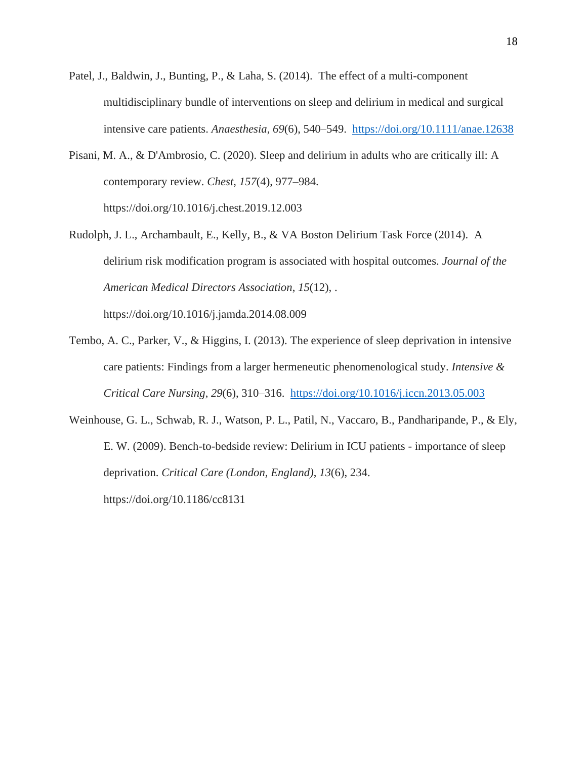Patel, J., Baldwin, J., Bunting, P., & Laha, S. (2014). The effect of a multi-component multidisciplinary bundle of interventions on sleep and delirium in medical and surgical intensive care patients. *Anaesthesia*, *69*(6), 540–549. https://doi.org/10.1111/anae.12638

Pisani, M. A., & D'Ambrosio, C. (2020). Sleep and delirium in adults who are critically ill: A contemporary review. *Chest*, *157*(4), 977–984. https://doi.org/10.1016/j.chest.2019.12.003

Rudolph, J. L., Archambault, E., Kelly, B., & VA Boston Delirium Task Force (2014). A delirium risk modification program is associated with hospital outcomes. *Journal of the American Medical Directors Association*, *15*(12), . https://doi.org/10.1016/j.jamda.2014.08.009

Tembo, A. C., Parker, V., & Higgins, I. (2013). The experience of sleep deprivation in intensive care patients: Findings from a larger hermeneutic phenomenological study. *Intensive & Critical Care Nursing*, *29*(6), 310–316. https://doi.org/10.1016/j.iccn.2013.05.003

Weinhouse, G. L., Schwab, R. J., Watson, P. L., Patil, N., Vaccaro, B., Pandharipande, P., & Ely, E. W. (2009). Bench-to-bedside review: Delirium in ICU patients - importance of sleep deprivation. *Critical Care (London, England)*, *13*(6), 234. https://doi.org/10.1186/cc8131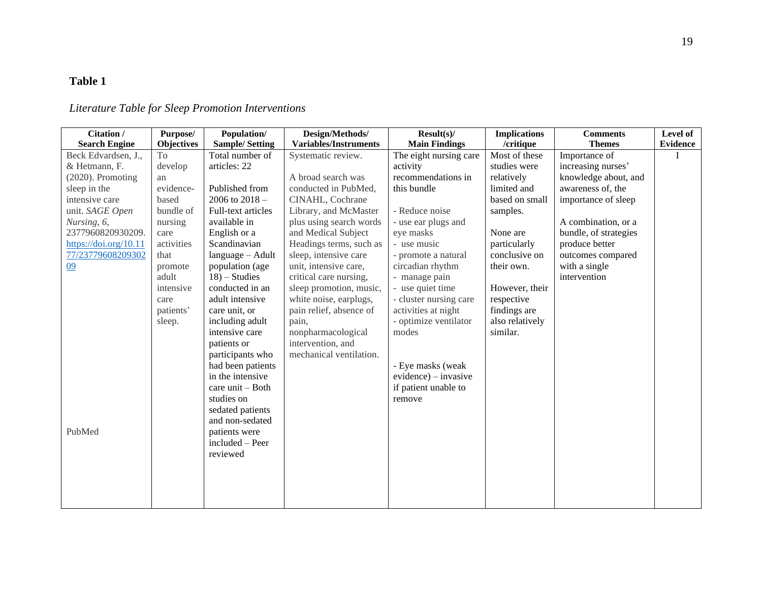**Table 1**

*Literature Table for Sleep Promotion Interventions*

| Citation / Search Engine | Purpose/ Objectives | Population/ Sample/ Setting | Design/Methods/ Variables/Instruments | Result(s)/ Main Findings | Implications /critique | Comments Themes | Level of Evidence |
|---|---|---|---|---|---|---|---|
| Beck Edvardsen, J., & Hetmann, F. (2020). Promoting sleep in the intensive care unit. *SAGE Open Nursing*, *6*, 2377960820930209. https://doi.org/10.1177/2377960820930209<br><br>PubMed | To develop an evidence-based bundle of nursing care activities that promote adult intensive care patients' sleep. | Total number of articles: 22<br><br>Published from 2006 to 2018 – Full-text articles available in English or a Scandinavian language – Adult population (age 18) – Studies conducted in an adult intensive care unit, or including adult intensive care patients or participants who had been patients in the intensive care unit – Both studies on sedated patients and non-sedated patients were included – Peer reviewed | Systematic review.<br><br>A broad search was conducted in PubMed, CINAHL, Cochrane Library, and McMaster plus using search words and Medical Subject Headings terms, such as sleep, intensive care unit, intensive care, critical care nursing, sleep promotion, music, white noise, earplugs, pain relief, absence of pain, nonpharmacological intervention, and mechanical ventilation. | The eight nursing care activity recommendations in this bundle<br><br>- Reduce noise<br>- use ear plugs and eye masks<br>- use music<br>- promote a natural circadian rhythm<br>- manage pain<br>- use quiet time<br>- cluster nursing care activities at night<br>- optimize ventilator modes<br><br>- Eye masks (weak evidence) – invasive if patient unable to remove | Most of these studies were relatively limited and based on small samples.<br><br>None are particularly conclusive on their own.<br><br>However, their respective findings are also relatively similar. | Importance of increasing nurses' knowledge about, and awareness of, the importance of sleep<br><br>A combination, or a bundle, of strategies produce better outcomes compared with a single intervention | I |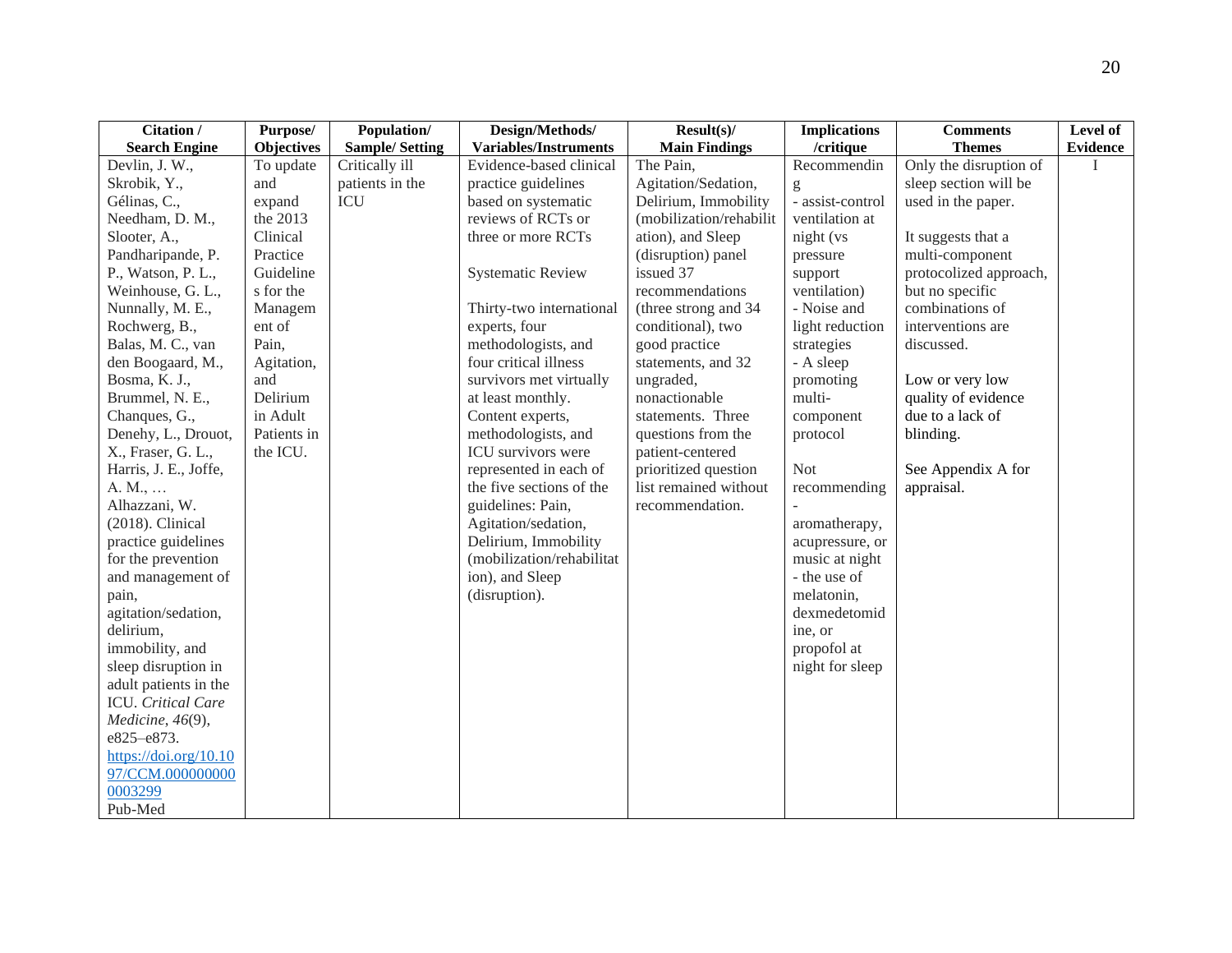| Citation / Search Engine | Purpose/ Objectives | Population/ Sample/ Setting | Design/Methods/ Variables/Instruments | Result(s)/ Main Findings | Implications /critique | Comments Themes | Level of Evidence |
|---|---|---|---|---|---|---|---|
| Devlin, J. W., Skrobik, Y., Gélinas, C., Needham, D. M., Slooter, A., Pandharipande, P. P., Watson, P. L., Weinhouse, G. L., Nunnally, M. E., Rochwerg, B., Balas, M. C., van den Boogaard, M., Bosma, K. J., Brummel, N. E., Chanques, G., Denehy, L., Drouot, X., Fraser, G. L., Harris, J. E., Joffe, A. M., … Alhazzani, W. (2018). Clinical practice guidelines for the prevention and management of pain, agitation/sedation, delirium, immobility, and sleep disruption in adult patients in the ICU. *Critical Care Medicine*, *46*(9), e825–e873. https://doi.org/10.1097/CCM.0000000000003299 Pub-Med | To update and expand the 2013 Clinical Practice Guidelines for the Management of Pain, Agitation, and Delirium in Adult Patients in the ICU. | Critically ill patients in the ICU | Evidence-based clinical practice guidelines based on systematic reviews of RCTs or three or more RCTs<br><br>Systematic Review<br><br>Thirty-two international experts, four methodologists, and four critical illness survivors met virtually at least monthly. Content experts, methodologists, and ICU survivors were represented in each of the five sections of the guidelines: Pain, Agitation/sedation, Delirium, Immobility (mobilization/rehabilitation), and Sleep (disruption). | The Pain, Agitation/Sedation, Delirium, Immobility (mobilization/rehabilitation), and Sleep (disruption) panel issued 37 recommendations (three strong and 34 conditional), two good practice statements, and 32 ungraded, nonactionable statements. Three questions from the patient-centered prioritized question list remained without recommendation. | Recommending<br>- assist-control ventilation at night (vs pressure support ventilation)<br>- Noise and light reduction strategies<br>- A sleep promoting multi-component protocol<br><br>Not recommending<br>- aromatherapy, acupressure, or music at night<br>- the use of melatonin, dexmedetomidine, or propofol at night for sleep | Only the disruption of sleep section will be used in the paper.<br><br>It suggests that a multi-component protocolized approach, but no specific combinations of interventions are discussed.<br><br>Low or very low quality of evidence due to a lack of blinding.<br><br>See Appendix A for appraisal. | I |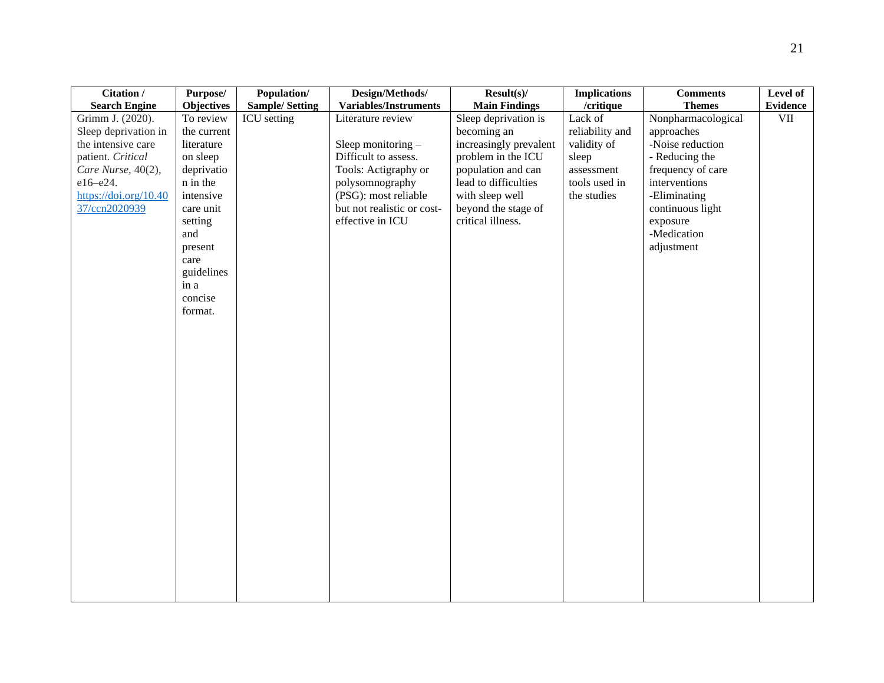| Citation / Search Engine | Purpose/ Objectives | Population/ Sample/ Setting | Design/Methods/ Variables/Instruments | Result(s)/ Main Findings | Implications /critique | Comments Themes | Level of Evidence |
|---|---|---|---|---|---|---|---|
| Grimm J. (2020). Sleep deprivation in the intensive care patient. *Critical Care Nurse*, 40(2), e16–e24. [https://doi.org/10.4037/ccn2020939](https://doi.org/10.4037/ccn2020939) | To review the current literature on sleep deprivation in the intensive care unit setting and present care guidelines in a concise format. | ICU setting | Literature review<br><br>Sleep monitoring – Difficult to assess. Tools: Actigraphy or polysomnography (PSG): most reliable but not realistic or cost-effective in ICU | Sleep deprivation is becoming an increasingly prevalent problem in the ICU population and can lead to difficulties with sleep well beyond the stage of critical illness. | Lack of reliability and validity of sleep assessment tools used in the studies | Nonpharmacological approaches<br>-Noise reduction<br>- Reducing the frequency of care interventions<br>-Eliminating continuous light exposure<br>-Medication adjustment | VII |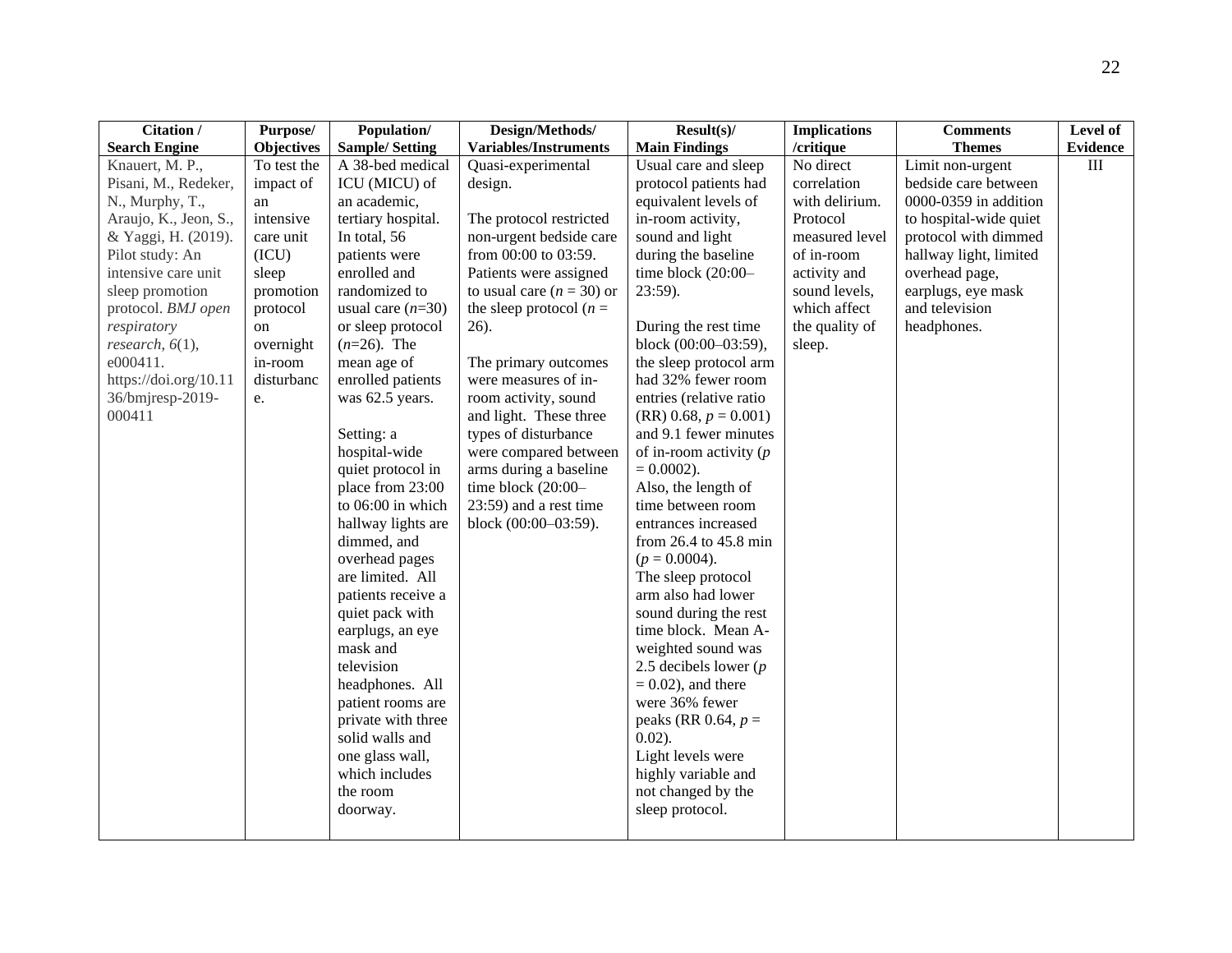| Citation / Search Engine | Purpose/ Objectives | Population/ Sample/ Setting | Design/Methods/ Variables/Instruments | Result(s)/ Main Findings | Implications /critique | Comments Themes | Level of Evidence |
|---|---|---|---|---|---|---|---|
| Knauert, M. P., Pisani, M., Redeker, N., Murphy, T., Araujo, K., Jeon, S., & Yaggi, H. (2019). Pilot study: An intensive care unit sleep promotion protocol. *BMJ open respiratory research*, *6*(1), e000411. https://doi.org/10.1136/bmjresp-2019-000411 | To test the impact of an intensive care unit (ICU) sleep promotion protocol on overnight in-room disturbance. | A 38-bed medical ICU (MICU) of an academic, tertiary hospital. In total, 56 patients were enrolled and randomized to usual care (*n*=30) or sleep protocol (*n*=26). The mean age of enrolled patients was 62.5 years. <br><br> Setting: a hospital-wide quiet protocol in place from 23:00 to 06:00 in which hallway lights are dimmed, and overhead pages are limited. All patients receive a quiet pack with earplugs, an eye mask and television headphones. All patient rooms are private with three solid walls and one glass wall, which includes the room doorway. | Quasi-experimental design. <br><br> The protocol restricted non-urgent bedside care from 00:00 to 03:59. Patients were assigned to usual care ($n = 30$) or the sleep protocol ($n = 26$). <br><br> The primary outcomes were measures of in-room activity, sound and light. These three types of disturbance were compared between arms during a baseline time block (20:00–23:59) and a rest time block (00:00–03:59). | Usual care and sleep protocol patients had equivalent levels of in-room activity, sound and light during the baseline time block (20:00–23:59). <br><br> During the rest time block (00:00–03:59), the sleep protocol arm had 32% fewer room entries (relative ratio (RR) 0.68, $p = 0.001$) and 9.1 fewer minutes of in-room activity ($p = 0.0002$). <br> Also, the length of time between room entrances increased from 26.4 to 45.8 min ($p = 0.0004$). <br> The sleep protocol arm also had lower sound during the rest time block. Mean A-weighted sound was 2.5 decibels lower ($p = 0.02$), and there were 36% fewer peaks (RR 0.64, $p = 0.02$). <br> Light levels were highly variable and not changed by the sleep protocol. | No direct correlation with delirium. Protocol measured level of in-room activity and sound levels, which affect the quality of sleep. | Limit non-urgent bedside care between 0000-0359 in addition to hospital-wide quiet protocol with dimmed hallway light, limited overhead page, earplugs, eye mask and television headphones. | III |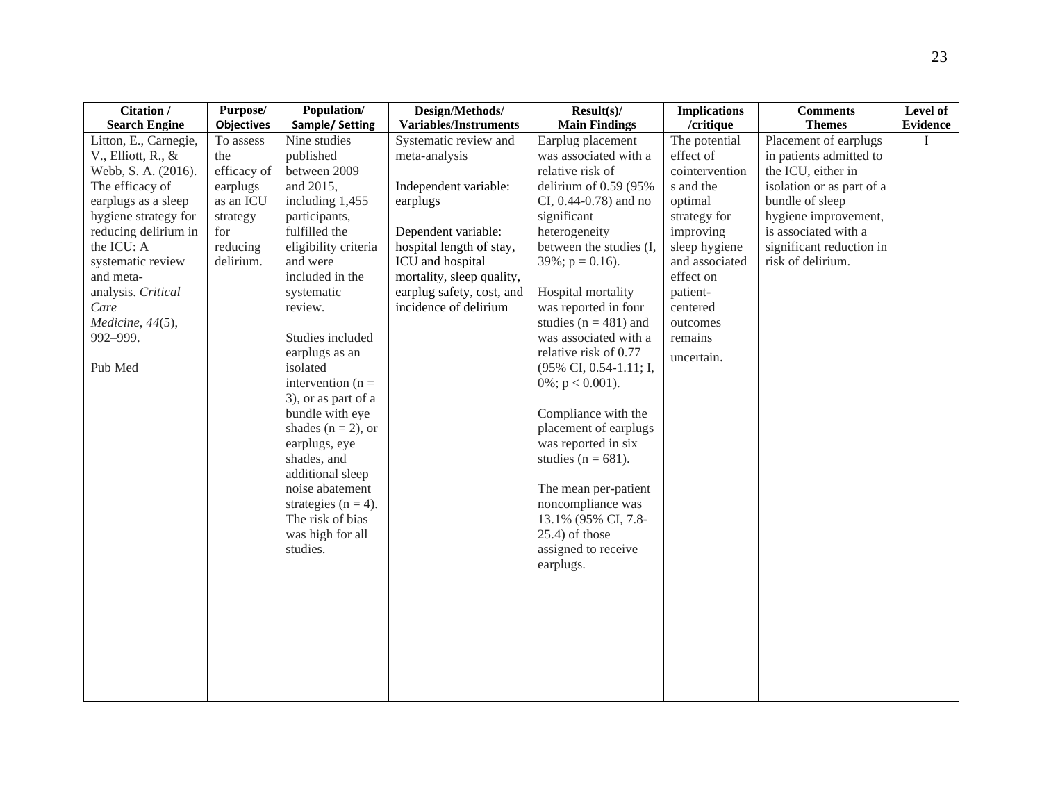| Citation / Search Engine | Purpose/ Objectives | Population/ Sample/ Setting | Design/Methods/ Variables/Instruments | Result(s)/ Main Findings | Implications /critique | Comments Themes | Level of Evidence |
|---|---|---|---|---|---|---|---|
| Litton, E., Carnegie, V., Elliott, R., & Webb, S. A. (2016). The efficacy of earplugs as a sleep hygiene strategy for reducing delirium in the ICU: A systematic review and meta-analysis. *Critical Care Medicine*, *44*(5), 992–999.<br><br>Pub Med | To assess the efficacy of earplugs as an ICU strategy for reducing delirium. | Nine studies published between 2009 and 2015, including 1,455 participants, fulfilled the eligibility criteria and were included in the systematic review.<br><br>Studies included earplugs as an isolated intervention (n = 3), or as part of a bundle with eye shades (n = 2), or earplugs, eye shades, and additional sleep noise abatement strategies (n = 4). The risk of bias was high for all studies. | Systematic review and meta-analysis<br><br>Independent variable: earplugs<br><br>Dependent variable: hospital length of stay, ICU and hospital mortality, sleep quality, earplug safety, cost, and incidence of delirium | Earplug placement was associated with a relative risk of delirium of 0.59 (95% CI, 0.44-0.78) and no significant heterogeneity between the studies (I, 39%; $p = 0.16$).<br><br>Hospital mortality was reported in four studies (n = 481) and was associated with a relative risk of 0.77 (95% CI, 0.54-1.11; I, 0%; $p < 0.001$).<br><br>Compliance with the placement of earplugs was reported in six studies (n = 681).<br><br>The mean per-patient noncompliance was 13.1% (95% CI, 7.8-25.4) of those assigned to receive earplugs. | The potential effect of cointerventions and the optimal strategy for improving sleep hygiene and associated effect on patient-centered outcomes remains uncertain. | Placement of earplugs in patients admitted to the ICU, either in isolation or as part of a bundle of sleep hygiene improvement, is associated with a significant reduction in risk of delirium. | I |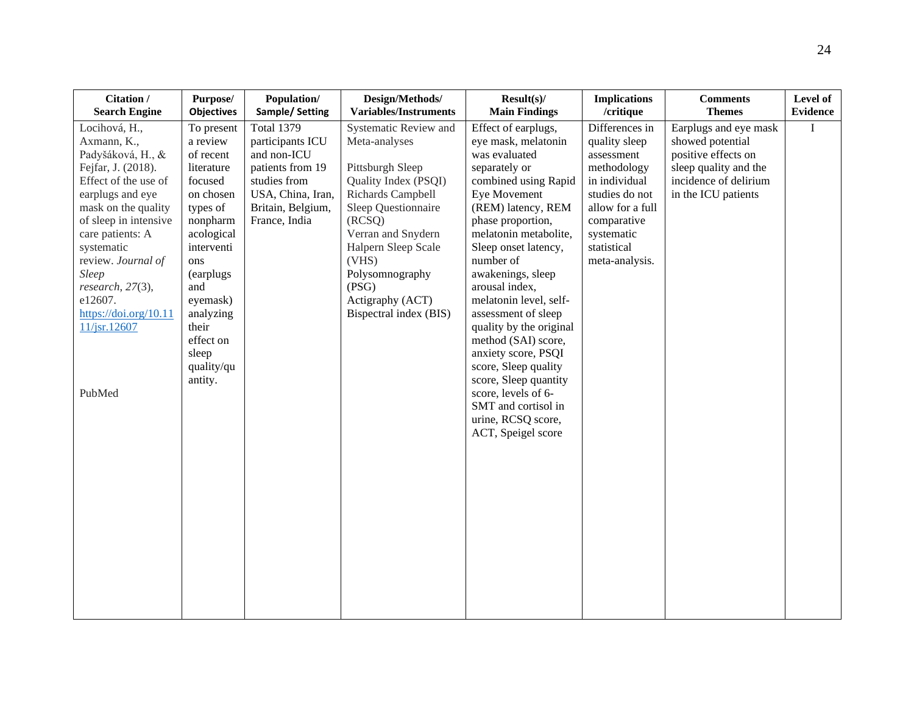| Citation / Search Engine | Purpose/ Objectives | Population/ Sample/ Setting | Design/Methods/ Variables/Instruments | Result(s)/ Main Findings | Implications /critique | Comments Themes | Level of Evidence |
|---|---|---|---|---|---|---|---|
| Locihová, H., Axmann, K., Padyšáková, H., & Fejfar, J. (2018). Effect of the use of earplugs and eye mask on the quality of sleep in intensive care patients: A systematic review. *Journal of Sleep research*, *27*(3), e12607. https://doi.org/10.1111/jsr.12607<br><br>PubMed | To present a review of recent literature focused on chosen types of nonpharmacological interventions (earplugs and eyemask) analyzing their effect on sleep quality/quantity. | Total 1379 participants ICU and non-ICU patients from 19 studies from USA, China, Iran, Britain, Belgium, France, India | Systematic Review and Meta-analyses<br><br>Pittsburgh Sleep Quality Index (PSQI)<br>Richards Campbell Sleep Questionnaire (RCSQ)<br>Verran and Snydern Halpern Sleep Scale (VHS)<br>Polysomnography (PSG)<br>Actigraphy (ACT)<br>Bispectral index (BIS) | Effect of earplugs, eye mask, melatonin was evaluated separately or combined using Rapid Eye Movement (REM) latency, REM phase proportion, melatonin metabolite, Sleep onset latency, number of awakenings, sleep arousal index, melatonin level, self-assessment of sleep quality by the original method (SAI) score, anxiety score, PSQI score, Sleep quality score, Sleep quantity score, levels of 6-SMT and cortisol in urine, RCSQ score, ACT, Speigel score | Differences in quality sleep assessment methodology in individual studies do not allow for a full comparative systematic statistical meta-analysis. | Earplugs and eye mask showed potential positive effects on sleep quality and the incidence of delirium in the ICU patients | I |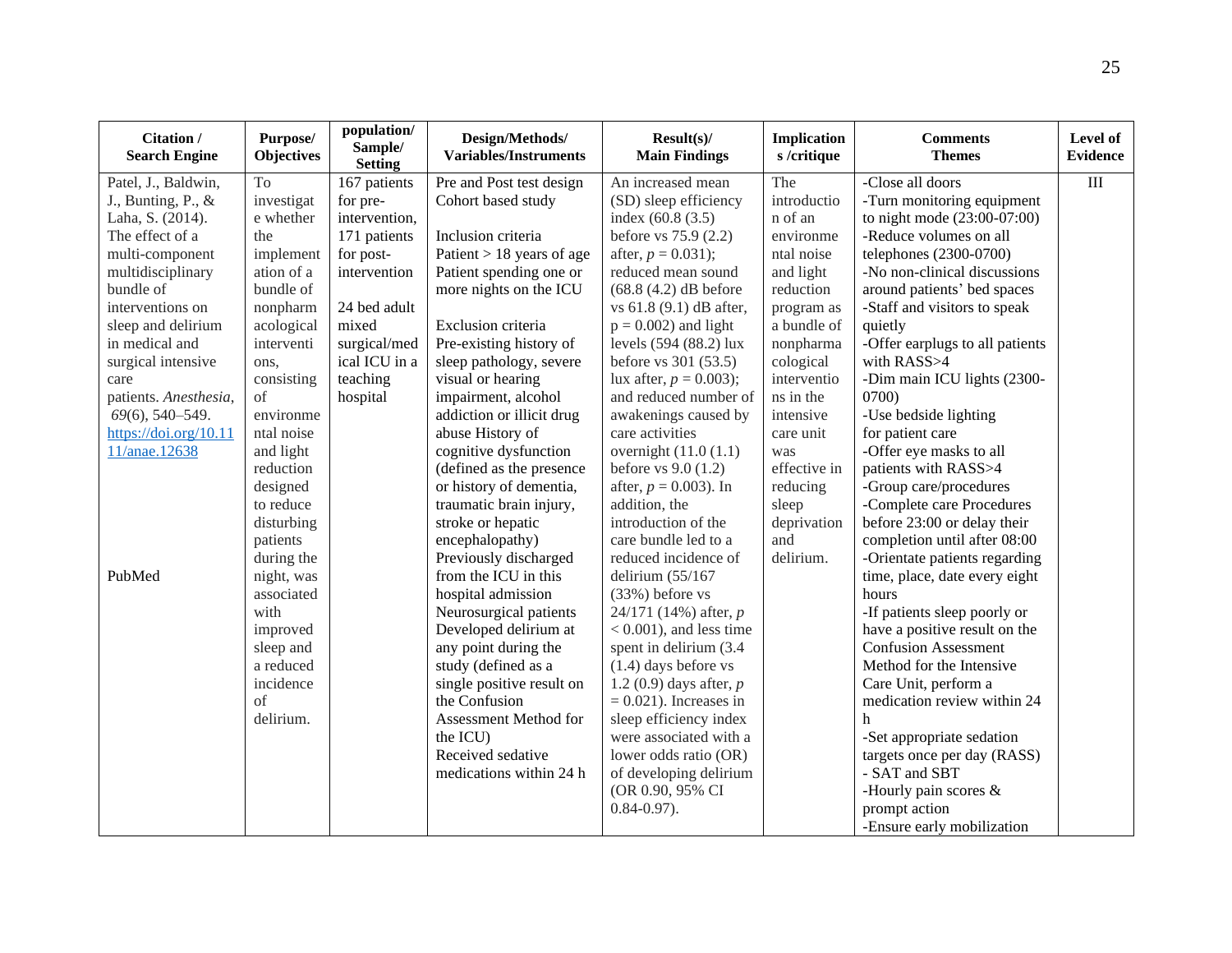| Citation / Search Engine | Purpose/ Objectives | population/ Sample/ Setting | Design/Methods/ Variables/Instruments | Result(s)/ Main Findings | Implications /critique | Comments Themes | Level of Evidence |
|---|---|---|---|---|---|---|---|
| Patel, J., Baldwin, J., Bunting, P., & Laha, S. (2014). The effect of a multi-component multidisciplinary bundle of interventions on sleep and delirium in medical and surgical intensive care patients. *Anesthesia*, *69*(6), 540–549. https://doi.org/10.1111/anae.12638<br><br>PubMed | To investigate whether the implementation of a bundle of nonpharmacological interventions, consisting of environmental noise and light reduction designed to reduce disturbing patients during the night, was associated with improved sleep and a reduced incidence of delirium. | 167 patients for pre-intervention, 171 patients for post-intervention<br><br>24 bed adult mixed surgical/medical ICU in a teaching hospital | Pre and Post test design Cohort based study<br><br>Inclusion criteria<br>Patient > 18 years of age<br>Patient spending one or more nights on the ICU<br><br>Exclusion criteria<br>Pre-existing history of sleep pathology, severe visual or hearing impairment, alcohol addiction or illicit drug abuse History of cognitive dysfunction (defined as the presence or history of dementia, traumatic brain injury, stroke or hepatic encephalopathy)<br>Previously discharged from the ICU in this hospital admission<br>Neurosurgical patients<br>Developed delirium at any point during the study (defined as a single positive result on the Confusion Assessment Method for the ICU)<br>Received sedative medications within 24 h | An increased mean (SD) sleep efficiency index (60.8 (3.5) before vs 75.9 (2.2) after, $p = 0.031$); reduced mean sound (68.8 (4.2) dB before vs 61.8 (9.1) dB after, $p = 0.002$) and light levels (594 (88.2) lux before vs 301 (53.5) lux after, $p = 0.003$); and reduced number of awakenings caused by care activities overnight (11.0 (1.1) before vs 9.0 (1.2) after, $p = 0.003$). In addition, the introduction of the care bundle led to a reduced incidence of delirium (55/167 (33%) before vs 24/171 (14%) after, $p < 0.001$), and less time spent in delirium (3.4 (1.4) days before vs 1.2 (0.9) days after, $p = 0.021$). Increases in sleep efficiency index were associated with a lower odds ratio (OR) of developing delirium (OR 0.90, 95% CI 0.84-0.97). | The introduction of an environmental noise and light reduction program as a bundle of nonpharmacological interventions in the intensive care unit was effective in reducing sleep deprivation and delirium. | -Close all doors<br>-Turn monitoring equipment to night mode (23:00-07:00)<br>-Reduce volumes on all telephones (2300-0700)<br>-No non-clinical discussions around patients' bed spaces<br>-Staff and visitors to speak quietly<br>-Offer earplugs to all patients with RASS>4<br>-Dim main ICU lights (2300-0700)<br>-Use bedside lighting for patient care<br>-Offer eye masks to all patients with RASS>4<br>-Group care/procedures<br>-Complete care Procedures before 23:00 or delay their completion until after 08:00<br>-Orientate patients regarding time, place, date every eight hours<br>-If patients sleep poorly or have a positive result on the Confusion Assessment Method for the Intensive Care Unit, perform a medication review within 24 h<br>-Set appropriate sedation targets once per day (RASS)<br>- SAT and SBT<br>-Hourly pain scores & prompt action<br>-Ensure early mobilization | III |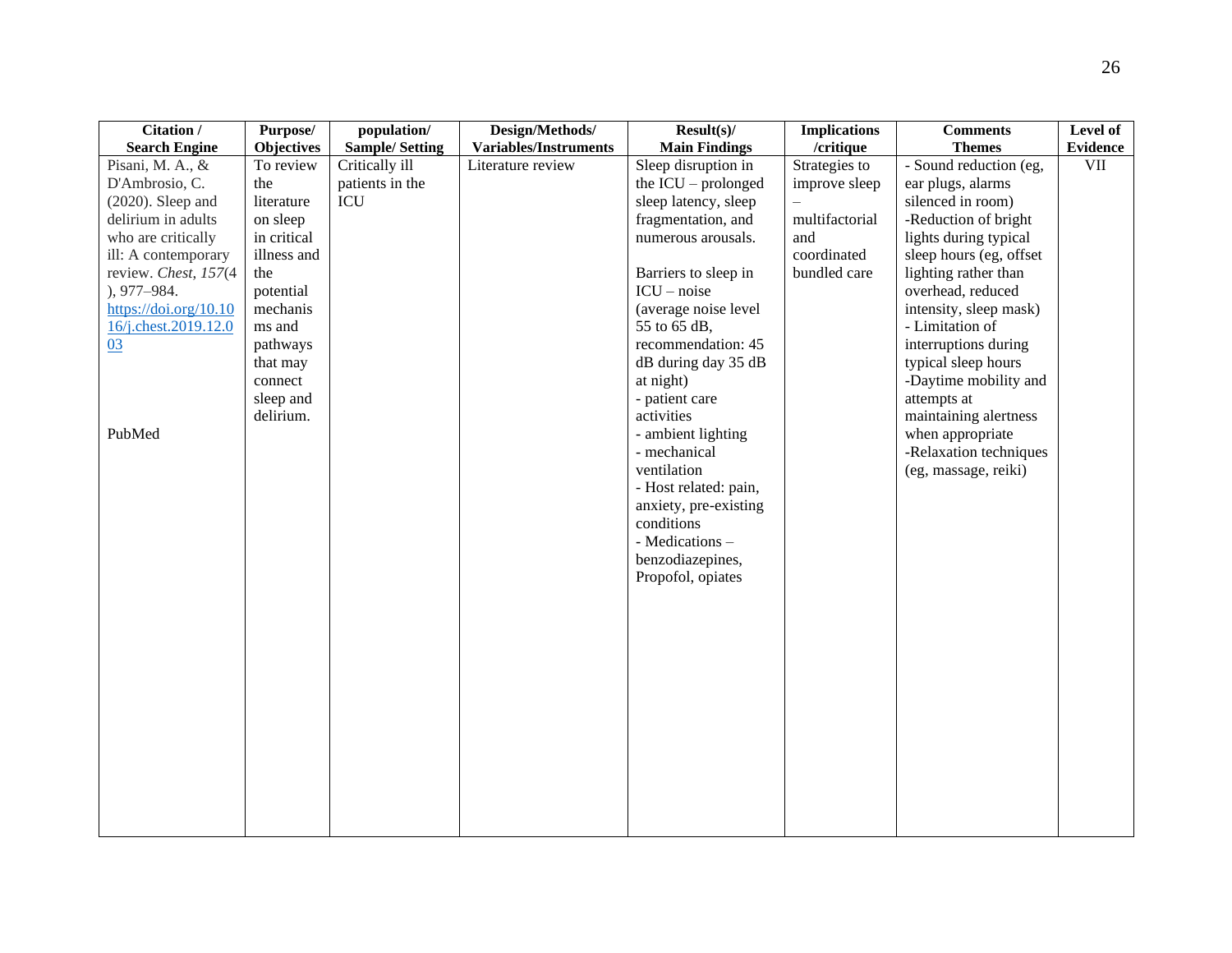| Citation / Search Engine | Purpose/ Objectives | population/ Sample/ Setting | Design/Methods/ Variables/Instruments | Result(s)/ Main Findings | Implications /critique | Comments Themes | Level of Evidence |
|---|---|---|---|---|---|---|---|
| Pisani, M. A., & D'Ambrosio, C. (2020). Sleep and delirium in adults who are critically ill: A contemporary review. *Chest, 157*(4), 977–984. [https://doi.org/10.1016/j.chest.2019.12.003](https://doi.org/10.1016/j.chest.2019.12.003)<br><br>PubMed | To review the literature on sleep in critical illness and the potential mechanisms and pathways that may connect sleep and delirium. | Critically ill patients in the ICU | Literature review | Sleep disruption in the ICU – prolonged sleep latency, sleep fragmentation, and numerous arousals.<br><br>Barriers to sleep in ICU – noise (average noise level 55 to 65 dB, recommendation: 45 dB during day 35 dB at night)<br>- patient care activities<br>- ambient lighting<br>- mechanical ventilation<br>- Host related: pain, anxiety, pre-existing conditions<br>- Medications – benzodiazepines, Propofol, opiates | Strategies to improve sleep – multifactorial and coordinated bundled care | - Sound reduction (eg, ear plugs, alarms silenced in room)<br>-Reduction of bright lights during typical sleep hours (eg, offset lighting rather than overhead, reduced intensity, sleep mask)<br>- Limitation of interruptions during typical sleep hours<br>-Daytime mobility and attempts at maintaining alertness when appropriate<br>-Relaxation techniques (eg, massage, reiki) | VII |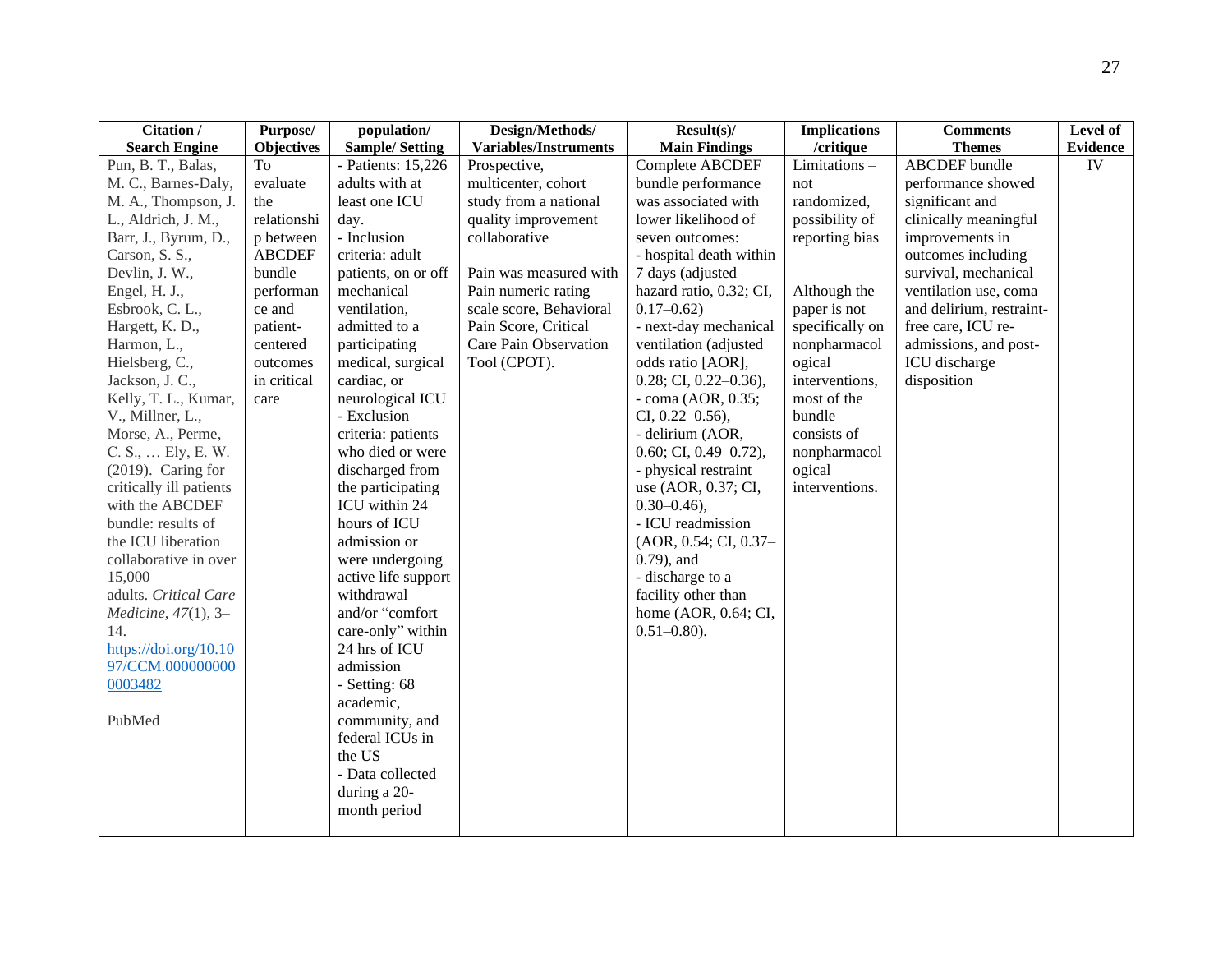| Citation / Search Engine | Purpose/ Objectives | population/ Sample/ Setting | Design/Methods/ Variables/Instruments | Result(s)/ Main Findings | Implications /critique | Comments Themes | Level of Evidence |
|---|---|---|---|---|---|---|---|
| Pun, B. T., Balas, M. C., Barnes-Daly, M. A., Thompson, J. L., Aldrich, J. M., Barr, J., Byrum, D., Carson, S. S., Devlin, J. W., Engel, H. J., Esbrook, C. L., Hargett, K. D., Harmon, L., Hielsberg, C., Jackson, J. C., Kelly, T. L., Kumar, V., Millner, L., Morse, A., Perme, C. S., … Ely, E. W. (2019). Caring for critically ill patients with the ABCDEF bundle: results of the ICU liberation collaborative in over 15,000 adults. *Critical Care Medicine*, *47*(1), 3–14. https://doi.org/10.1097/CCM.0000000000003482<br><br>PubMed | To evaluate the relationship between ABCDEF bundle performance and patient-centered outcomes in critical care | - Patients: 15,226 adults with at least one ICU day.<br>- Inclusion criteria: adult patients, on or off mechanical ventilation, admitted to a participating medical, surgical cardiac, or neurological ICU<br>- Exclusion criteria: patients who died or were discharged from the participating ICU within 24 hours of ICU admission or were undergoing active life support withdrawal and/or "comfort care-only" within 24 hrs of ICU admission<br>- Setting: 68 academic, community, and federal ICUs in the US<br>- Data collected during a 20-month period | Prospective, multicenter, cohort study from a national quality improvement collaborative<br><br>Pain was measured with Pain numeric rating scale score, Behavioral Pain Score, Critical Care Pain Observation Tool (CPOT). | Complete ABCDEF bundle performance was associated with lower likelihood of seven outcomes:<br>- hospital death within 7 days (adjusted hazard ratio, 0.32; CI, 0.17–0.62)<br>- next-day mechanical ventilation (adjusted odds ratio [AOR], 0.28; CI, 0.22–0.36),<br>- coma (AOR, 0.35; CI, 0.22–0.56),<br>- delirium (AOR, 0.60; CI, 0.49–0.72),<br>- physical restraint use (AOR, 0.37; CI, 0.30–0.46),<br>- ICU readmission (AOR, 0.54; CI, 0.37–0.79), and<br>- discharge to a facility other than home (AOR, 0.64; CI, 0.51–0.80). | Limitations – not randomized, possibility of reporting bias<br><br>Although the paper is not specifically on nonpharmacological interventions, most of the bundle consists of nonpharmacological interventions. | ABCDEF bundle performance showed significant and clinically meaningful improvements in outcomes including survival, mechanical ventilation use, coma and delirium, restraint-free care, ICU re-admissions, and post-ICU discharge disposition | IV |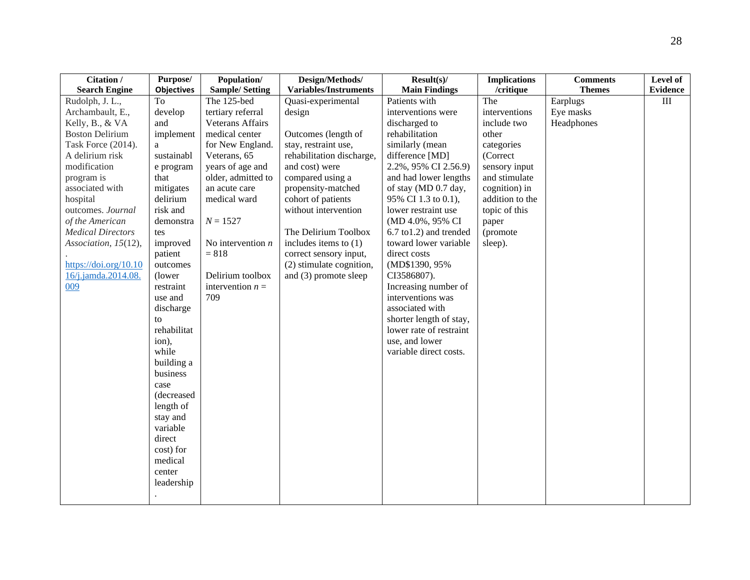| Citation / Search Engine | Purpose/ Objectives | Population/ Sample/ Setting | Design/Methods/ Variables/Instruments | Result(s)/ Main Findings | Implications /critique | Comments Themes | Level of Evidence |
|---|---|---|---|---|---|---|---|
| Rudolph, J. L., Archambault, E., Kelly, B., & VA Boston Delirium Task Force (2014). A delirium risk modification program is associated with hospital outcomes. *Journal of the American Medical Directors Association*, *15*(12), . https://doi.org/10.1016/j.jamda.2014.08.009 | To develop and implement a sustainable program that mitigates delirium risk and demonstrates improved patient outcomes (lower restraint use and discharge to rehabilitation), while building a business case (decreased length of stay and variable direct cost) for medical center leadership. | The 125-bed tertiary referral Veterans Affairs medical center for New England. Veterans, 65 years of age and older, admitted to an acute care medical ward<br><br>*N* = 1527<br><br>No intervention *n* = 818<br><br>Delirium toolbox intervention *n* = 709 | Quasi-experimental design<br><br>Outcomes (length of stay, restraint use, rehabilitation discharge, and cost) were compared using a propensity-matched cohort of patients without intervention<br><br>The Delirium Toolbox includes items to (1) correct sensory input, (2) stimulate cognition, and (3) promote sleep | Patients with interventions were discharged to rehabilitation similarly (mean difference [MD] 2.2%, 95% CI 2.56.9) and had lower lengths of stay (MD 0.7 day, 95% CI 1.3 to 0.1), lower restraint use (MD 4.0%, 95% CI 6.7 to1.2) and trended toward lower variable direct costs (MD$1390, 95% CI3586807). Increasing number of interventions was associated with shorter length of stay, lower rate of restraint use, and lower variable direct costs. | The interventions include two other categories (Correct sensory input and stimulate cognition) in addition to the topic of this paper (promote sleep). | Earplugs<br>Eye masks<br>Headphones | III |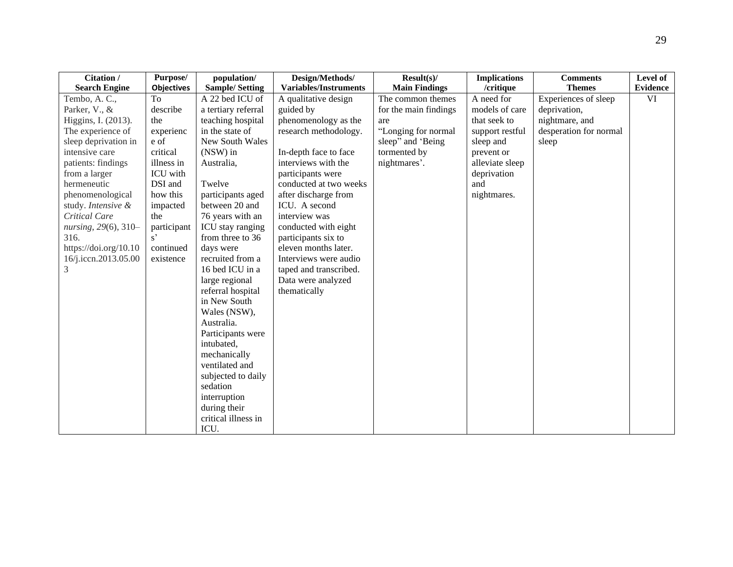| Citation / Search Engine | Purpose/ Objectives | population/ Sample/ Setting | Design/Methods/ Variables/Instruments | Result(s)/ Main Findings | Implications /critique | Comments Themes | Level of Evidence |
|---|---|---|---|---|---|---|---|
| Tembo, A. C., Parker, V., & Higgins, I. (2013). The experience of sleep deprivation in intensive care patients: findings from a larger hermeneutic phenomenological study. *Intensive & Critical Care nursing*, *29*(6), 310–316. https://doi.org/10.1016/j.iccn.2013.05.003 | To describe the experience of critical illness in ICU with DSI and how this impacted the participants' continued existence | A 22 bed ICU of a tertiary referral teaching hospital in the state of New South Wales (NSW) in Australia, Twelve participants aged between 20 and 76 years with an ICU stay ranging from three to 36 days were recruited from a 16 bed ICU in a large regional referral hospital in New South Wales (NSW), Australia. Participants were intubated, mechanically ventilated and subjected to daily sedation interruption during their critical illness in ICU. | A qualitative design guided by phenomenology as the research methodology. In-depth face to face interviews with the participants were conducted at two weeks after discharge from ICU. A second interview was conducted with eight participants six to eleven months later. Interviews were audio taped and transcribed. Data were analyzed thematically | The common themes for the main findings are "Longing for normal sleep" and 'Being tormented by nightmares'. | A need for models of care that seek to support restful sleep and prevent or alleviate sleep deprivation and nightmares. | Experiences of sleep deprivation, nightmare, and desperation for normal sleep | VI |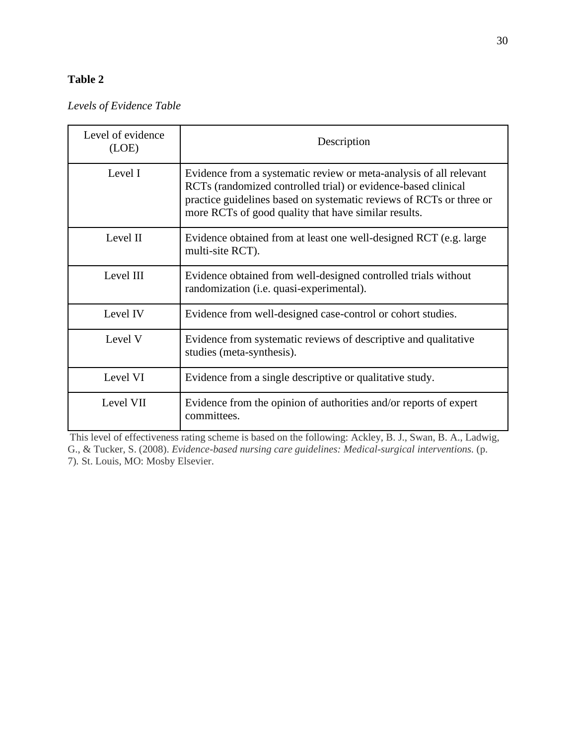**Table 2**

*Levels of Evidence Table*

| Level of evidence (LOE) | Description |
|---|---|
| Level I | Evidence from a systematic review or meta-analysis of all relevant RCTs (randomized controlled trial) or evidence-based clinical practice guidelines based on systematic reviews of RCTs or three or more RCTs of good quality that have similar results. |
| Level II | Evidence obtained from at least one well-designed RCT (e.g. large multi-site RCT). |
| Level III | Evidence obtained from well-designed controlled trials without randomization (i.e. quasi-experimental). |
| Level IV | Evidence from well-designed case-control or cohort studies. |
| Level V | Evidence from systematic reviews of descriptive and qualitative studies (meta-synthesis). |
| Level VI | Evidence from a single descriptive or qualitative study. |
| Level VII | Evidence from the opinion of authorities and/or reports of expert committees. |

This level of effectiveness rating scheme is based on the following: Ackley, B. J., Swan, B. A., Ladwig, G., & Tucker, S. (2008). *Evidence-based nursing care guidelines: Medical-surgical interventions.* (p. 7). St. Louis, MO: Mosby Elsevier.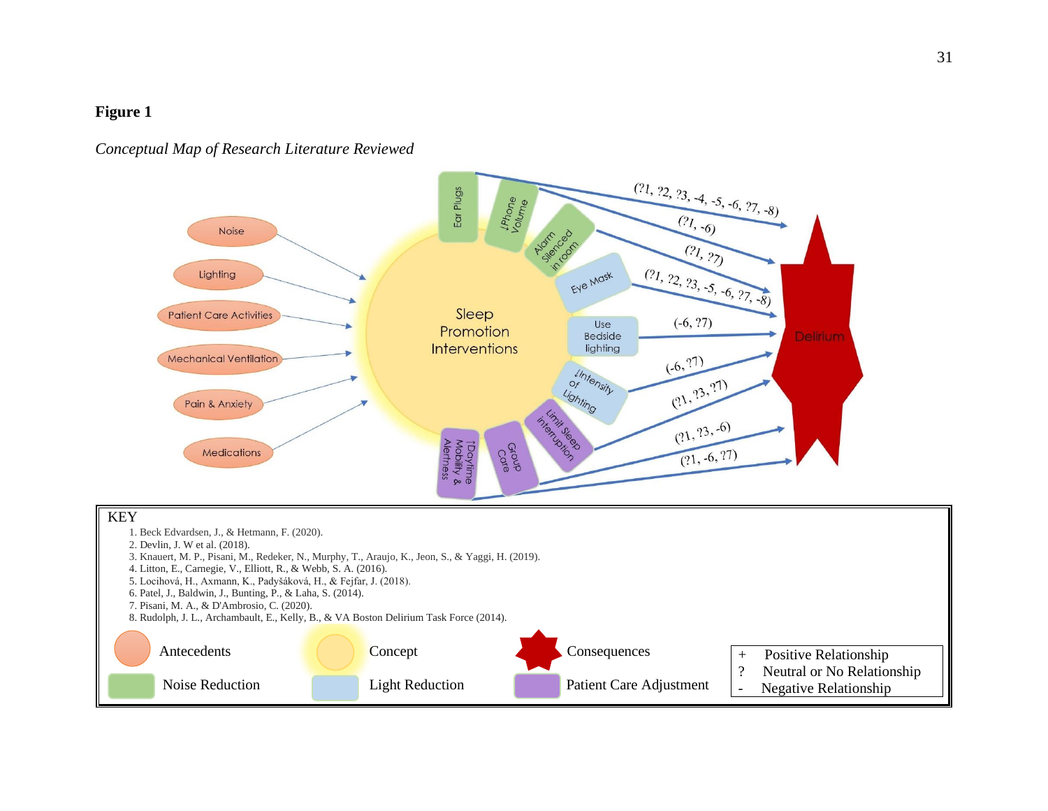**Figure 1**

*Conceptual Map of Research Literature Reviewed*

Noise

Lighting

Patient Care Activities

Mechanical Ventilation

Pain & Anxiety

Medications

Sleep Promotion Interventions

Ear Plugs — (?1, ?2, ?3, -4, -5, -6, ?7, -8)

↓Phone Volume — (?1, -6)

Alarm Silenced in room — (?1, ?7)

Eye Mask — (?1, ?2, ?3, -5, -6, ?7, -8)

Use Bedside lighting — (-6, ?7)

↓Intensity of Lighting — (-6, ?7)

Limit Sleep interruption — (?1, ?3, ?7)

Group Care — (?1, ?3, -6)

↑Daytime Mobility & Alertness — (?1, -6, ?7)

Delirium

KEY

1. Beck Edvardsen, J., & Hetmann, F. (2020).
2. Devlin, J. W et al. (2018).
3. Knauert, M. P., Pisani, M., Redeker, N., Murphy, T., Araujo, K., Jeon, S., & Yaggi, H. (2019).
4. Litton, E., Carnegie, V., Elliott, R., & Webb, S. A. (2016).
5. Locihová, H., Axmann, K., Padyšáková, H., & Fejfar, J. (2018).
6. Patel, J., Baldwin, J., Bunting, P., & Laha, S. (2014).
7. Pisani, M. A., & D'Ambrosio, C. (2020).
8. Rudolph, J. L., Archambault, E., Kelly, B., & VA Boston Delirium Task Force (2014).

Antecedents — Concept — Consequences

Noise Reduction — Light Reduction — Patient Care Adjustment

\+ Positive Relationship
? Neutral or No Relationship
\- Negative Relationship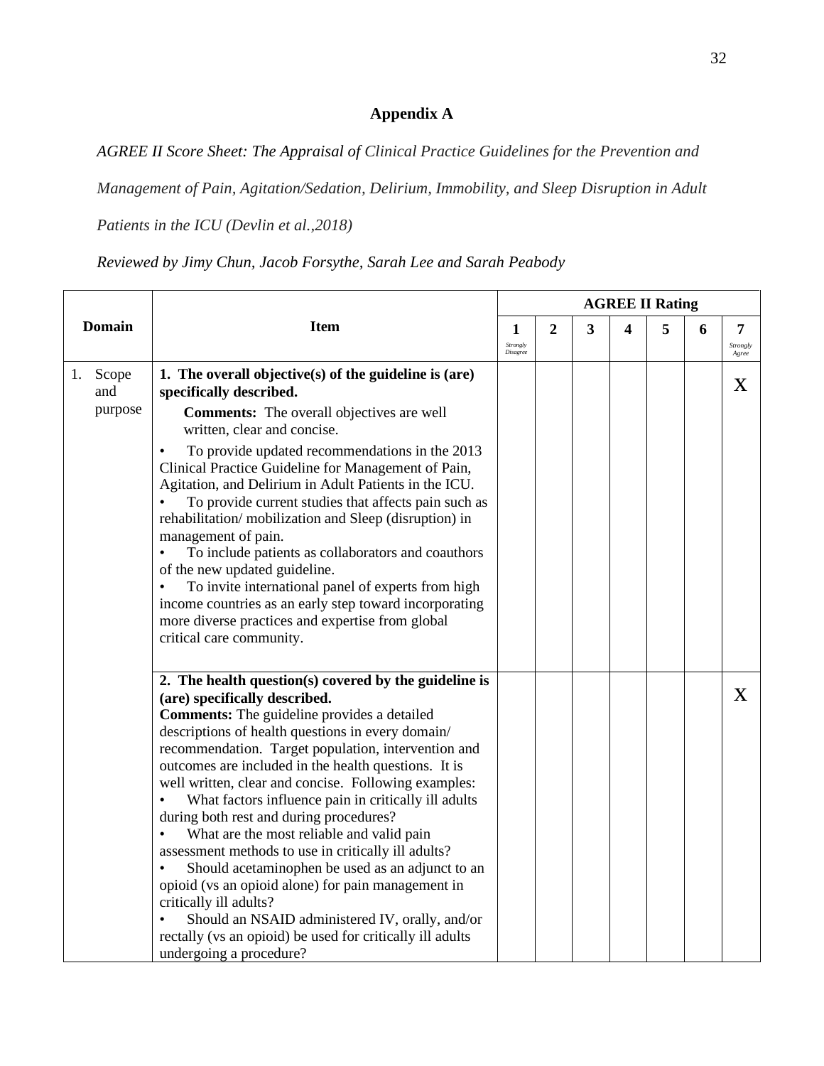## Appendix A

*AGREE II Score Sheet: The Appraisal of Clinical Practice Guidelines for the Prevention and Management of Pain, Agitation/Sedation, Delirium, Immobility, and Sleep Disruption in Adult Patients in the ICU (Devlin et al.,2018)*

*Reviewed by Jimy Chun, Jacob Forsythe, Sarah Lee and Sarah Peabody*

| Domain | Item | AGREE II Rating | | | | | | |
|---|---|---|---|---|---|---|---|---|
| | | 1 Strongly Disagree | 2 | 3 | 4 | 5 | 6 | 7 Strongly Agree |
| 1. Scope and purpose | **1. The overall objective(s) of the guideline is (are) specifically described.** **Comments:** The overall objectives are well written, clear and concise. • To provide updated recommendations in the 2013 Clinical Practice Guideline for Management of Pain, Agitation, and Delirium in Adult Patients in the ICU. • To provide current studies that affects pain such as rehabilitation/ mobilization and Sleep (disruption) in management of pain. • To include patients as collaborators and coauthors of the new updated guideline. • To invite international panel of experts from high income countries as an early step toward incorporating more diverse practices and expertise from global critical care community. | | | | | | | X |
| | **2. The health question(s) covered by the guideline is (are) specifically described.** **Comments:** The guideline provides a detailed descriptions of health questions in every domain/ recommendation. Target population, intervention and outcomes are included in the health questions. It is well written, clear and concise. Following examples: • What factors influence pain in critically ill adults during both rest and during procedures? • What are the most reliable and valid pain assessment methods to use in critically ill adults? • Should acetaminophen be used as an adjunct to an opioid (vs an opioid alone) for pain management in critically ill adults? • Should an NSAID administered IV, orally, and/or rectally (vs an opioid) be used for critically ill adults undergoing a procedure? | | | | | | | X |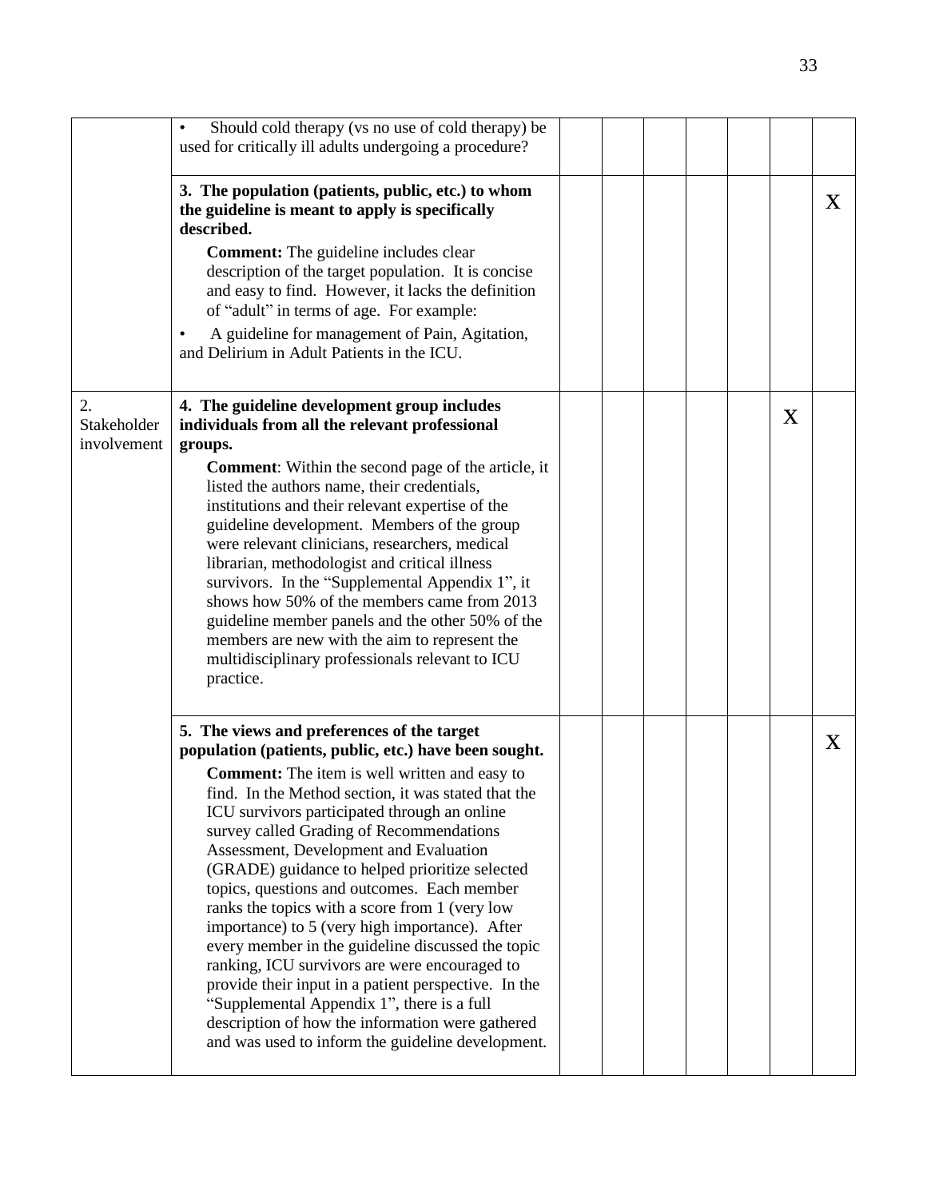|  |  |  |  |  |  |  |  |  |
|---|---|---|---|---|---|---|---|---|
|  | • Should cold therapy (vs no use of cold therapy) be used for critically ill adults undergoing a procedure? |  |  |  |  |  |  |  |
|  | **3. The population (patients, public, etc.) to whom the guideline is meant to apply is specifically described.** **Comment:** The guideline includes clear description of the target population. It is concise and easy to find. However, it lacks the definition of "adult" in terms of age. For example: • A guideline for management of Pain, Agitation, and Delirium in Adult Patients in the ICU. |  |  |  |  |  |  | X |
| 2. Stakeholder involvement | **4. The guideline development group includes individuals from all the relevant professional groups.** **Comment**: Within the second page of the article, it listed the authors name, their credentials, institutions and their relevant expertise of the guideline development. Members of the group were relevant clinicians, researchers, medical librarian, methodologist and critical illness survivors. In the "Supplemental Appendix 1", it shows how 50% of the members came from 2013 guideline member panels and the other 50% of the members are new with the aim to represent the multidisciplinary professionals relevant to ICU practice. |  |  |  |  |  | X |  |
|  | **5. The views and preferences of the target population (patients, public, etc.) have been sought.** **Comment:** The item is well written and easy to find. In the Method section, it was stated that the ICU survivors participated through an online survey called Grading of Recommendations Assessment, Development and Evaluation (GRADE) guidance to helped prioritize selected topics, questions and outcomes. Each member ranks the topics with a score from 1 (very low importance) to 5 (very high importance). After every member in the guideline discussed the topic ranking, ICU survivors are were encouraged to provide their input in a patient perspective. In the "Supplemental Appendix 1", there is a full description of how the information were gathered and was used to inform the guideline development. |  |  |  |  |  |  | X |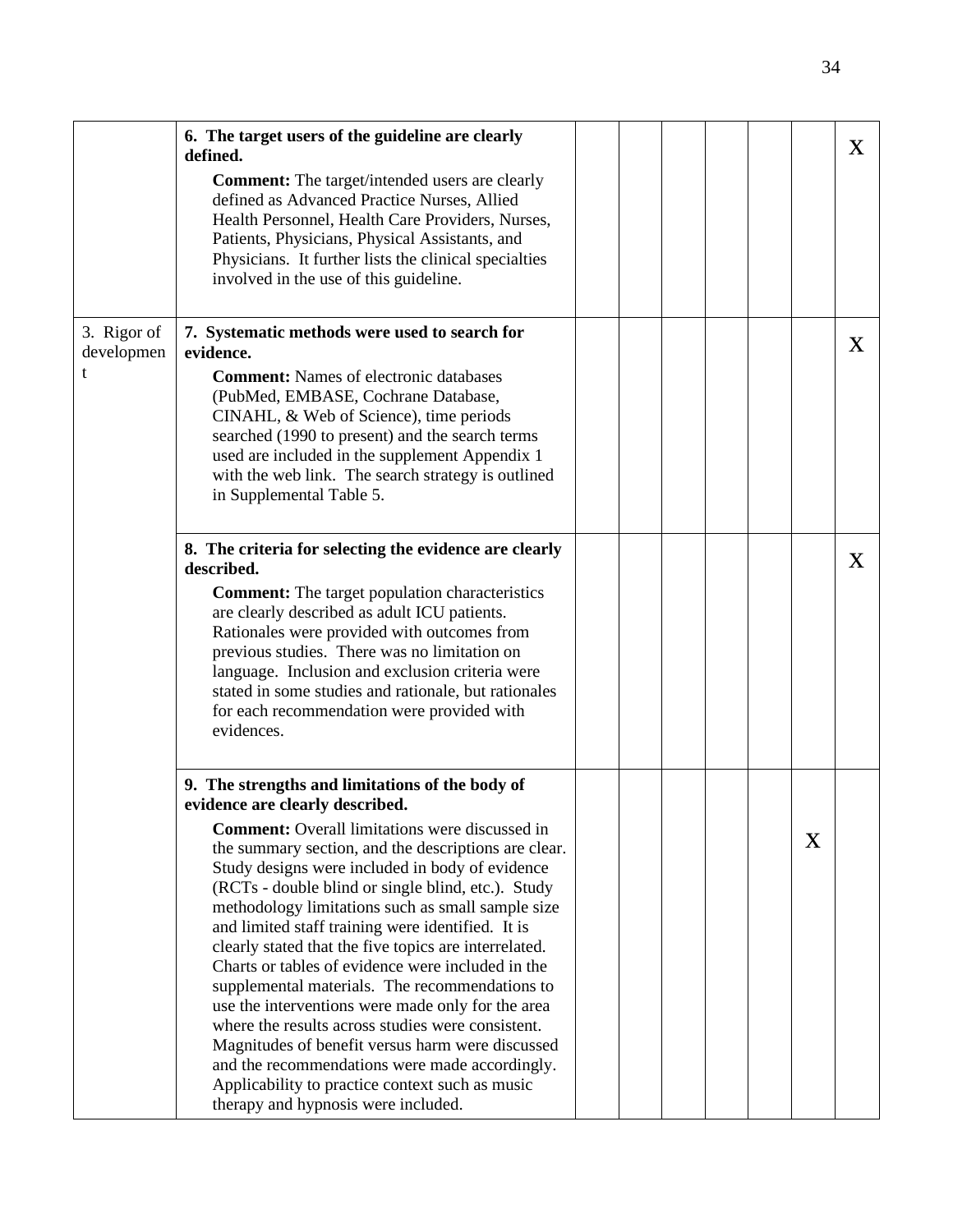|  |  |  |  |  |  |  |  |  |
|---|---|---|---|---|---|---|---|---|
|  | **6. The target users of the guideline are clearly defined.**<br>**Comment:** The target/intended users are clearly defined as Advanced Practice Nurses, Allied Health Personnel, Health Care Providers, Nurses, Patients, Physicians, Physical Assistants, and Physicians. It further lists the clinical specialties involved in the use of this guideline. |  |  |  |  |  |  | X |
| 3. Rigor of development | **7. Systematic methods were used to search for evidence.**<br>**Comment:** Names of electronic databases (PubMed, EMBASE, Cochrane Database, CINAHL, & Web of Science), time periods searched (1990 to present) and the search terms used are included in the supplement Appendix 1 with the web link. The search strategy is outlined in Supplemental Table 5. |  |  |  |  |  |  | X |
|  | **8. The criteria for selecting the evidence are clearly described.**<br>**Comment:** The target population characteristics are clearly described as adult ICU patients. Rationales were provided with outcomes from previous studies. There was no limitation on language. Inclusion and exclusion criteria were stated in some studies and rationale, but rationales for each recommendation were provided with evidences. |  |  |  |  |  |  | X |
|  | **9. The strengths and limitations of the body of evidence are clearly described.**<br>**Comment:** Overall limitations were discussed in the summary section, and the descriptions are clear. Study designs were included in body of evidence (RCTs - double blind or single blind, etc.). Study methodology limitations such as small sample size and limited staff training were identified. It is clearly stated that the five topics are interrelated. Charts or tables of evidence were included in the supplemental materials. The recommendations to use the interventions were made only for the area where the results across studies were consistent. Magnitudes of benefit versus harm were discussed and the recommendations were made accordingly. Applicability to practice context such as music therapy and hypnosis were included. |  |  |  |  |  | X |  |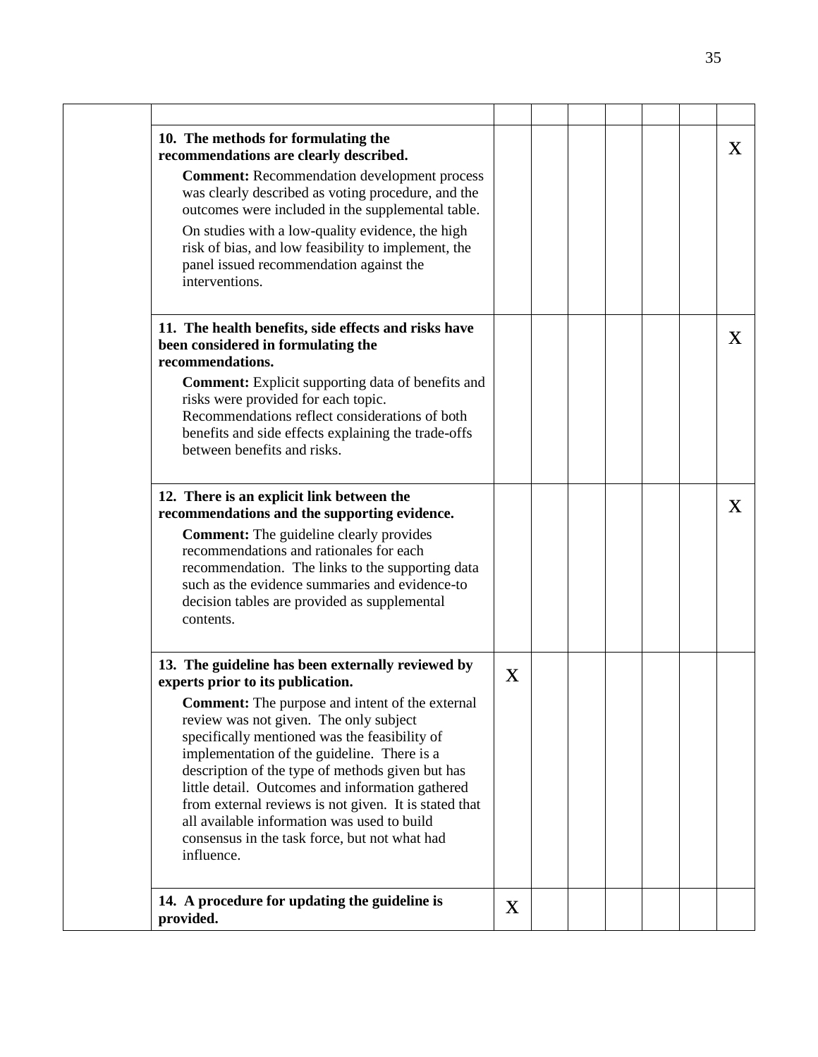| | | | | | | | | |
|---|---|---|---|---|---|---|---|---|
| | | | | | | | | |
| | **10. The methods for formulating the recommendations are clearly described.**<br>**Comment:** Recommendation development process was clearly described as voting procedure, and the outcomes were included in the supplemental table.<br>On studies with a low-quality evidence, the high risk of bias, and low feasibility to implement, the panel issued recommendation against the interventions. | | | | | | | X |
| | **11. The health benefits, side effects and risks have been considered in formulating the recommendations.**<br>**Comment:** Explicit supporting data of benefits and risks were provided for each topic. Recommendations reflect considerations of both benefits and side effects explaining the trade-offs between benefits and risks. | | | | | | | X |
| | **12. There is an explicit link between the recommendations and the supporting evidence.**<br>**Comment:** The guideline clearly provides recommendations and rationales for each recommendation. The links to the supporting data such as the evidence summaries and evidence-to decision tables are provided as supplemental contents. | | | | | | | X |
| | **13. The guideline has been externally reviewed by experts prior to its publication.**<br>**Comment:** The purpose and intent of the external review was not given. The only subject specifically mentioned was the feasibility of implementation of the guideline. There is a description of the type of methods given but has little detail. Outcomes and information gathered from external reviews is not given. It is stated that all available information was used to build consensus in the task force, but not what had influence. | X | | | | | | |
| | **14. A procedure for updating the guideline is provided.** | X | | | | | | |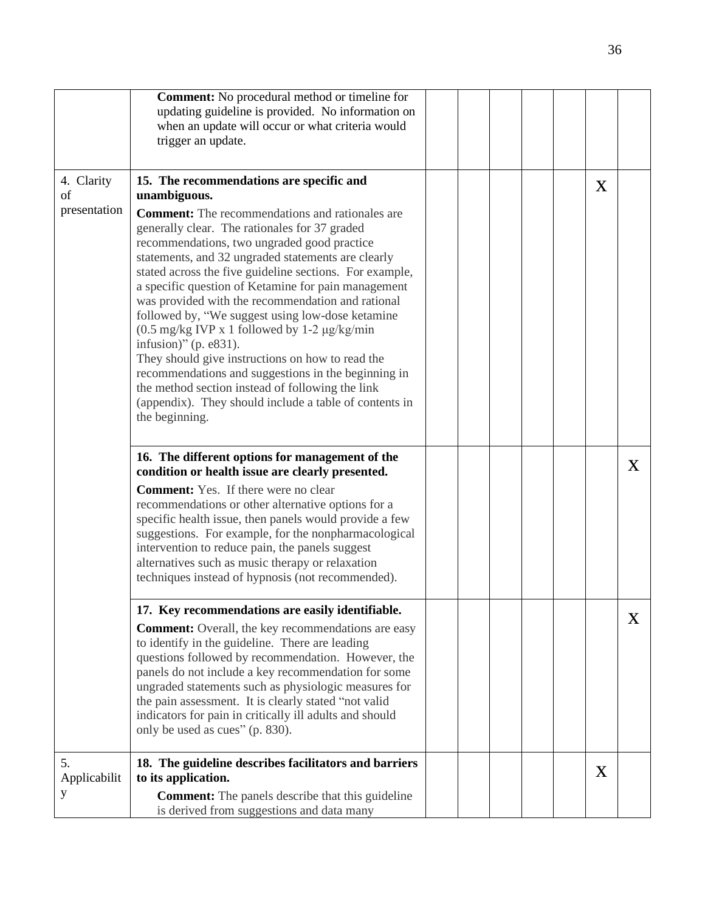| | | | | | | | | |
|---|---|---|---|---|---|---|---|---|
| | **Comment:** No procedural method or timeline for updating guideline is provided. No information on when an update will occur or what criteria would trigger an update. | | | | | | | |
| 4. Clarity of presentation | **15. The recommendations are specific and unambiguous.** **Comment:** The recommendations and rationales are generally clear. The rationales for 37 graded recommendations, two ungraded good practice statements, and 32 ungraded statements are clearly stated across the five guideline sections. For example, a specific question of Ketamine for pain management was provided with the recommendation and rational followed by, "We suggest using low-dose ketamine (0.5 mg/kg IVP x 1 followed by 1-2 μg/kg/min infusion)" (p. e831). They should give instructions on how to read the recommendations and suggestions in the beginning in the method section instead of following the link (appendix). They should include a table of contents in the beginning. | | | | | | X | |
| | **16. The different options for management of the condition or health issue are clearly presented.** **Comment:** Yes. If there were no clear recommendations or other alternative options for a specific health issue, then panels would provide a few suggestions. For example, for the nonpharmacological intervention to reduce pain, the panels suggest alternatives such as music therapy or relaxation techniques instead of hypnosis (not recommended). | | | | | | | X |
| | **17. Key recommendations are easily identifiable.** **Comment:** Overall, the key recommendations are easy to identify in the guideline. There are leading questions followed by recommendation. However, the panels do not include a key recommendation for some ungraded statements such as physiologic measures for the pain assessment. It is clearly stated "not valid indicators for pain in critically ill adults and should only be used as cues" (p. 830). | | | | | | | X |
| 5. Applicability | **18. The guideline describes facilitators and barriers to its application.** **Comment:** The panels describe that this guideline is derived from suggestions and data many | | | | | | X | |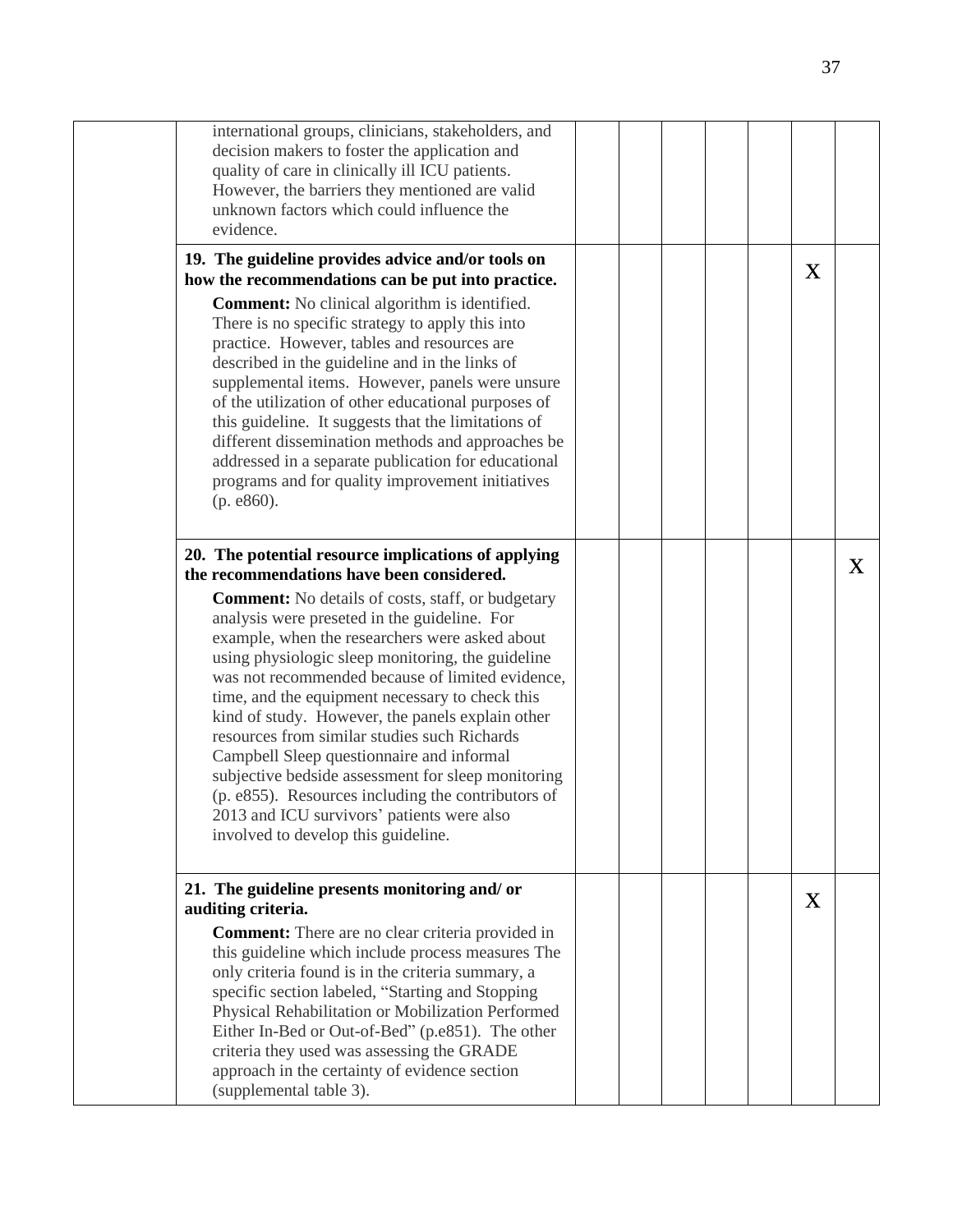| | | | | | | | | |
|---|---|---|---|---|---|---|---|---|
| | international groups, clinicians, stakeholders, and decision makers to foster the application and quality of care in clinically ill ICU patients. However, the barriers they mentioned are valid unknown factors which could influence the evidence. | | | | | | | |
| | **19. The guideline provides advice and/or tools on how the recommendations can be put into practice.** **Comment:** No clinical algorithm is identified. There is no specific strategy to apply this into practice. However, tables and resources are described in the guideline and in the links of supplemental items. However, panels were unsure of the utilization of other educational purposes of this guideline. It suggests that the limitations of different dissemination methods and approaches be addressed in a separate publication for educational programs and for quality improvement initiatives (p. e860). | | | | | | X | |
| | **20. The potential resource implications of applying the recommendations have been considered.** **Comment:** No details of costs, staff, or budgetary analysis were preseted in the guideline. For example, when the researchers were asked about using physiologic sleep monitoring, the guideline was not recommended because of limited evidence, time, and the equipment necessary to check this kind of study. However, the panels explain other resources from similar studies such Richards Campbell Sleep questionnaire and informal subjective bedside assessment for sleep monitoring (p. e855). Resources including the contributors of 2013 and ICU survivors' patients were also involved to develop this guideline. | | | | | | | X |
| | **21. The guideline presents monitoring and/ or auditing criteria.** **Comment:** There are no clear criteria provided in this guideline which include process measures The only criteria found is in the criteria summary, a specific section labeled, "Starting and Stopping Physical Rehabilitation or Mobilization Performed Either In-Bed or Out-of-Bed" (p.e851). The other criteria they used was assessing the GRADE approach in the certainty of evidence section (supplemental table 3). | | | | | | X | |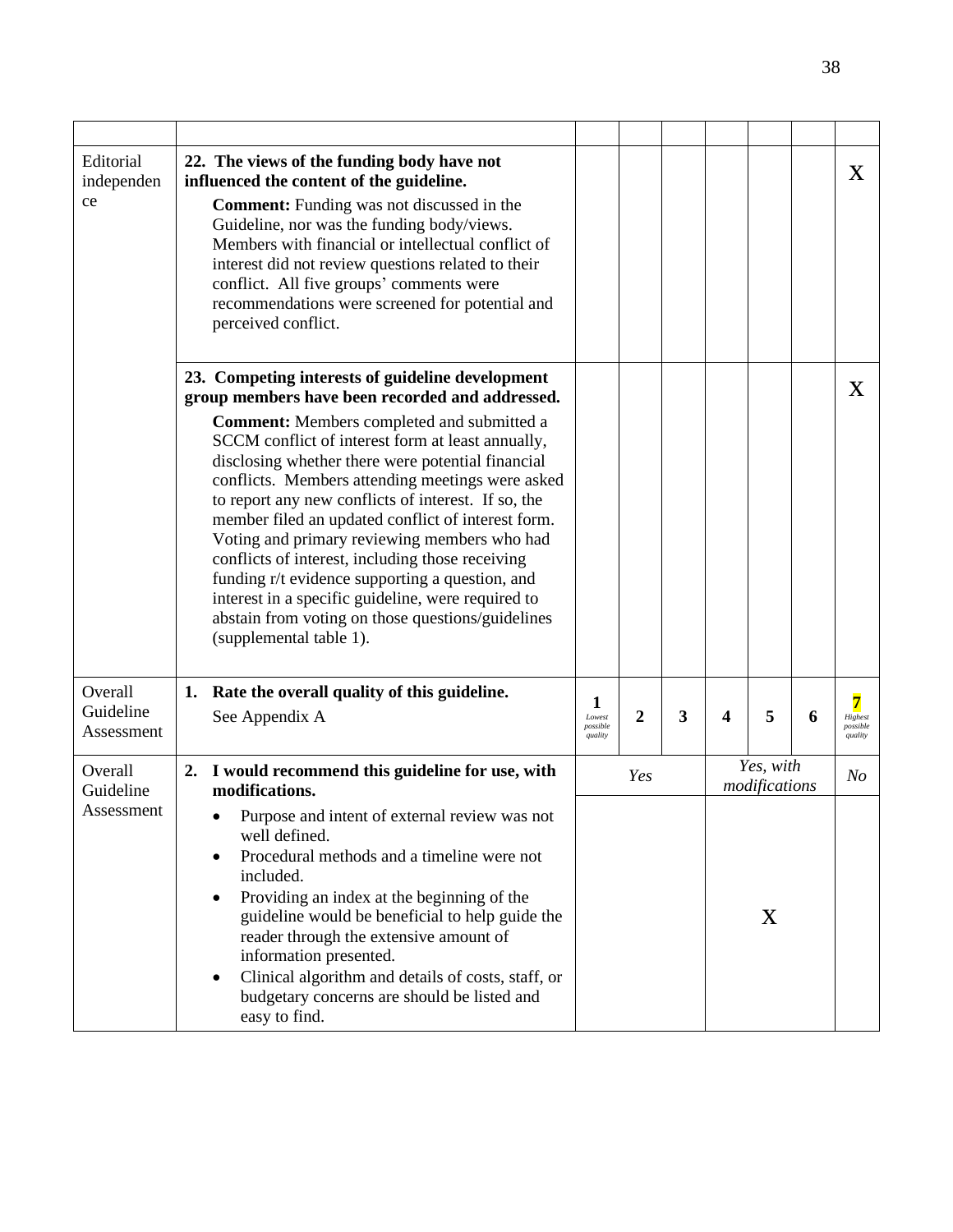| | | | | | | | | |
|---|---|---|---|---|---|---|---|---|
| Editorial independence | **22. The views of the funding body have not influenced the content of the guideline.** **Comment:** Funding was not discussed in the Guideline, nor was the funding body/views. Members with financial or intellectual conflict of interest did not review questions related to their conflict. All five groups' comments were recommendations were screened for potential and perceived conflict. | | | | | | | X |
| | **23. Competing interests of guideline development group members have been recorded and addressed.** **Comment:** Members completed and submitted a SCCM conflict of interest form at least annually, disclosing whether there were potential financial conflicts. Members attending meetings were asked to report any new conflicts of interest. If so, the member filed an updated conflict of interest form. Voting and primary reviewing members who had conflicts of interest, including those receiving funding r/t evidence supporting a question, and interest in a specific guideline, were required to abstain from voting on those questions/guidelines (supplemental table 1). | | | | | | | X |
| Overall Guideline Assessment | **1. Rate the overall quality of this guideline.** See Appendix A | **1** *Lowest possible quality* | **2** | **3** | **4** | **5** | **6** | **7** *Highest possible quality* |
| Overall Guideline Assessment | **2. I would recommend this guideline for use, with modifications.** • Purpose and intent of external review was not well defined. • Procedural methods and a timeline were not included. • Providing an index at the beginning of the guideline would be beneficial to help guide the reader through the extensive amount of information presented. • Clinical algorithm and details of costs, staff, or budgetary concerns are should be listed and easy to find. | *Yes* | | | *Yes, with modifications* X | | | *No* |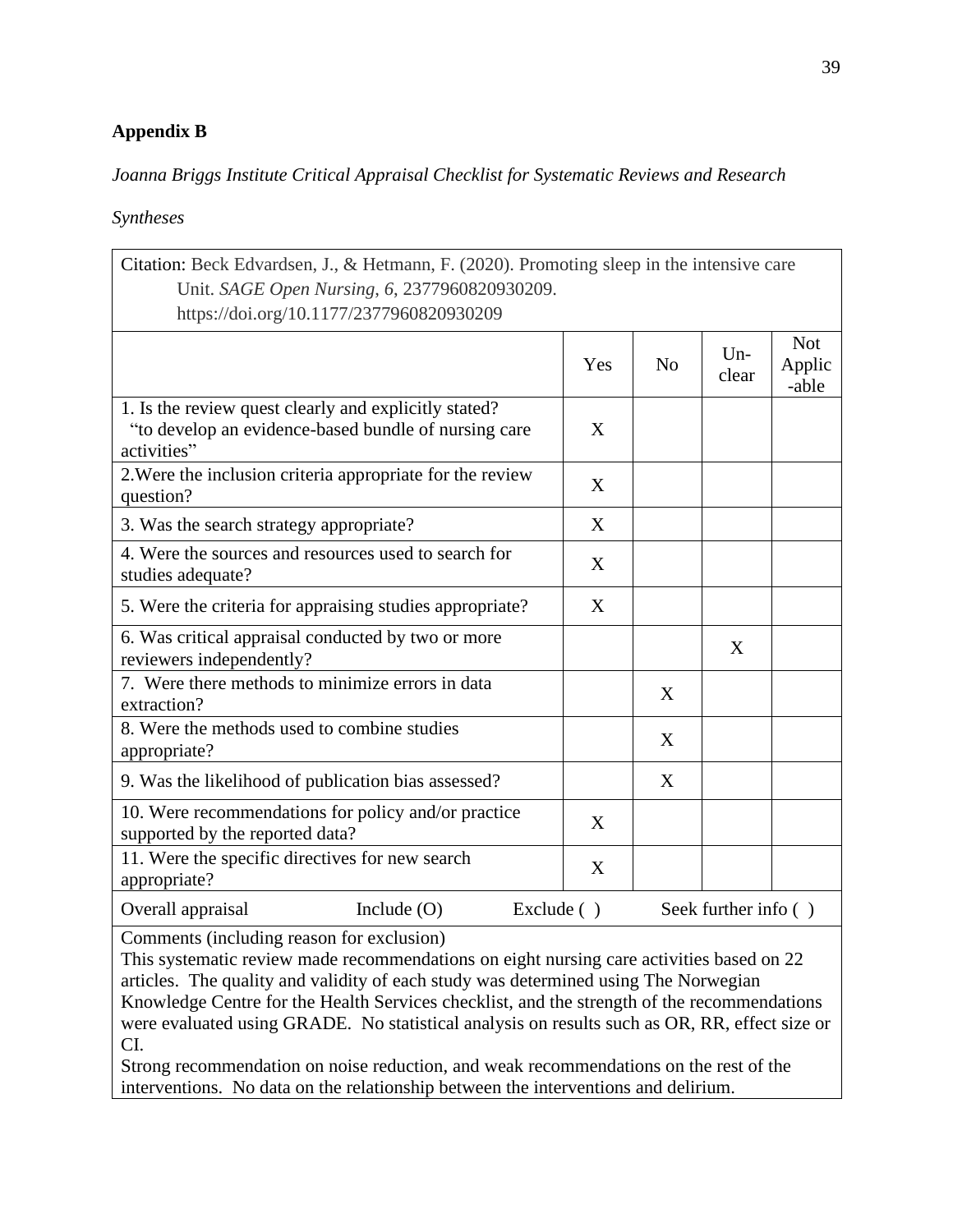**Appendix B**

*Joanna Briggs Institute Critical Appraisal Checklist for Systematic Reviews and Research Syntheses*

| Citation: Beck Edvardsen, J., & Hetmann, F. (2020). Promoting sleep in the intensive care Unit. *SAGE Open Nursing*, *6*, 2377960820930209. https://doi.org/10.1177/2377960820930209 | | | | |
|---|---|---|---|---|
| | Yes | No | Un-clear | Not Applic-able |
| 1. Is the review quest clearly and explicitly stated? "to develop an evidence-based bundle of nursing care activities" | X | | | |
| 2.Were the inclusion criteria appropriate for the review question? | X | | | |
| 3. Was the search strategy appropriate? | X | | | |
| 4. Were the sources and resources used to search for studies adequate? | X | | | |
| 5. Were the criteria for appraising studies appropriate? | X | | | |
| 6. Was critical appraisal conducted by two or more reviewers independently? | | | X | |
| 7. Were there methods to minimize errors in data extraction? | | X | | |
| 8. Were the methods used to combine studies appropriate? | | X | | |
| 9. Was the likelihood of publication bias assessed? | | X | | |
| 10. Were recommendations for policy and/or practice supported by the reported data? | X | | | |
| 11. Were the specific directives for new search appropriate? | X | | | |
| Overall appraisal Include (O) Exclude ( ) Seek further info ( ) | | | | |
| Comments (including reason for exclusion) This systematic review made recommendations on eight nursing care activities based on 22 articles. The quality and validity of each study was determined using The Norwegian Knowledge Centre for the Health Services checklist, and the strength of the recommendations were evaluated using GRADE. No statistical analysis on results such as OR, RR, effect size or CI. Strong recommendation on noise reduction, and weak recommendations on the rest of the interventions. No data on the relationship between the interventions and delirium. | | | | |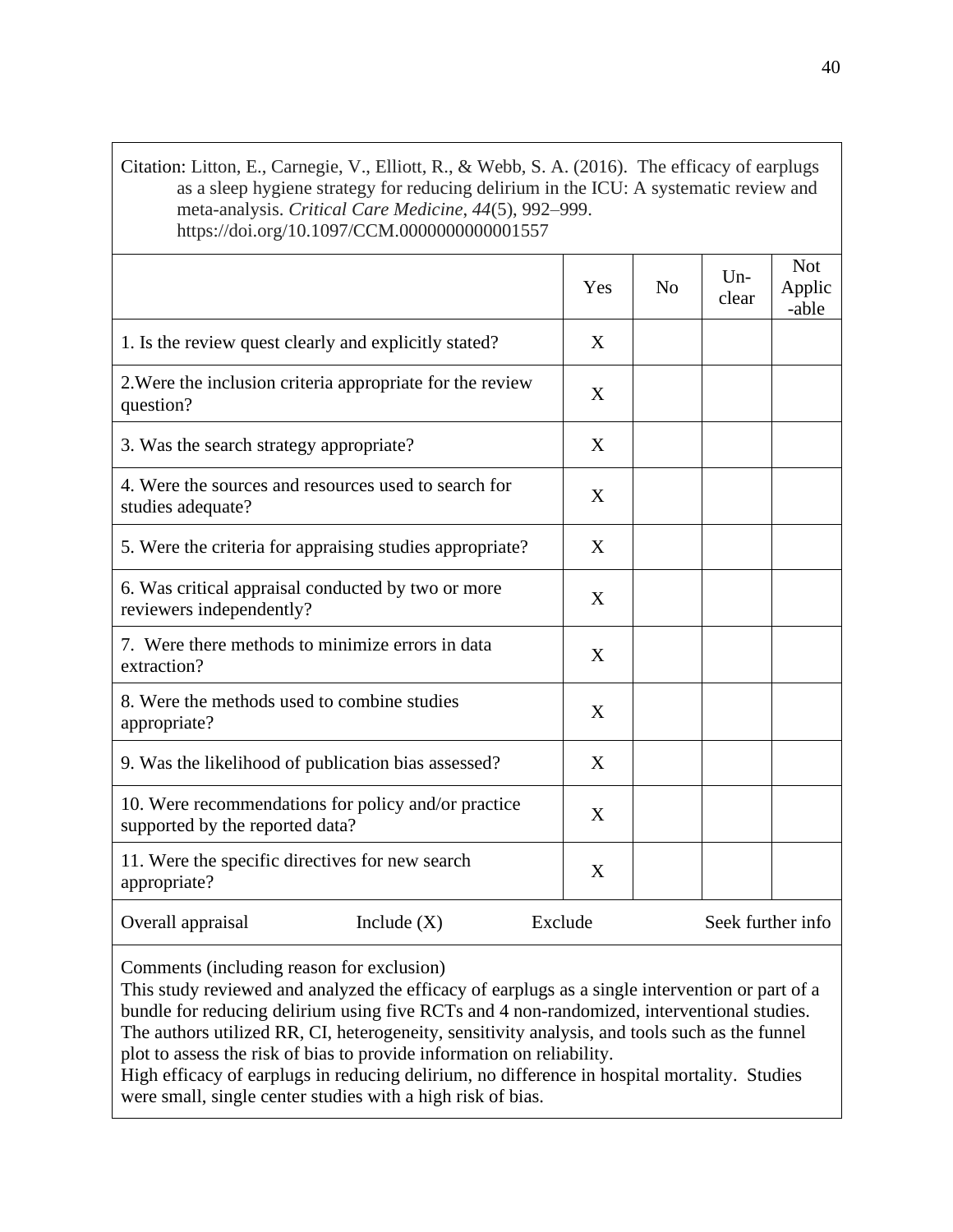Citation: Litton, E., Carnegie, V., Elliott, R., & Webb, S. A. (2016). The efficacy of earplugs as a sleep hygiene strategy for reducing delirium in the ICU: A systematic review and meta-analysis. *Critical Care Medicine*, *44*(5), 992–999. https://doi.org/10.1097/CCM.0000000000001557

| | Yes | No | Un-clear | Not Applic-able |
|---|---|---|---|---|
| 1. Is the review quest clearly and explicitly stated? | X | | | |
| 2.Were the inclusion criteria appropriate for the review question? | X | | | |
| 3. Was the search strategy appropriate? | X | | | |
| 4. Were the sources and resources used to search for studies adequate? | X | | | |
| 5. Were the criteria for appraising studies appropriate? | X | | | |
| 6. Was critical appraisal conducted by two or more reviewers independently? | X | | | |
| 7. Were there methods to minimize errors in data extraction? | X | | | |
| 8. Were the methods used to combine studies appropriate? | X | | | |
| 9. Was the likelihood of publication bias assessed? | X | | | |
| 10. Were recommendations for policy and/or practice supported by the reported data? | X | | | |
| 11. Were the specific directives for new search appropriate? | X | | | |

Overall appraisal Include (X) Exclude Seek further info

Comments (including reason for exclusion)
This study reviewed and analyzed the efficacy of earplugs as a single intervention or part of a bundle for reducing delirium using five RCTs and 4 non-randomized, interventional studies. The authors utilized RR, CI, heterogeneity, sensitivity analysis, and tools such as the funnel plot to assess the risk of bias to provide information on reliability.
High efficacy of earplugs in reducing delirium, no difference in hospital mortality. Studies were small, single center studies with a high risk of bias.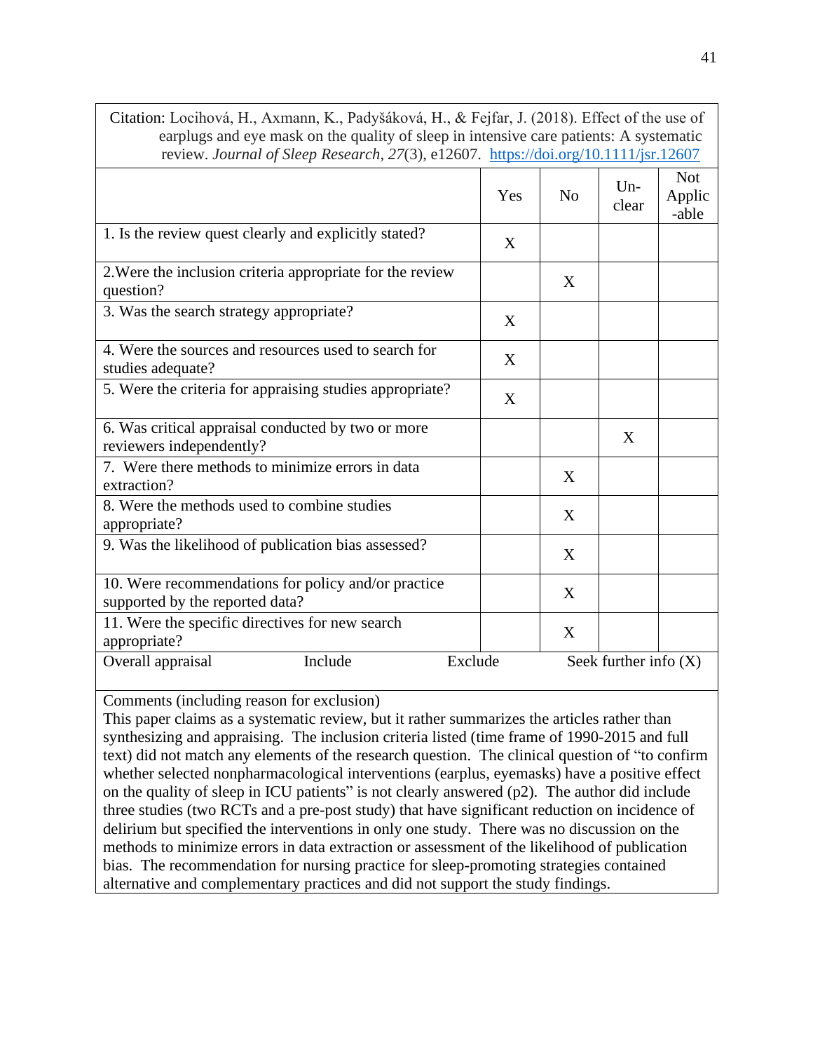Citation: Locihová, H., Axmann, K., Padyšáková, H., & Fejfar, J. (2018). Effect of the use of earplugs and eye mask on the quality of sleep in intensive care patients: A systematic review. *Journal of Sleep Research*, *27*(3), e12607. https://doi.org/10.1111/jsr.12607

| | Yes | No | Un-clear | Not Applic-able |
|---|---|---|---|---|
| 1. Is the review quest clearly and explicitly stated? | X | | | |
| 2.Were the inclusion criteria appropriate for the review question? | | X | | |
| 3. Was the search strategy appropriate? | X | | | |
| 4. Were the sources and resources used to search for studies adequate? | X | | | |
| 5. Were the criteria for appraising studies appropriate? | X | | | |
| 6. Was critical appraisal conducted by two or more reviewers independently? | | | X | |
| 7. Were there methods to minimize errors in data extraction? | | X | | |
| 8. Were the methods used to combine studies appropriate? | | X | | |
| 9. Was the likelihood of publication bias assessed? | | X | | |
| 10. Were recommendations for policy and/or practice supported by the reported data? | | X | | |
| 11. Were the specific directives for new search appropriate? | | X | | |

Overall appraisal Include Exclude Seek further info (X)

Comments (including reason for exclusion)
This paper claims as a systematic review, but it rather summarizes the articles rather than synthesizing and appraising. The inclusion criteria listed (time frame of 1990-2015 and full text) did not match any elements of the research question. The clinical question of "to confirm whether selected nonpharmacological interventions (earplus, eyemasks) have a positive effect on the quality of sleep in ICU patients" is not clearly answered (p2). The author did include three studies (two RCTs and a pre-post study) that have significant reduction on incidence of delirium but specified the interventions in only one study. There was no discussion on the methods to minimize errors in data extraction or assessment of the likelihood of publication bias. The recommendation for nursing practice for sleep-promoting strategies contained alternative and complementary practices and did not support the study findings.